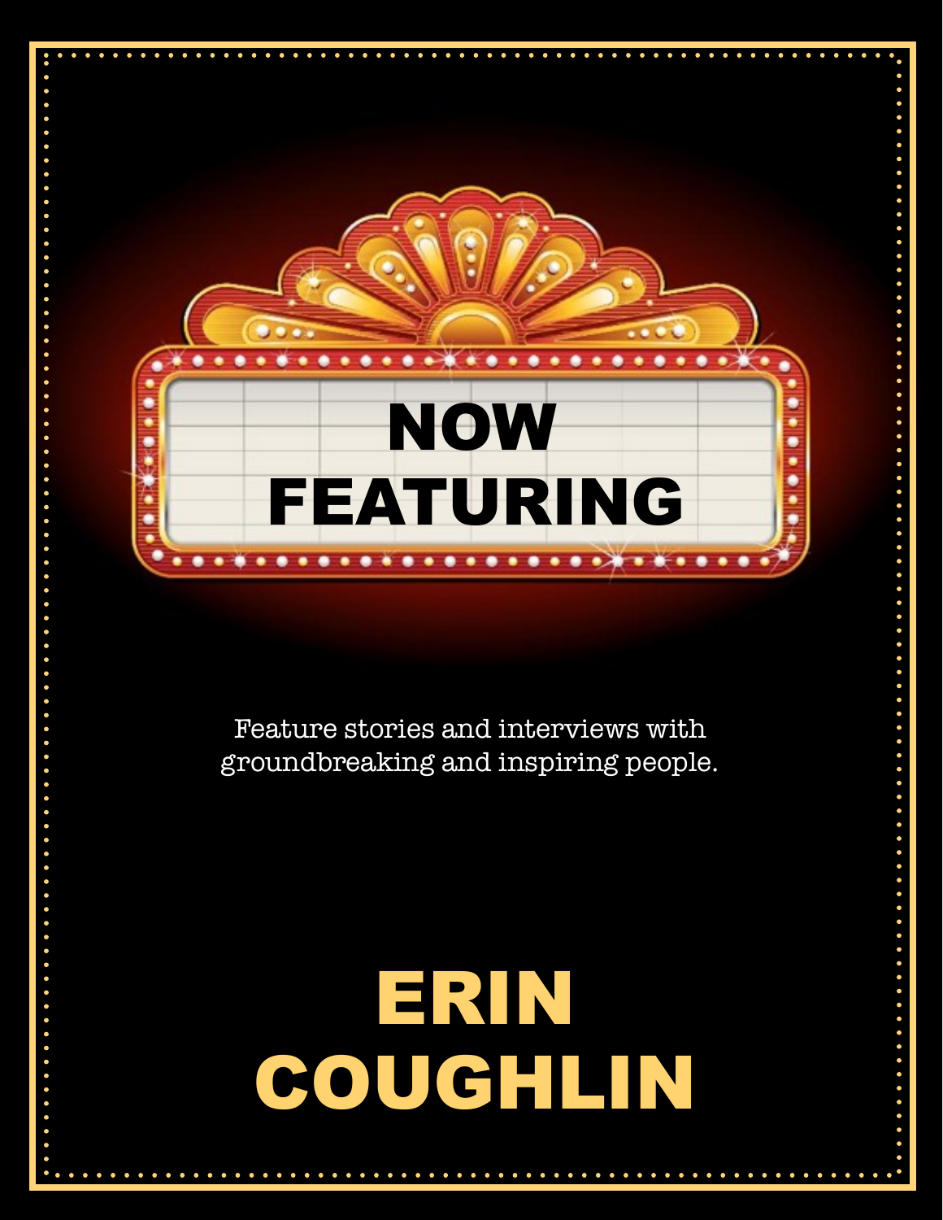# NOW FEATURING

Feature stories and interviews with groundbreaking and inspiring people.

# ERIN COUGHLIN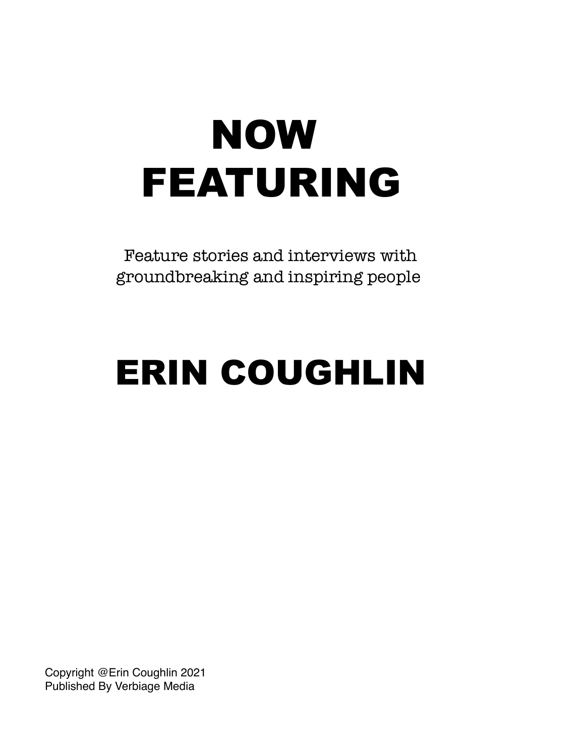# NOW FEATURING

Feature stories and interviews with groundbreaking and inspiring people

## ERIN COUGHLIN

Copyright @Erin Coughlin 2021
Published By Verbiage Media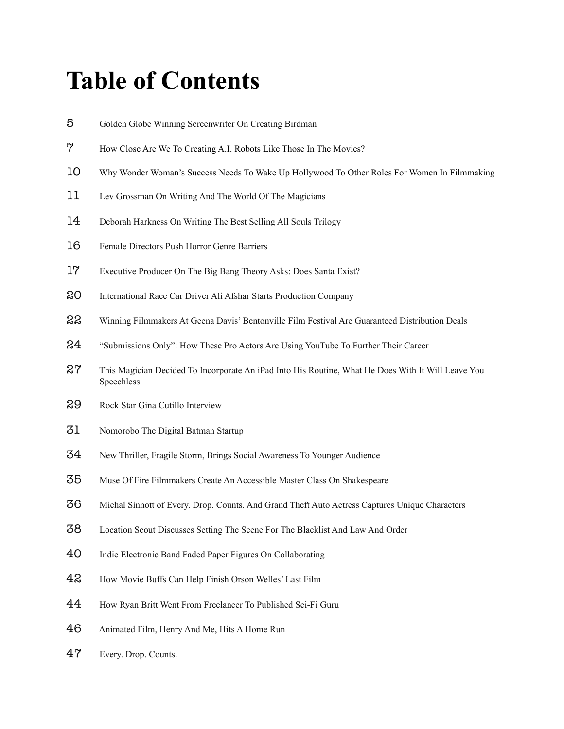# Table of Contents

| | |
|---|---|
| 5 | Golden Globe Winning Screenwriter On Creating Birdman |
| 7 | How Close Are We To Creating A.I. Robots Like Those In The Movies? |
| 10 | Why Wonder Woman's Success Needs To Wake Up Hollywood To Other Roles For Women In Filmmaking |
| 11 | Lev Grossman On Writing And The World Of The Magicians |
| 14 | Deborah Harkness On Writing The Best Selling All Souls Trilogy |
| 16 | Female Directors Push Horror Genre Barriers |
| 17 | Executive Producer On The Big Bang Theory Asks: Does Santa Exist? |
| 20 | International Race Car Driver Ali Afshar Starts Production Company |
| 22 | Winning Filmmakers At Geena Davis' Bentonville Film Festival Are Guaranteed Distribution Deals |
| 24 | "Submissions Only": How These Pro Actors Are Using YouTube To Further Their Career |
| 27 | This Magician Decided To Incorporate An iPad Into His Routine, What He Does With It Will Leave You Speechless |
| 29 | Rock Star Gina Cutillo Interview |
| 31 | Nomorobo The Digital Batman Startup |
| 34 | New Thriller, Fragile Storm, Brings Social Awareness To Younger Audience |
| 35 | Muse Of Fire Filmmakers Create An Accessible Master Class On Shakespeare |
| 36 | Michal Sinnott of Every. Drop. Counts. And Grand Theft Auto Actress Captures Unique Characters |
| 38 | Location Scout Discusses Setting The Scene For The Blacklist And Law And Order |
| 40 | Indie Electronic Band Faded Paper Figures On Collaborating |
| 42 | How Movie Buffs Can Help Finish Orson Welles' Last Film |
| 44 | How Ryan Britt Went From Freelancer To Published Sci-Fi Guru |
| 46 | Animated Film, Henry And Me, Hits A Home Run |
| 47 | Every. Drop. Counts. |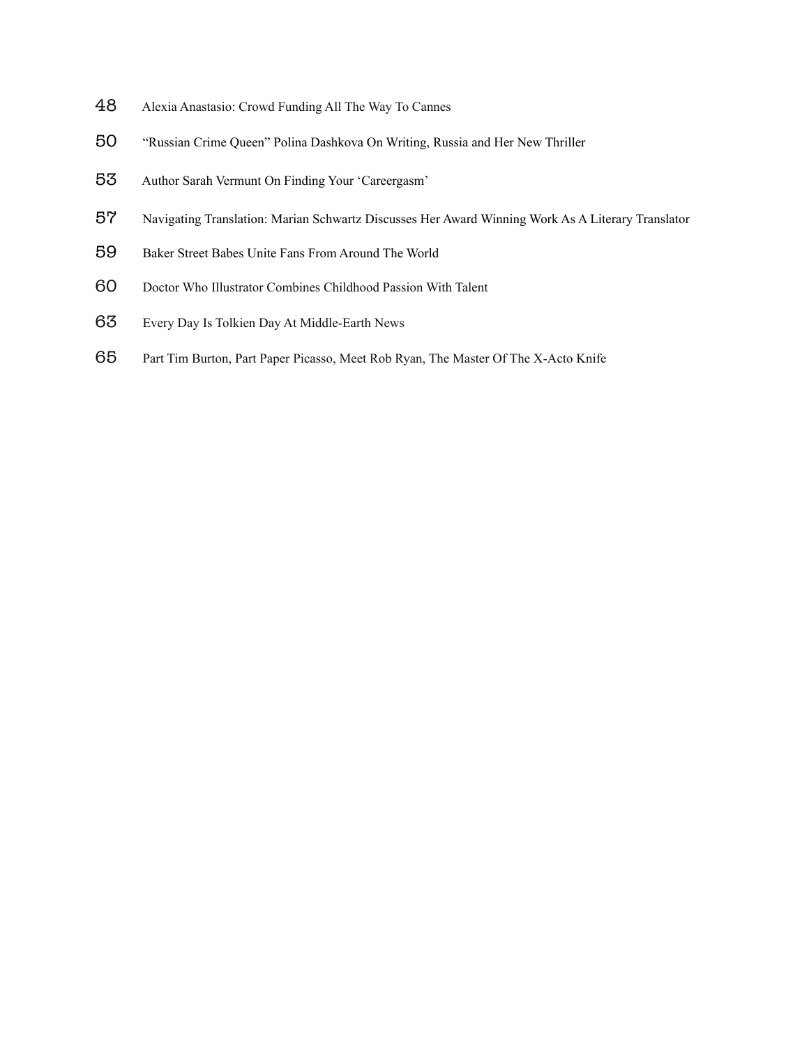48 Alexia Anastasio: Crowd Funding All The Way To Cannes

50 "Russian Crime Queen" Polina Dashkova On Writing, Russia and Her New Thriller

53 Author Sarah Vermunt On Finding Your 'Careergasm'

57 Navigating Translation: Marian Schwartz Discusses Her Award Winning Work As A Literary Translator

59 Baker Street Babes Unite Fans From Around The World

60 Doctor Who Illustrator Combines Childhood Passion With Talent

63 Every Day Is Tolkien Day At Middle-Earth News

65 Part Tim Burton, Part Paper Picasso, Meet Rob Ryan, The Master Of The X-Acto Knife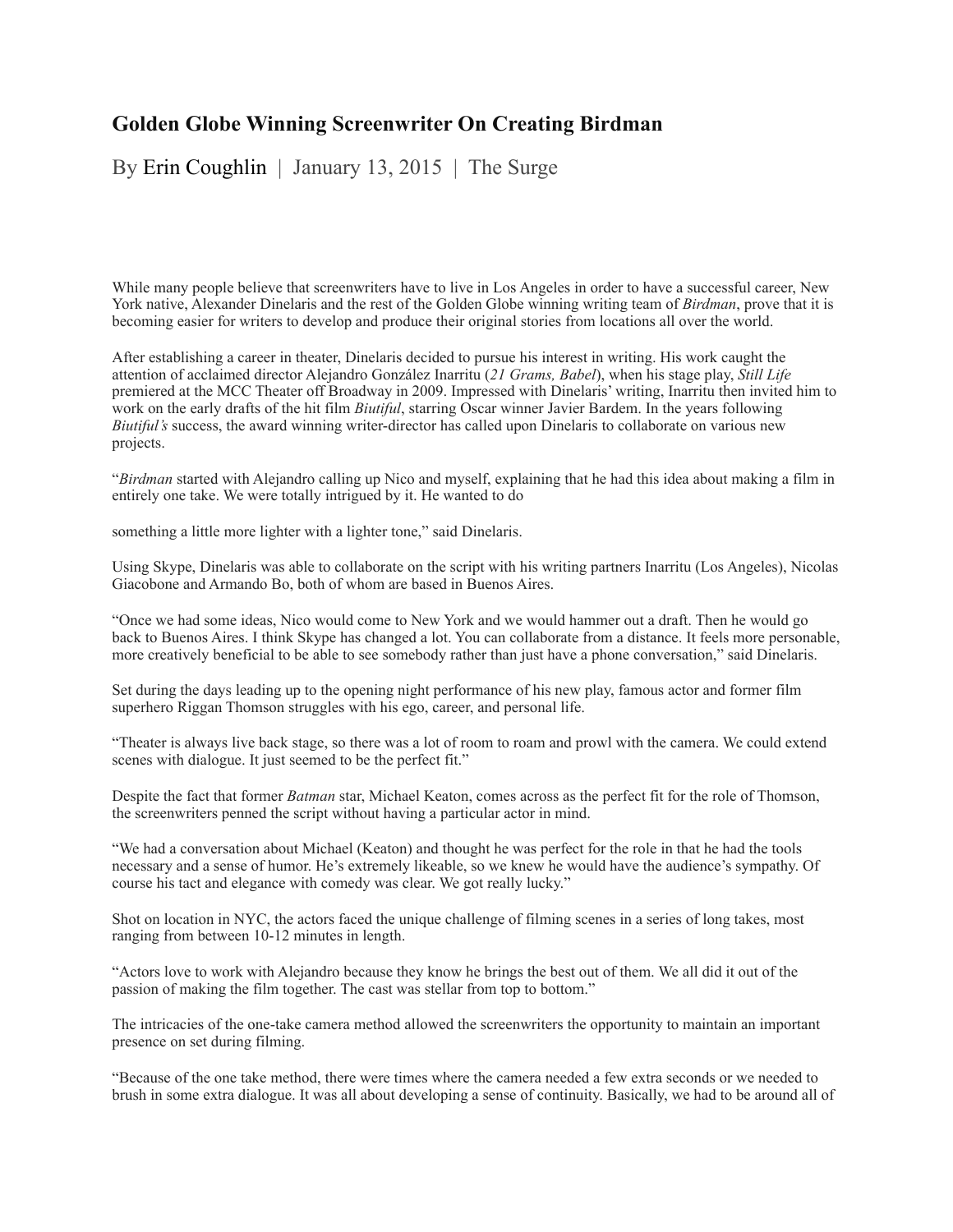# Golden Globe Winning Screenwriter On Creating Birdman

By Erin Coughlin | January 13, 2015 | The Surge

While many people believe that screenwriters have to live in Los Angeles in order to have a successful career, New York native, Alexander Dinelaris and the rest of the Golden Globe winning writing team of *Birdman*, prove that it is becoming easier for writers to develop and produce their original stories from locations all over the world.

After establishing a career in theater, Dinelaris decided to pursue his interest in writing. His work caught the attention of acclaimed director Alejandro González Inarritu (*21 Grams, Babel*), when his stage play, *Still Life* premiered at the MCC Theater off Broadway in 2009. Impressed with Dinelaris' writing, Inarritu then invited him to work on the early drafts of the hit film *Biutiful*, starring Oscar winner Javier Bardem. In the years following *Biutiful's* success, the award winning writer-director has called upon Dinelaris to collaborate on various new projects.

"*Birdman* started with Alejandro calling up Nico and myself, explaining that he had this idea about making a film in entirely one take. We were totally intrigued by it. He wanted to do

something a little more lighter with a lighter tone," said Dinelaris.

Using Skype, Dinelaris was able to collaborate on the script with his writing partners Inarritu (Los Angeles), Nicolas Giacobone and Armando Bo, both of whom are based in Buenos Aires.

"Once we had some ideas, Nico would come to New York and we would hammer out a draft. Then he would go back to Buenos Aires. I think Skype has changed a lot. You can collaborate from a distance. It feels more personable, more creatively beneficial to be able to see somebody rather than just have a phone conversation," said Dinelaris.

Set during the days leading up to the opening night performance of his new play, famous actor and former film superhero Riggan Thomson struggles with his ego, career, and personal life.

"Theater is always live back stage, so there was a lot of room to roam and prowl with the camera. We could extend scenes with dialogue. It just seemed to be the perfect fit."

Despite the fact that former *Batman* star, Michael Keaton, comes across as the perfect fit for the role of Thomson, the screenwriters penned the script without having a particular actor in mind.

"We had a conversation about Michael (Keaton) and thought he was perfect for the role in that he had the tools necessary and a sense of humor. He's extremely likeable, so we knew he would have the audience's sympathy. Of course his tact and elegance with comedy was clear. We got really lucky."

Shot on location in NYC, the actors faced the unique challenge of filming scenes in a series of long takes, most ranging from between 10-12 minutes in length.

"Actors love to work with Alejandro because they know he brings the best out of them. We all did it out of the passion of making the film together. The cast was stellar from top to bottom."

The intricacies of the one-take camera method allowed the screenwriters the opportunity to maintain an important presence on set during filming.

"Because of the one take method, there were times where the camera needed a few extra seconds or we needed to brush in some extra dialogue. It was all about developing a sense of continuity. Basically, we had to be around all of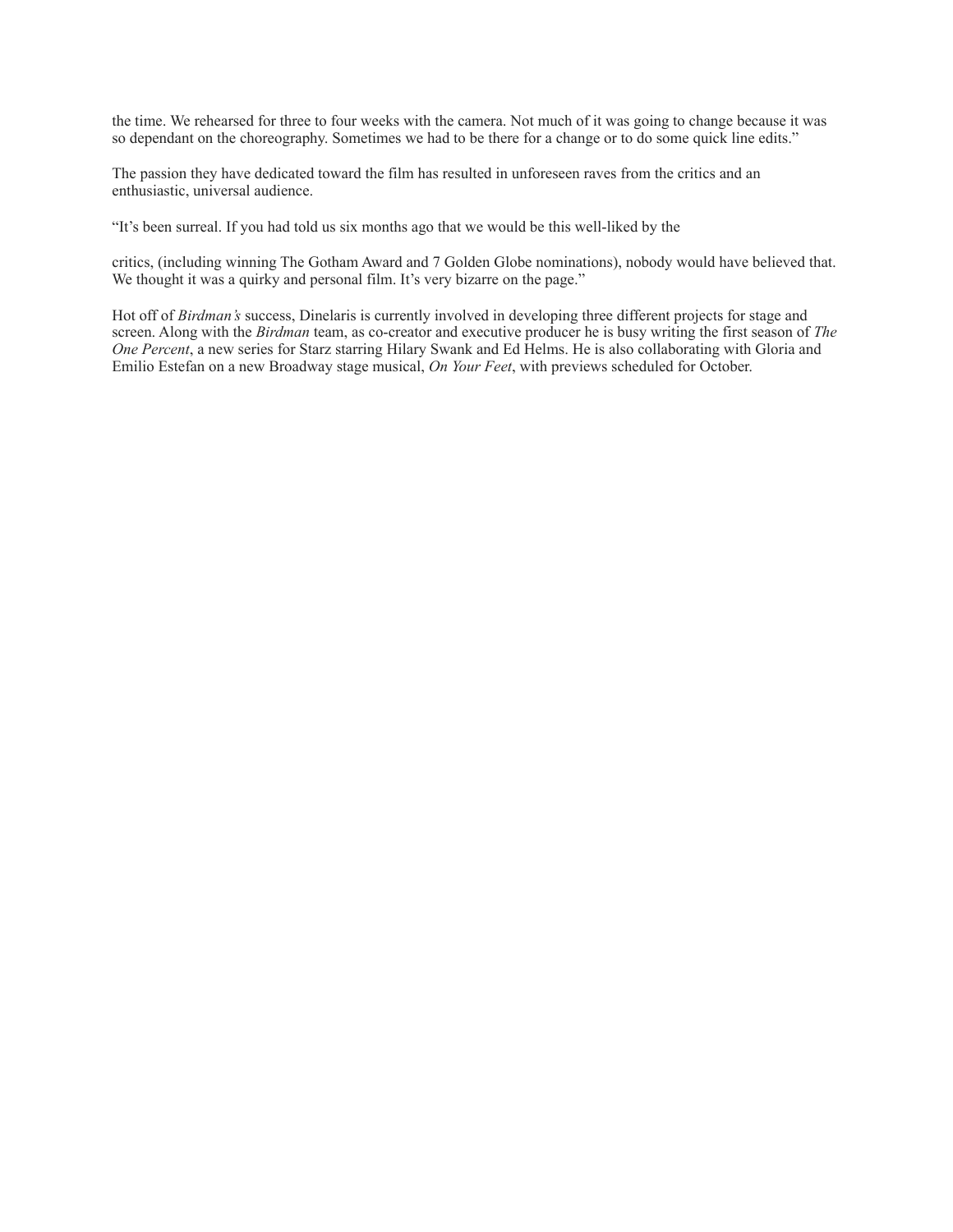the time. We rehearsed for three to four weeks with the camera. Not much of it was going to change because it was so dependant on the choreography. Sometimes we had to be there for a change or to do some quick line edits."

The passion they have dedicated toward the film has resulted in unforeseen raves from the critics and an enthusiastic, universal audience.

"It's been surreal. If you had told us six months ago that we would be this well-liked by the

critics, (including winning The Gotham Award and 7 Golden Globe nominations), nobody would have believed that. We thought it was a quirky and personal film. It's very bizarre on the page."

Hot off of *Birdman's* success, Dinelaris is currently involved in developing three different projects for stage and screen. Along with the *Birdman* team, as co-creator and executive producer he is busy writing the first season of *The One Percent*, a new series for Starz starring Hilary Swank and Ed Helms. He is also collaborating with Gloria and Emilio Estefan on a new Broadway stage musical, *On Your Feet*, with previews scheduled for October.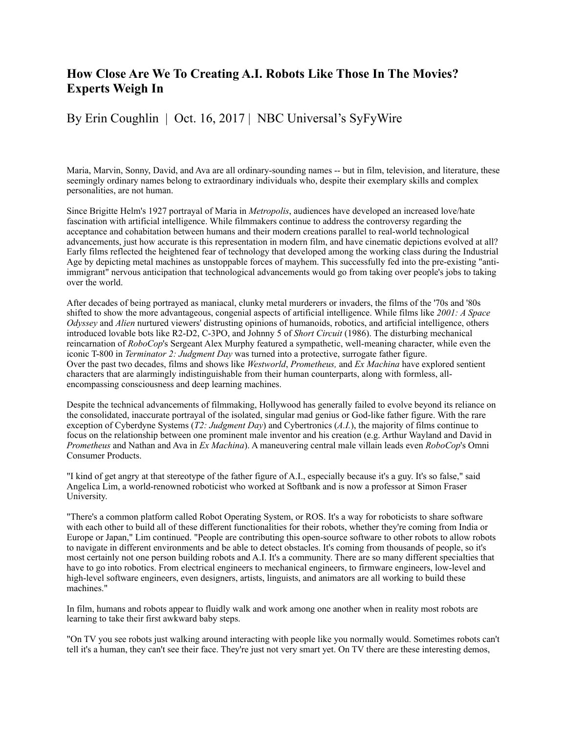# How Close Are We To Creating A.I. Robots Like Those In The Movies? Experts Weigh In

By Erin Coughlin | Oct. 16, 2017 | NBC Universal's SyFyWire

Maria, Marvin, Sonny, David, and Ava are all ordinary-sounding names -- but in film, television, and literature, these seemingly ordinary names belong to extraordinary individuals who, despite their exemplary skills and complex personalities, are not human.

Since Brigitte Helm's 1927 portrayal of Maria in *Metropolis*, audiences have developed an increased love/hate fascination with artificial intelligence. While filmmakers continue to address the controversy regarding the acceptance and cohabitation between humans and their modern creations parallel to real-world technological advancements, just how accurate is this representation in modern film, and have cinematic depictions evolved at all? Early films reflected the heightened fear of technology that developed among the working class during the Industrial Age by depicting metal machines as unstoppable forces of mayhem. This successfully fed into the pre-existing "anti-immigrant" nervous anticipation that technological advancements would go from taking over people's jobs to taking over the world.

After decades of being portrayed as maniacal, clunky metal murderers or invaders, the films of the '70s and '80s shifted to show the more advantageous, congenial aspects of artificial intelligence. While films like *2001: A Space Odyssey* and *Alien* nurtured viewers' distrusting opinions of humanoids, robotics, and artificial intelligence, others introduced lovable bots like R2-D2, C-3PO, and Johnny 5 of *Short Circuit* (1986). The disturbing mechanical reincarnation of *RoboCop*'s Sergeant Alex Murphy featured a sympathetic, well-meaning character, while even the iconic T-800 in *Terminator 2: Judgment Day* was turned into a protective, surrogate father figure.
Over the past two decades, films and shows like *Westworld*, *Prometheus,* and *Ex Machina* have explored sentient characters that are alarmingly indistinguishable from their human counterparts, along with formless, all-encompassing consciousness and deep learning machines.

Despite the technical advancements of filmmaking, Hollywood has generally failed to evolve beyond its reliance on the consolidated, inaccurate portrayal of the isolated, singular mad genius or God-like father figure. With the rare exception of Cyberdyne Systems (*T2: Judgment Day*) and Cybertronics (*A.I.*), the majority of films continue to focus on the relationship between one prominent male inventor and his creation (e.g. Arthur Wayland and David in *Prometheus* and Nathan and Ava in *Ex Machina*). A maneuvering central male villain leads even *RoboCop*'s Omni Consumer Products.

"I kind of get angry at that stereotype of the father figure of A.I., especially because it's a guy. It's so false," said Angelica Lim, a world-renowned roboticist who worked at Softbank and is now a professor at Simon Fraser University.

"There's a common platform called Robot Operating System, or ROS. It's a way for roboticists to share software with each other to build all of these different functionalities for their robots, whether they're coming from India or Europe or Japan," Lim continued. "People are contributing this open-source software to other robots to allow robots to navigate in different environments and be able to detect obstacles. It's coming from thousands of people, so it's most certainly not one person building robots and A.I. It's a community. There are so many different specialties that have to go into robotics. From electrical engineers to mechanical engineers, to firmware engineers, low-level and high-level software engineers, even designers, artists, linguists, and animators are all working to build these machines."

In film, humans and robots appear to fluidly walk and work among one another when in reality most robots are learning to take their first awkward baby steps.

"On TV you see robots just walking around interacting with people like you normally would. Sometimes robots can't tell it's a human, they can't see their face. They're just not very smart yet. On TV there are these interesting demos,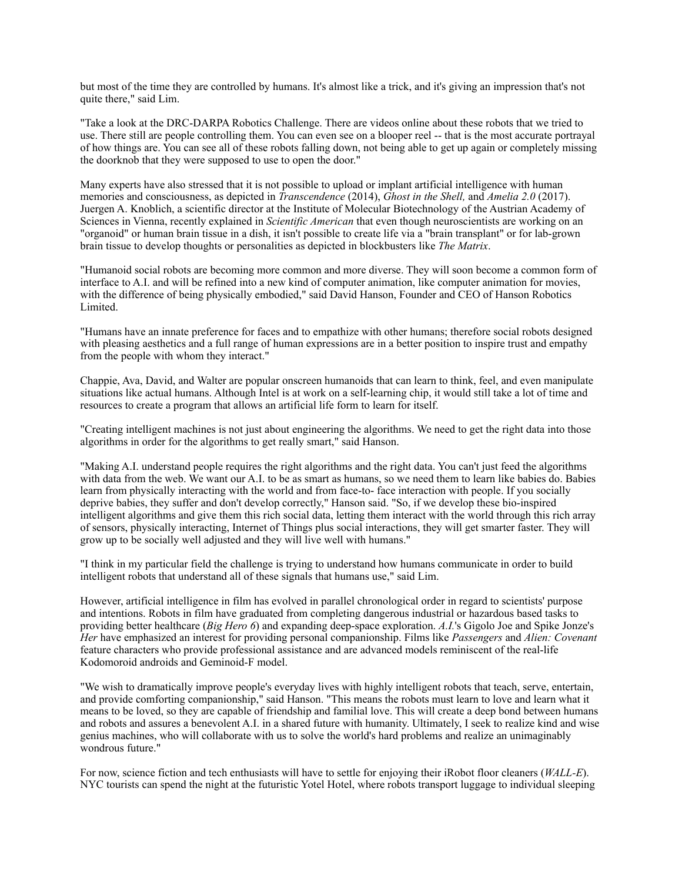but most of the time they are controlled by humans. It's almost like a trick, and it's giving an impression that's not quite there," said Lim.

"Take a look at the DRC-DARPA Robotics Challenge. There are videos online about these robots that we tried to use. There still are people controlling them. You can even see on a blooper reel -- that is the most accurate portrayal of how things are. You can see all of these robots falling down, not being able to get up again or completely missing the doorknob that they were supposed to use to open the door."

Many experts have also stressed that it is not possible to upload or implant artificial intelligence with human memories and consciousness, as depicted in *Transcendence* (2014), *Ghost in the Shell,* and *Amelia 2.0* (2017). Juergen A. Knoblich, a scientific director at the Institute of Molecular Biotechnology of the Austrian Academy of Sciences in Vienna, recently explained in *Scientific American* that even though neuroscientists are working on an "organoid" or human brain tissue in a dish, it isn't possible to create life via a "brain transplant" or for lab-grown brain tissue to develop thoughts or personalities as depicted in blockbusters like *The Matrix*.

"Humanoid social robots are becoming more common and more diverse. They will soon become a common form of interface to A.I. and will be refined into a new kind of computer animation, like computer animation for movies, with the difference of being physically embodied," said David Hanson, Founder and CEO of Hanson Robotics Limited.

"Humans have an innate preference for faces and to empathize with other humans; therefore social robots designed with pleasing aesthetics and a full range of human expressions are in a better position to inspire trust and empathy from the people with whom they interact."

Chappie, Ava, David, and Walter are popular onscreen humanoids that can learn to think, feel, and even manipulate situations like actual humans. Although Intel is at work on a self-learning chip, it would still take a lot of time and resources to create a program that allows an artificial life form to learn for itself.

"Creating intelligent machines is not just about engineering the algorithms. We need to get the right data into those algorithms in order for the algorithms to get really smart," said Hanson.

"Making A.I. understand people requires the right algorithms and the right data. You can't just feed the algorithms with data from the web. We want our A.I. to be as smart as humans, so we need them to learn like babies do. Babies learn from physically interacting with the world and from face-to- face interaction with people. If you socially deprive babies, they suffer and don't develop correctly," Hanson said. "So, if we develop these bio-inspired intelligent algorithms and give them this rich social data, letting them interact with the world through this rich array of sensors, physically interacting, Internet of Things plus social interactions, they will get smarter faster. They will grow up to be socially well adjusted and they will live well with humans."

"I think in my particular field the challenge is trying to understand how humans communicate in order to build intelligent robots that understand all of these signals that humans use," said Lim.

However, artificial intelligence in film has evolved in parallel chronological order in regard to scientists' purpose and intentions. Robots in film have graduated from completing dangerous industrial or hazardous based tasks to providing better healthcare (*Big Hero 6*) and expanding deep-space exploration. *A.I.*'s Gigolo Joe and Spike Jonze's *Her* have emphasized an interest for providing personal companionship. Films like *Passengers* and *Alien: Covenant* feature characters who provide professional assistance and are advanced models reminiscent of the real-life Kodomoroid androids and Geminoid-F model.

"We wish to dramatically improve people's everyday lives with highly intelligent robots that teach, serve, entertain, and provide comforting companionship," said Hanson. "This means the robots must learn to love and learn what it means to be loved, so they are capable of friendship and familial love. This will create a deep bond between humans and robots and assures a benevolent A.I. in a shared future with humanity. Ultimately, I seek to realize kind and wise genius machines, who will collaborate with us to solve the world's hard problems and realize an unimaginably wondrous future."

For now, science fiction and tech enthusiasts will have to settle for enjoying their iRobot floor cleaners (*WALL-E*). NYC tourists can spend the night at the futuristic Yotel Hotel, where robots transport luggage to individual sleeping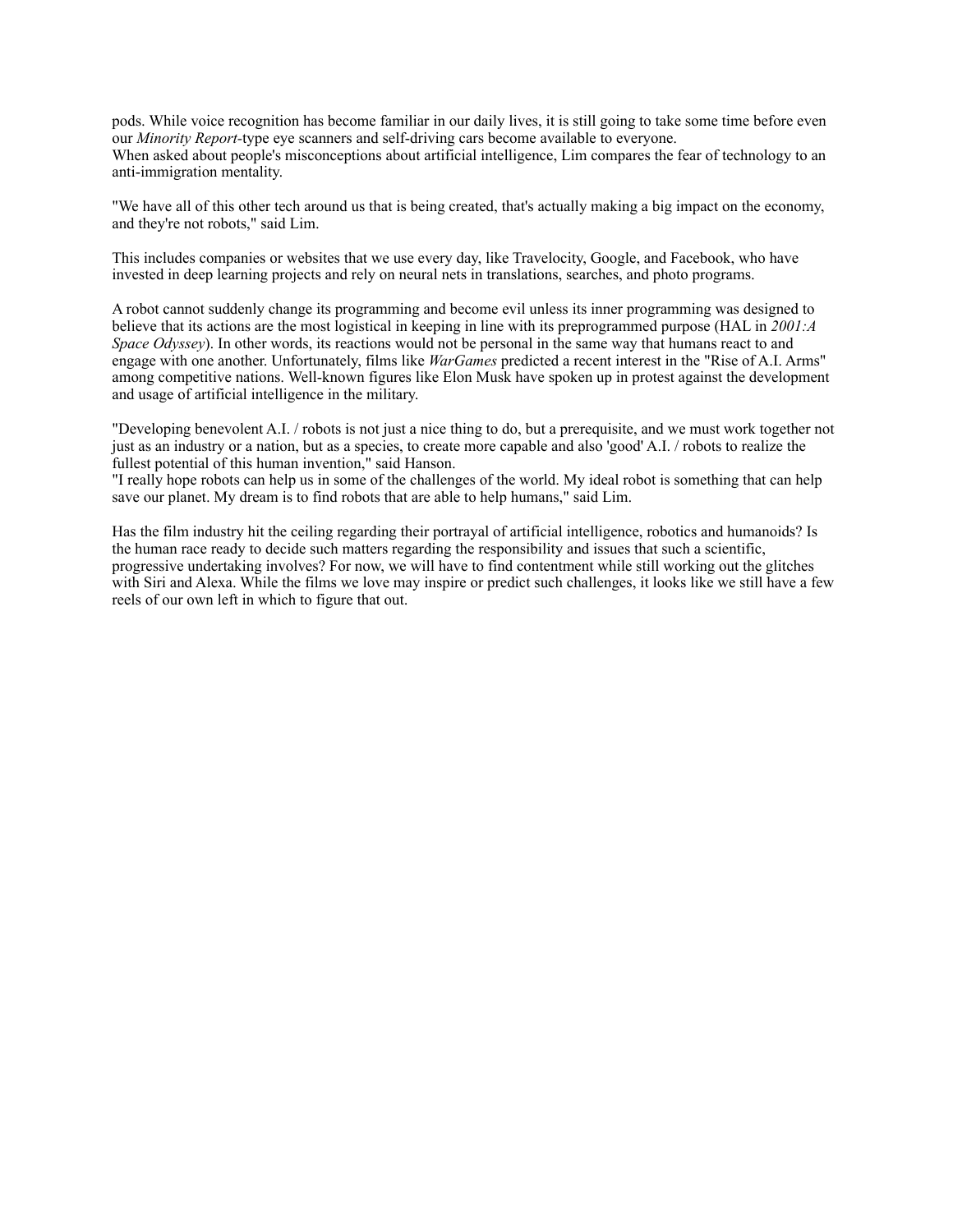pods. While voice recognition has become familiar in our daily lives, it is still going to take some time before even our *Minority Report*-type eye scanners and self-driving cars become available to everyone.
When asked about people's misconceptions about artificial intelligence, Lim compares the fear of technology to an anti-immigration mentality.

"We have all of this other tech around us that is being created, that's actually making a big impact on the economy, and they're not robots," said Lim.

This includes companies or websites that we use every day, like Travelocity, Google, and Facebook, who have invested in deep learning projects and rely on neural nets in translations, searches, and photo programs.

A robot cannot suddenly change its programming and become evil unless its inner programming was designed to believe that its actions are the most logistical in keeping in line with its preprogrammed purpose (HAL in *2001:A Space Odyssey*). In other words, its reactions would not be personal in the same way that humans react to and engage with one another. Unfortunately, films like *WarGames* predicted a recent interest in the "Rise of A.I. Arms" among competitive nations. Well-known figures like Elon Musk have spoken up in protest against the development and usage of artificial intelligence in the military.

"Developing benevolent A.I. / robots is not just a nice thing to do, but a prerequisite, and we must work together not just as an industry or a nation, but as a species, to create more capable and also 'good' A.I. / robots to realize the fullest potential of this human invention," said Hanson.
"I really hope robots can help us in some of the challenges of the world. My ideal robot is something that can help save our planet. My dream is to find robots that are able to help humans," said Lim.

Has the film industry hit the ceiling regarding their portrayal of artificial intelligence, robotics and humanoids? Is the human race ready to decide such matters regarding the responsibility and issues that such a scientific, progressive undertaking involves? For now, we will have to find contentment while still working out the glitches with Siri and Alexa. While the films we love may inspire or predict such challenges, it looks like we still have a few reels of our own left in which to figure that out.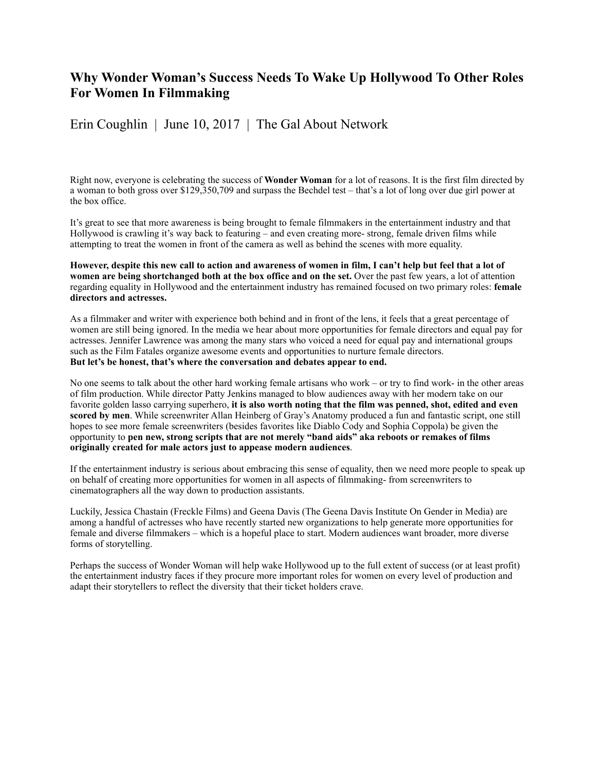# Why Wonder Woman's Success Needs To Wake Up Hollywood To Other Roles For Women In Filmmaking

Erin Coughlin | June 10, 2017 | The Gal About Network

Right now, everyone is celebrating the success of **Wonder Woman** for a lot of reasons. It is the first film directed by a woman to both gross over $129,350,709 and surpass the Bechdel test – that's a lot of long over due girl power at the box office.

It's great to see that more awareness is being brought to female filmmakers in the entertainment industry and that Hollywood is crawling it's way back to featuring – and even creating more- strong, female driven films while attempting to treat the women in front of the camera as well as behind the scenes with more equality.

**However, despite this new call to action and awareness of women in film, I can't help but feel that a lot of women are being shortchanged both at the box office and on the set.** Over the past few years, a lot of attention regarding equality in Hollywood and the entertainment industry has remained focused on two primary roles: **female directors and actresses.**

As a filmmaker and writer with experience both behind and in front of the lens, it feels that a great percentage of women are still being ignored. In the media we hear about more opportunities for female directors and equal pay for actresses. Jennifer Lawrence was among the many stars who voiced a need for equal pay and international groups such as the Film Fatales organize awesome events and opportunities to nurture female directors.
**But let's be honest, that's where the conversation and debates appear to end.**

No one seems to talk about the other hard working female artisans who work – or try to find work- in the other areas of film production. While director Patty Jenkins managed to blow audiences away with her modern take on our favorite golden lasso carrying superhero, **it is also worth noting that the film was penned, shot, edited and even scored by men**. While screenwriter Allan Heinberg of Gray's Anatomy produced a fun and fantastic script, one still hopes to see more female screenwriters (besides favorites like Diablo Cody and Sophia Coppola) be given the opportunity to **pen new, strong scripts that are not merely "band aids" aka reboots or remakes of films originally created for male actors just to appease modern audiences**.

If the entertainment industry is serious about embracing this sense of equality, then we need more people to speak up on behalf of creating more opportunities for women in all aspects of filmmaking- from screenwriters to cinematographers all the way down to production assistants.

Luckily, Jessica Chastain (Freckle Films) and Geena Davis (The Geena Davis Institute On Gender in Media) are among a handful of actresses who have recently started new organizations to help generate more opportunities for female and diverse filmmakers – which is a hopeful place to start. Modern audiences want broader, more diverse forms of storytelling.

Perhaps the success of Wonder Woman will help wake Hollywood up to the full extent of success (or at least profit) the entertainment industry faces if they procure more important roles for women on every level of production and adapt their storytellers to reflect the diversity that their ticket holders crave.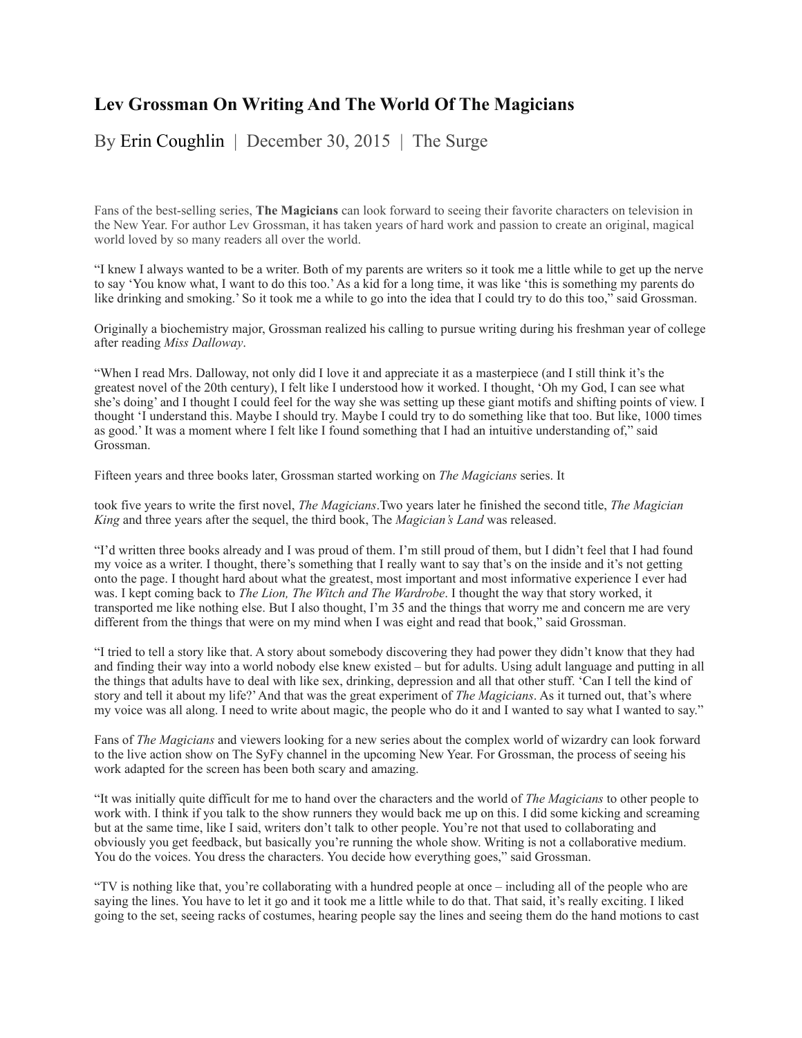# Lev Grossman On Writing And The World Of The Magicians

By Erin Coughlin | December 30, 2015 | The Surge

Fans of the best-selling series, **The Magicians** can look forward to seeing their favorite characters on television in the New Year. For author Lev Grossman, it has taken years of hard work and passion to create an original, magical world loved by so many readers all over the world.

"I knew I always wanted to be a writer. Both of my parents are writers so it took me a little while to get up the nerve to say 'You know what, I want to do this too.' As a kid for a long time, it was like 'this is something my parents do like drinking and smoking.' So it took me a while to go into the idea that I could try to do this too," said Grossman.

Originally a biochemistry major, Grossman realized his calling to pursue writing during his freshman year of college after reading *Miss Dalloway*.

"When I read Mrs. Dalloway, not only did I love it and appreciate it as a masterpiece (and I still think it's the greatest novel of the 20th century), I felt like I understood how it worked. I thought, 'Oh my God, I can see what she's doing' and I thought I could feel for the way she was setting up these giant motifs and shifting points of view. I thought 'I understand this. Maybe I should try. Maybe I could try to do something like that too. But like, 1000 times as good.' It was a moment where I felt like I found something that I had an intuitive understanding of," said Grossman.

Fifteen years and three books later, Grossman started working on *The Magicians* series. It

took five years to write the first novel, *The Magicians*.Two years later he finished the second title, *The Magician King* and three years after the sequel, the third book, The *Magician's Land* was released.

"I'd written three books already and I was proud of them. I'm still proud of them, but I didn't feel that I had found my voice as a writer. I thought, there's something that I really want to say that's on the inside and it's not getting onto the page. I thought hard about what the greatest, most important and most informative experience I ever had was. I kept coming back to *The Lion, The Witch and The Wardrobe*. I thought the way that story worked, it transported me like nothing else. But I also thought, I'm 35 and the things that worry me and concern me are very different from the things that were on my mind when I was eight and read that book," said Grossman.

"I tried to tell a story like that. A story about somebody discovering they had power they didn't know that they had and finding their way into a world nobody else knew existed – but for adults. Using adult language and putting in all the things that adults have to deal with like sex, drinking, depression and all that other stuff. 'Can I tell the kind of story and tell it about my life?' And that was the great experiment of *The Magicians*. As it turned out, that's where my voice was all along. I need to write about magic, the people who do it and I wanted to say what I wanted to say."

Fans of *The Magicians* and viewers looking for a new series about the complex world of wizardry can look forward to the live action show on The SyFy channel in the upcoming New Year. For Grossman, the process of seeing his work adapted for the screen has been both scary and amazing.

"It was initially quite difficult for me to hand over the characters and the world of *The Magicians* to other people to work with. I think if you talk to the show runners they would back me up on this. I did some kicking and screaming but at the same time, like I said, writers don't talk to other people. You're not that used to collaborating and obviously you get feedback, but basically you're running the whole show. Writing is not a collaborative medium. You do the voices. You dress the characters. You decide how everything goes," said Grossman.

"TV is nothing like that, you're collaborating with a hundred people at once – including all of the people who are saying the lines. You have to let it go and it took me a little while to do that. That said, it's really exciting. I liked going to the set, seeing racks of costumes, hearing people say the lines and seeing them do the hand motions to cast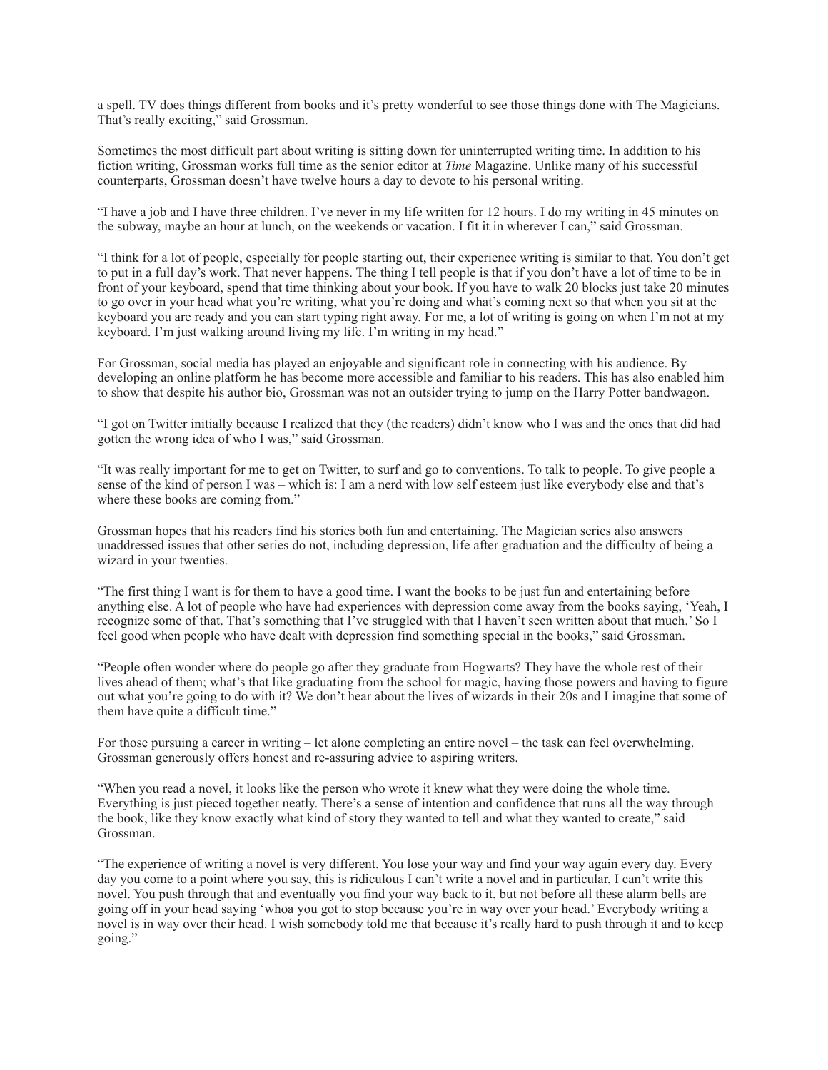a spell. TV does things different from books and it's pretty wonderful to see those things done with The Magicians. That's really exciting," said Grossman.

Sometimes the most difficult part about writing is sitting down for uninterrupted writing time. In addition to his fiction writing, Grossman works full time as the senior editor at *Time* Magazine. Unlike many of his successful counterparts, Grossman doesn't have twelve hours a day to devote to his personal writing.

"I have a job and I have three children. I've never in my life written for 12 hours. I do my writing in 45 minutes on the subway, maybe an hour at lunch, on the weekends or vacation. I fit it in wherever I can," said Grossman.

"I think for a lot of people, especially for people starting out, their experience writing is similar to that. You don't get to put in a full day's work. That never happens. The thing I tell people is that if you don't have a lot of time to be in front of your keyboard, spend that time thinking about your book. If you have to walk 20 blocks just take 20 minutes to go over in your head what you're writing, what you're doing and what's coming next so that when you sit at the keyboard you are ready and you can start typing right away. For me, a lot of writing is going on when I'm not at my keyboard. I'm just walking around living my life. I'm writing in my head."

For Grossman, social media has played an enjoyable and significant role in connecting with his audience. By developing an online platform he has become more accessible and familiar to his readers. This has also enabled him to show that despite his author bio, Grossman was not an outsider trying to jump on the Harry Potter bandwagon.

"I got on Twitter initially because I realized that they (the readers) didn't know who I was and the ones that did had gotten the wrong idea of who I was," said Grossman.

"It was really important for me to get on Twitter, to surf and go to conventions. To talk to people. To give people a sense of the kind of person I was – which is: I am a nerd with low self esteem just like everybody else and that's where these books are coming from."

Grossman hopes that his readers find his stories both fun and entertaining. The Magician series also answers unaddressed issues that other series do not, including depression, life after graduation and the difficulty of being a wizard in your twenties.

"The first thing I want is for them to have a good time. I want the books to be just fun and entertaining before anything else. A lot of people who have had experiences with depression come away from the books saying, 'Yeah, I recognize some of that. That's something that I've struggled with that I haven't seen written about that much.' So I feel good when people who have dealt with depression find something special in the books," said Grossman.

"People often wonder where do people go after they graduate from Hogwarts? They have the whole rest of their lives ahead of them; what's that like graduating from the school for magic, having those powers and having to figure out what you're going to do with it? We don't hear about the lives of wizards in their 20s and I imagine that some of them have quite a difficult time."

For those pursuing a career in writing – let alone completing an entire novel – the task can feel overwhelming. Grossman generously offers honest and re-assuring advice to aspiring writers.

"When you read a novel, it looks like the person who wrote it knew what they were doing the whole time. Everything is just pieced together neatly. There's a sense of intention and confidence that runs all the way through the book, like they know exactly what kind of story they wanted to tell and what they wanted to create," said Grossman.

"The experience of writing a novel is very different. You lose your way and find your way again every day. Every day you come to a point where you say, this is ridiculous I can't write a novel and in particular, I can't write this novel. You push through that and eventually you find your way back to it, but not before all these alarm bells are going off in your head saying 'whoa you got to stop because you're in way over your head.' Everybody writing a novel is in way over their head. I wish somebody told me that because it's really hard to push through it and to keep going."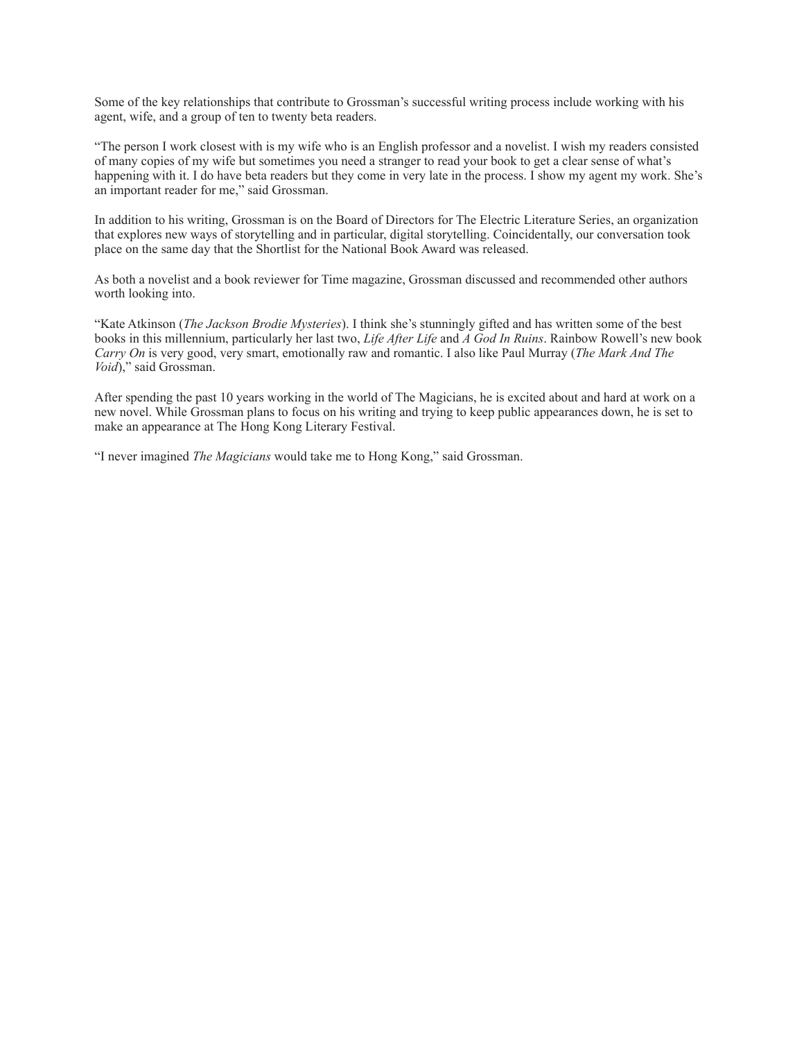Some of the key relationships that contribute to Grossman's successful writing process include working with his agent, wife, and a group of ten to twenty beta readers.

"The person I work closest with is my wife who is an English professor and a novelist. I wish my readers consisted of many copies of my wife but sometimes you need a stranger to read your book to get a clear sense of what's happening with it. I do have beta readers but they come in very late in the process. I show my agent my work. She's an important reader for me," said Grossman.

In addition to his writing, Grossman is on the Board of Directors for The Electric Literature Series, an organization that explores new ways of storytelling and in particular, digital storytelling. Coincidentally, our conversation took place on the same day that the Shortlist for the National Book Award was released.

As both a novelist and a book reviewer for Time magazine, Grossman discussed and recommended other authors worth looking into.

"Kate Atkinson (*The Jackson Brodie Mysteries*). I think she's stunningly gifted and has written some of the best books in this millennium, particularly her last two, *Life After Life* and *A God In Ruins*. Rainbow Rowell's new book *Carry On* is very good, very smart, emotionally raw and romantic. I also like Paul Murray (*The Mark And The Void*)," said Grossman.

After spending the past 10 years working in the world of The Magicians, he is excited about and hard at work on a new novel. While Grossman plans to focus on his writing and trying to keep public appearances down, he is set to make an appearance at The Hong Kong Literary Festival.

"I never imagined *The Magicians* would take me to Hong Kong," said Grossman.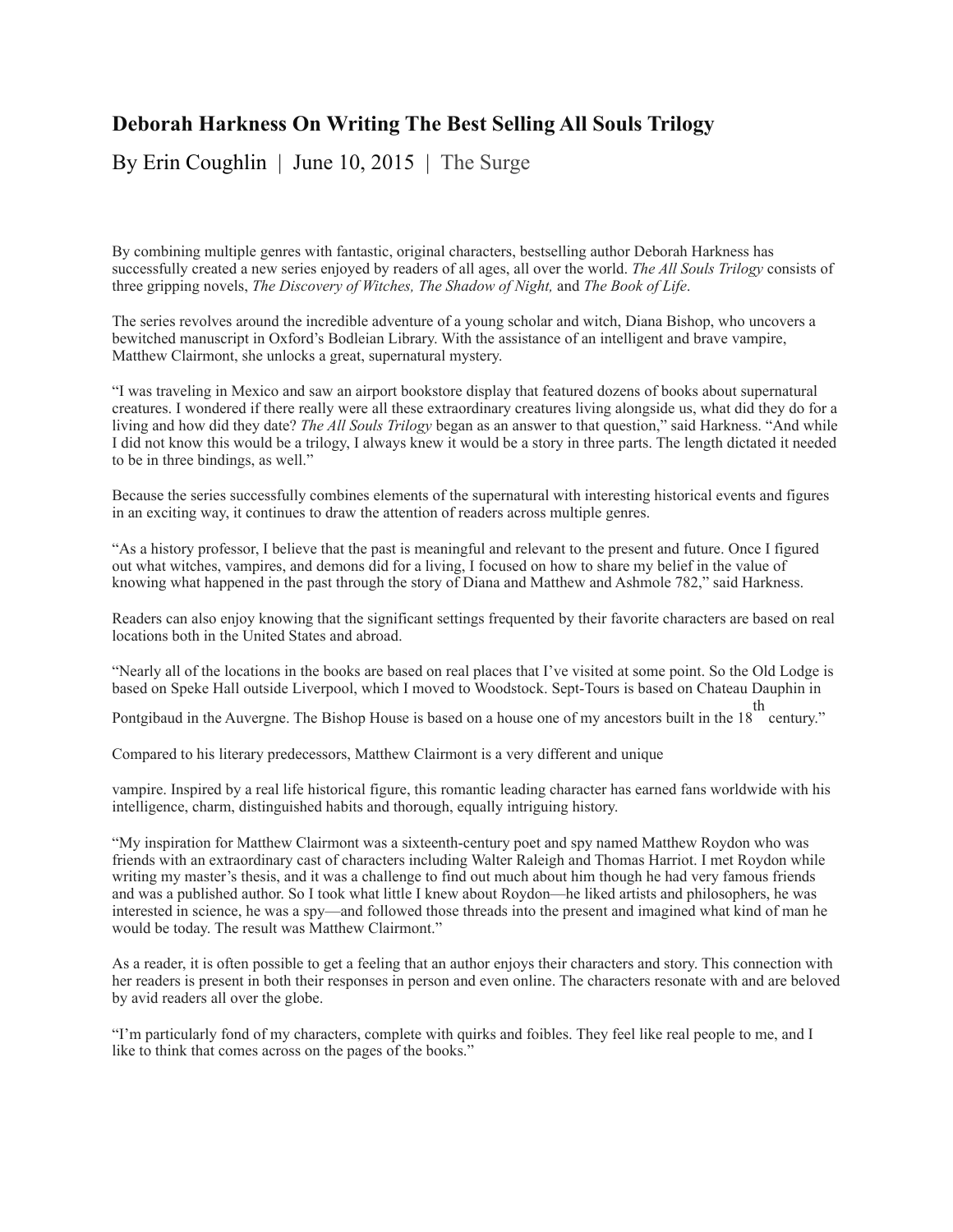# Deborah Harkness On Writing The Best Selling All Souls Trilogy

By Erin Coughlin | June 10, 2015 | The Surge

By combining multiple genres with fantastic, original characters, bestselling author Deborah Harkness has successfully created a new series enjoyed by readers of all ages, all over the world. *The All Souls Trilogy* consists of three gripping novels, *The Discovery of Witches, The Shadow of Night,* and *The Book of Life*.

The series revolves around the incredible adventure of a young scholar and witch, Diana Bishop, who uncovers a bewitched manuscript in Oxford's Bodleian Library. With the assistance of an intelligent and brave vampire, Matthew Clairmont, she unlocks a great, supernatural mystery.

"I was traveling in Mexico and saw an airport bookstore display that featured dozens of books about supernatural creatures. I wondered if there really were all these extraordinary creatures living alongside us, what did they do for a living and how did they date? *The All Souls Trilogy* began as an answer to that question," said Harkness. "And while I did not know this would be a trilogy, I always knew it would be a story in three parts. The length dictated it needed to be in three bindings, as well."

Because the series successfully combines elements of the supernatural with interesting historical events and figures in an exciting way, it continues to draw the attention of readers across multiple genres.

"As a history professor, I believe that the past is meaningful and relevant to the present and future. Once I figured out what witches, vampires, and demons did for a living, I focused on how to share my belief in the value of knowing what happened in the past through the story of Diana and Matthew and Ashmole 782," said Harkness.

Readers can also enjoy knowing that the significant settings frequented by their favorite characters are based on real locations both in the United States and abroad.

"Nearly all of the locations in the books are based on real places that I've visited at some point. So the Old Lodge is based on Speke Hall outside Liverpool, which I moved to Woodstock. Sept-Tours is based on Chateau Dauphin in Pontgibaud in the Auvergne. The Bishop House is based on a house one of my ancestors built in the 18th century."

Compared to his literary predecessors, Matthew Clairmont is a very different and unique vampire. Inspired by a real life historical figure, this romantic leading character has earned fans worldwide with his intelligence, charm, distinguished habits and thorough, equally intriguing history.

"My inspiration for Matthew Clairmont was a sixteenth-century poet and spy named Matthew Roydon who was friends with an extraordinary cast of characters including Walter Raleigh and Thomas Harriot. I met Roydon while writing my master's thesis, and it was a challenge to find out much about him though he had very famous friends and was a published author. So I took what little I knew about Roydon—he liked artists and philosophers, he was interested in science, he was a spy—and followed those threads into the present and imagined what kind of man he would be today. The result was Matthew Clairmont."

As a reader, it is often possible to get a feeling that an author enjoys their characters and story. This connection with her readers is present in both their responses in person and even online. The characters resonate with and are beloved by avid readers all over the globe.

"I'm particularly fond of my characters, complete with quirks and foibles. They feel like real people to me, and I like to think that comes across on the pages of the books."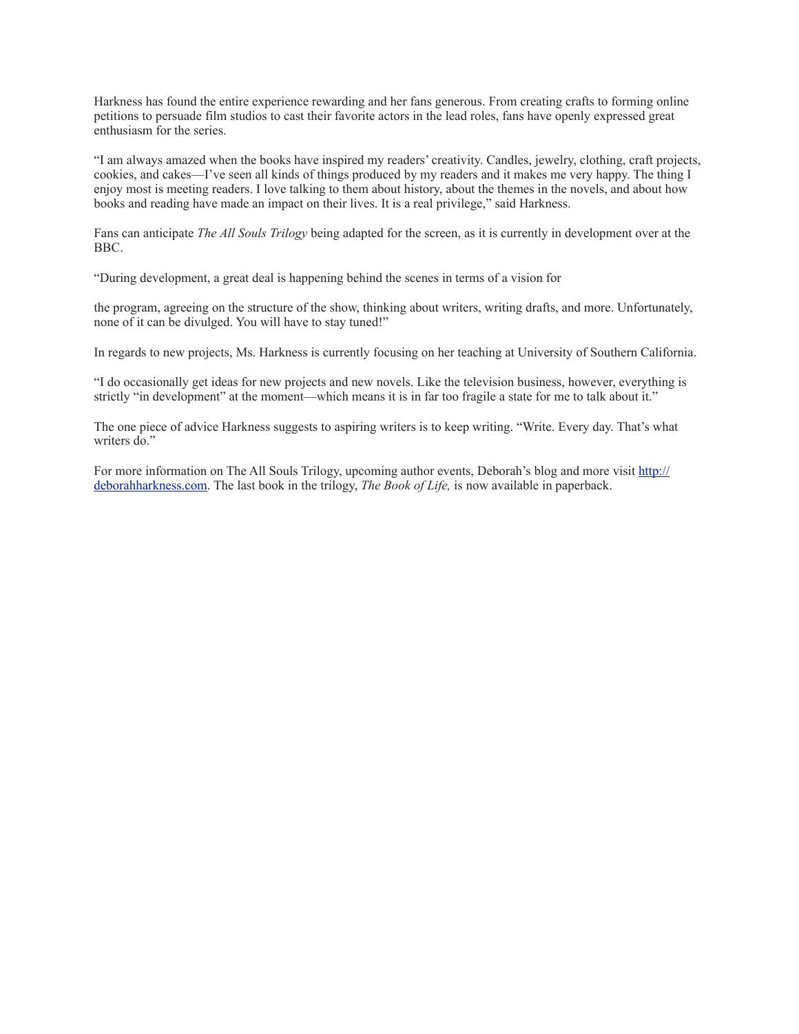Harkness has found the entire experience rewarding and her fans generous. From creating crafts to forming online petitions to persuade film studios to cast their favorite actors in the lead roles, fans have openly expressed great enthusiasm for the series.

"I am always amazed when the books have inspired my readers' creativity. Candles, jewelry, clothing, craft projects, cookies, and cakes—I've seen all kinds of things produced by my readers and it makes me very happy. The thing I enjoy most is meeting readers. I love talking to them about history, about the themes in the novels, and about how books and reading have made an impact on their lives. It is a real privilege," said Harkness.

Fans can anticipate *The All Souls Trilogy* being adapted for the screen, as it is currently in development over at the BBC.

"During development, a great deal is happening behind the scenes in terms of a vision for

the program, agreeing on the structure of the show, thinking about writers, writing drafts, and more. Unfortunately, none of it can be divulged. You will have to stay tuned!"

In regards to new projects, Ms. Harkness is currently focusing on her teaching at University of Southern California.

"I do occasionally get ideas for new projects and new novels. Like the television business, however, everything is strictly "in development" at the moment—which means it is in far too fragile a state for me to talk about it."

The one piece of advice Harkness suggests to aspiring writers is to keep writing. "Write. Every day. That's what writers do."

For more information on The All Souls Trilogy, upcoming author events, Deborah's blog and more visit [http://deborahharkness.com](http://deborahharkness.com). The last book in the trilogy, *The Book of Life,* is now available in paperback.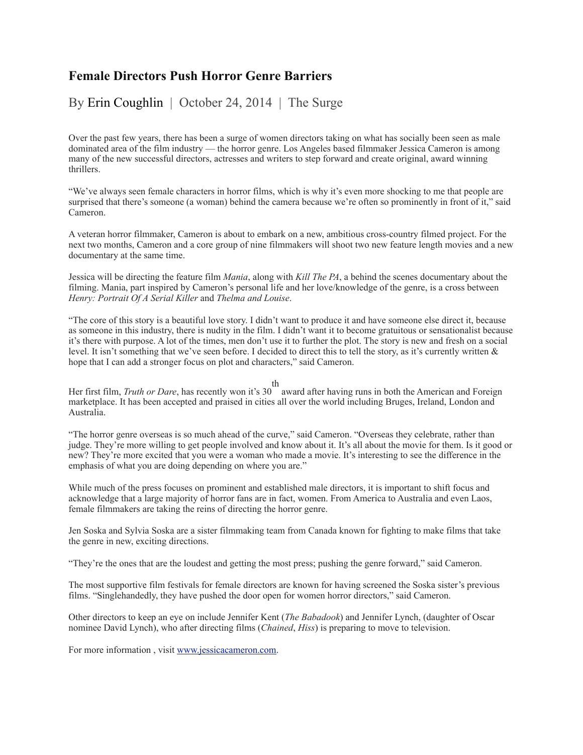# Female Directors Push Horror Genre Barriers

By Erin Coughlin | October 24, 2014 | The Surge

Over the past few years, there has been a surge of women directors taking on what has socially been seen as male dominated area of the film industry — the horror genre. Los Angeles based filmmaker Jessica Cameron is among many of the new successful directors, actresses and writers to step forward and create original, award winning thrillers.

"We've always seen female characters in horror films, which is why it's even more shocking to me that people are surprised that there's someone (a woman) behind the camera because we're often so prominently in front of it," said Cameron.

A veteran horror filmmaker, Cameron is about to embark on a new, ambitious cross-country filmed project. For the next two months, Cameron and a core group of nine filmmakers will shoot two new feature length movies and a new documentary at the same time.

Jessica will be directing the feature film *Mania*, along with *Kill The PA*, a behind the scenes documentary about the filming. Mania, part inspired by Cameron's personal life and her love/knowledge of the genre, is a cross between *Henry: Portrait Of A Serial Killer* and *Thelma and Louise*.

"The core of this story is a beautiful love story. I didn't want to produce it and have someone else direct it, because as someone in this industry, there is nudity in the film. I didn't want it to become gratuitous or sensationalist because it's there with purpose. A lot of the times, men don't use it to further the plot. The story is new and fresh on a social level. It isn't something that we've seen before. I decided to direct this to tell the story, as it's currently written & hope that I can add a stronger focus on plot and characters," said Cameron.

Her first film, *Truth or Dare*, has recently won it's 30th award after having runs in both the American and Foreign marketplace. It has been accepted and praised in cities all over the world including Bruges, Ireland, London and Australia.

"The horror genre overseas is so much ahead of the curve," said Cameron. "Overseas they celebrate, rather than judge. They're more willing to get people involved and know about it. It's all about the movie for them. Is it good or new? They're more excited that you were a woman who made a movie. It's interesting to see the difference in the emphasis of what you are doing depending on where you are."

While much of the press focuses on prominent and established male directors, it is important to shift focus and acknowledge that a large majority of horror fans are in fact, women. From America to Australia and even Laos, female filmmakers are taking the reins of directing the horror genre.

Jen Soska and Sylvia Soska are a sister filmmaking team from Canada known for fighting to make films that take the genre in new, exciting directions.

"They're the ones that are the loudest and getting the most press; pushing the genre forward," said Cameron.

The most supportive film festivals for female directors are known for having screened the Soska sister's previous films. "Singlehandedly, they have pushed the door open for women horror directors," said Cameron.

Other directors to keep an eye on include Jennifer Kent (*The Babadook*) and Jennifer Lynch, (daughter of Oscar nominee David Lynch), who after directing films (*Chained*, *Hiss*) is preparing to move to television.

For more information , visit [www.jessicacameron.com](http://www.jessicacameron.com).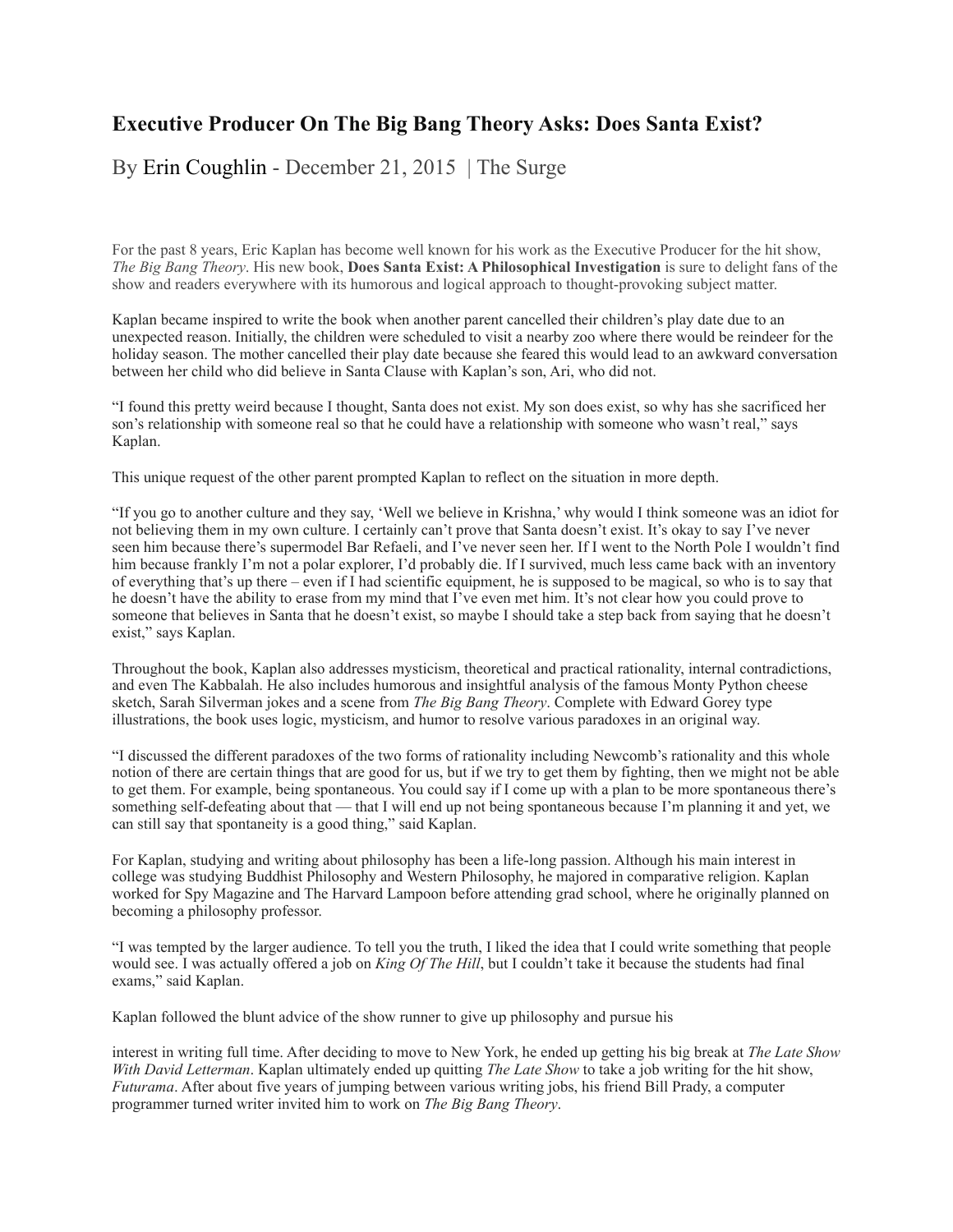# Executive Producer On The Big Bang Theory Asks: Does Santa Exist?

By Erin Coughlin - December 21, 2015 | The Surge

For the past 8 years, Eric Kaplan has become well known for his work as the Executive Producer for the hit show, *The Big Bang Theory*. His new book, **Does Santa Exist: A Philosophical Investigation** is sure to delight fans of the show and readers everywhere with its humorous and logical approach to thought-provoking subject matter.

Kaplan became inspired to write the book when another parent cancelled their children's play date due to an unexpected reason. Initially, the children were scheduled to visit a nearby zoo where there would be reindeer for the holiday season. The mother cancelled their play date because she feared this would lead to an awkward conversation between her child who did believe in Santa Clause with Kaplan's son, Ari, who did not.

"I found this pretty weird because I thought, Santa does not exist. My son does exist, so why has she sacrificed her son's relationship with someone real so that he could have a relationship with someone who wasn't real," says Kaplan.

This unique request of the other parent prompted Kaplan to reflect on the situation in more depth.

"If you go to another culture and they say, 'Well we believe in Krishna,' why would I think someone was an idiot for not believing them in my own culture. I certainly can't prove that Santa doesn't exist. It's okay to say I've never seen him because there's supermodel Bar Refaeli, and I've never seen her. If I went to the North Pole I wouldn't find him because frankly I'm not a polar explorer, I'd probably die. If I survived, much less came back with an inventory of everything that's up there – even if I had scientific equipment, he is supposed to be magical, so who is to say that he doesn't have the ability to erase from my mind that I've even met him. It's not clear how you could prove to someone that believes in Santa that he doesn't exist, so maybe I should take a step back from saying that he doesn't exist," says Kaplan.

Throughout the book, Kaplan also addresses mysticism, theoretical and practical rationality, internal contradictions, and even The Kabbalah. He also includes humorous and insightful analysis of the famous Monty Python cheese sketch, Sarah Silverman jokes and a scene from *The Big Bang Theory*. Complete with Edward Gorey type illustrations, the book uses logic, mysticism, and humor to resolve various paradoxes in an original way.

"I discussed the different paradoxes of the two forms of rationality including Newcomb's rationality and this whole notion of there are certain things that are good for us, but if we try to get them by fighting, then we might not be able to get them. For example, being spontaneous. You could say if I come up with a plan to be more spontaneous there's something self-defeating about that — that I will end up not being spontaneous because I'm planning it and yet, we can still say that spontaneity is a good thing," said Kaplan.

For Kaplan, studying and writing about philosophy has been a life-long passion. Although his main interest in college was studying Buddhist Philosophy and Western Philosophy, he majored in comparative religion. Kaplan worked for Spy Magazine and The Harvard Lampoon before attending grad school, where he originally planned on becoming a philosophy professor.

"I was tempted by the larger audience. To tell you the truth, I liked the idea that I could write something that people would see. I was actually offered a job on *King Of The Hill*, but I couldn't take it because the students had final exams," said Kaplan.

Kaplan followed the blunt advice of the show runner to give up philosophy and pursue his interest in writing full time. After deciding to move to New York, he ended up getting his big break at *The Late Show With David Letterman*. Kaplan ultimately ended up quitting *The Late Show* to take a job writing for the hit show, *Futurama*. After about five years of jumping between various writing jobs, his friend Bill Prady, a computer programmer turned writer invited him to work on *The Big Bang Theory*.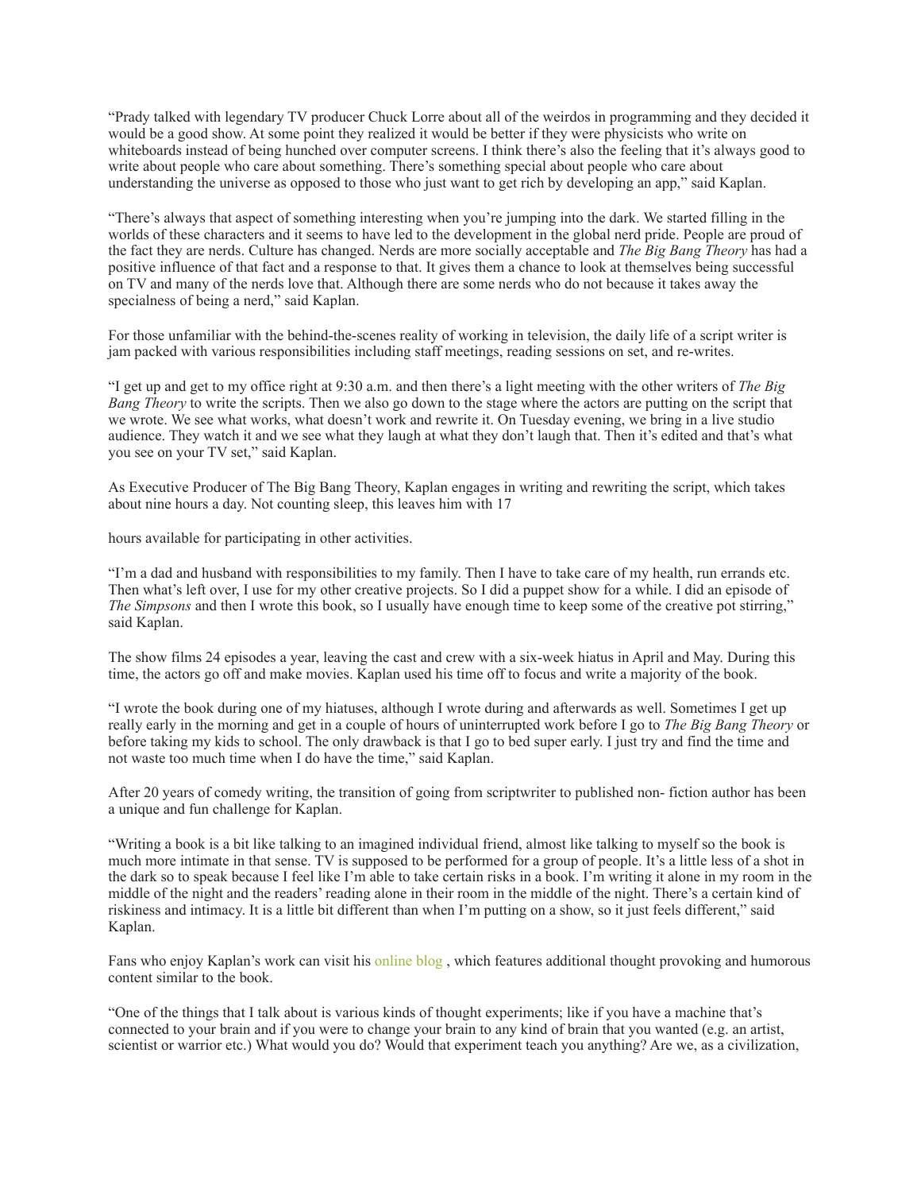"Prady talked with legendary TV producer Chuck Lorre about all of the weirdos in programming and they decided it would be a good show. At some point they realized it would be better if they were physicists who write on whiteboards instead of being hunched over computer screens. I think there's also the feeling that it's always good to write about people who care about something. There's something special about people who care about understanding the universe as opposed to those who just want to get rich by developing an app," said Kaplan.

"There's always that aspect of something interesting when you're jumping into the dark. We started filling in the worlds of these characters and it seems to have led to the development in the global nerd pride. People are proud of the fact they are nerds. Culture has changed. Nerds are more socially acceptable and *The Big Bang Theory* has had a positive influence of that fact and a response to that. It gives them a chance to look at themselves being successful on TV and many of the nerds love that. Although there are some nerds who do not because it takes away the specialness of being a nerd," said Kaplan.

For those unfamiliar with the behind-the-scenes reality of working in television, the daily life of a script writer is jam packed with various responsibilities including staff meetings, reading sessions on set, and re-writes.

"I get up and get to my office right at 9:30 a.m. and then there's a light meeting with the other writers of *The Big Bang Theory* to write the scripts. Then we also go down to the stage where the actors are putting on the script that we wrote. We see what works, what doesn't work and rewrite it. On Tuesday evening, we bring in a live studio audience. They watch it and we see what they laugh at what they don't laugh that. Then it's edited and that's what you see on your TV set," said Kaplan.

As Executive Producer of The Big Bang Theory, Kaplan engages in writing and rewriting the script, which takes about nine hours a day. Not counting sleep, this leaves him with 17 hours available for participating in other activities.

"I'm a dad and husband with responsibilities to my family. Then I have to take care of my health, run errands etc. Then what's left over, I use for my other creative projects. So I did a puppet show for a while. I did an episode of *The Simpsons* and then I wrote this book, so I usually have enough time to keep some of the creative pot stirring," said Kaplan.

The show films 24 episodes a year, leaving the cast and crew with a six-week hiatus in April and May. During this time, the actors go off and make movies. Kaplan used his time off to focus and write a majority of the book.

"I wrote the book during one of my hiatuses, although I wrote during and afterwards as well. Sometimes I get up really early in the morning and get in a couple of hours of uninterrupted work before I go to *The Big Bang Theory* or before taking my kids to school. The only drawback is that I go to bed super early. I just try and find the time and not waste too much time when I do have the time," said Kaplan.

After 20 years of comedy writing, the transition of going from scriptwriter to published non- fiction author has been a unique and fun challenge for Kaplan.

"Writing a book is a bit like talking to an imagined individual friend, almost like talking to myself so the book is much more intimate in that sense. TV is supposed to be performed for a group of people. It's a little less of a shot in the dark so to speak because I feel like I'm able to take certain risks in a book. I'm writing it alone in my room in the middle of the night and the readers' reading alone in their room in the middle of the night. There's a certain kind of riskiness and intimacy. It is a little bit different than when I'm putting on a show, so it just feels different," said Kaplan.

Fans who enjoy Kaplan's work can visit his online blog , which features additional thought provoking and humorous content similar to the book.

"One of the things that I talk about is various kinds of thought experiments; like if you have a machine that's connected to your brain and if you were to change your brain to any kind of brain that you wanted (e.g. an artist, scientist or warrior etc.) What would you do? Would that experiment teach you anything? Are we, as a civilization,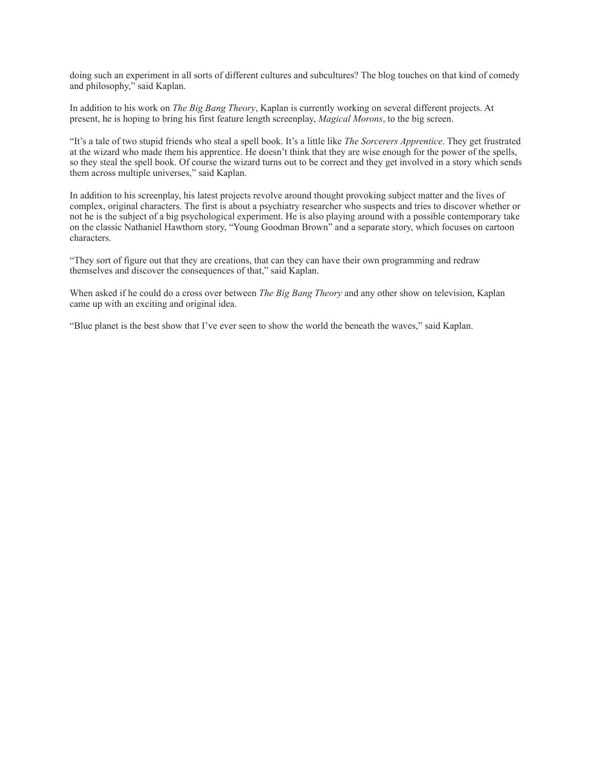doing such an experiment in all sorts of different cultures and subcultures? The blog touches on that kind of comedy and philosophy," said Kaplan.

In addition to his work on *The Big Bang Theory*, Kaplan is currently working on several different projects. At present, he is hoping to bring his first feature length screenplay, *Magical Morons*, to the big screen.

"It's a tale of two stupid friends who steal a spell book. It's a little like *The Sorcerers Apprentice*. They get frustrated at the wizard who made them his apprentice. He doesn't think that they are wise enough for the power of the spells, so they steal the spell book. Of course the wizard turns out to be correct and they get involved in a story which sends them across multiple universes," said Kaplan.

In addition to his screenplay, his latest projects revolve around thought provoking subject matter and the lives of complex, original characters. The first is about a psychiatry researcher who suspects and tries to discover whether or not he is the subject of a big psychological experiment. He is also playing around with a possible contemporary take on the classic Nathaniel Hawthorn story, "Young Goodman Brown" and a separate story, which focuses on cartoon characters.

"They sort of figure out that they are creations, that can they can have their own programming and redraw themselves and discover the consequences of that," said Kaplan.

When asked if he could do a cross over between *The Big Bang Theory* and any other show on television, Kaplan came up with an exciting and original idea.

"Blue planet is the best show that I've ever seen to show the world the beneath the waves," said Kaplan.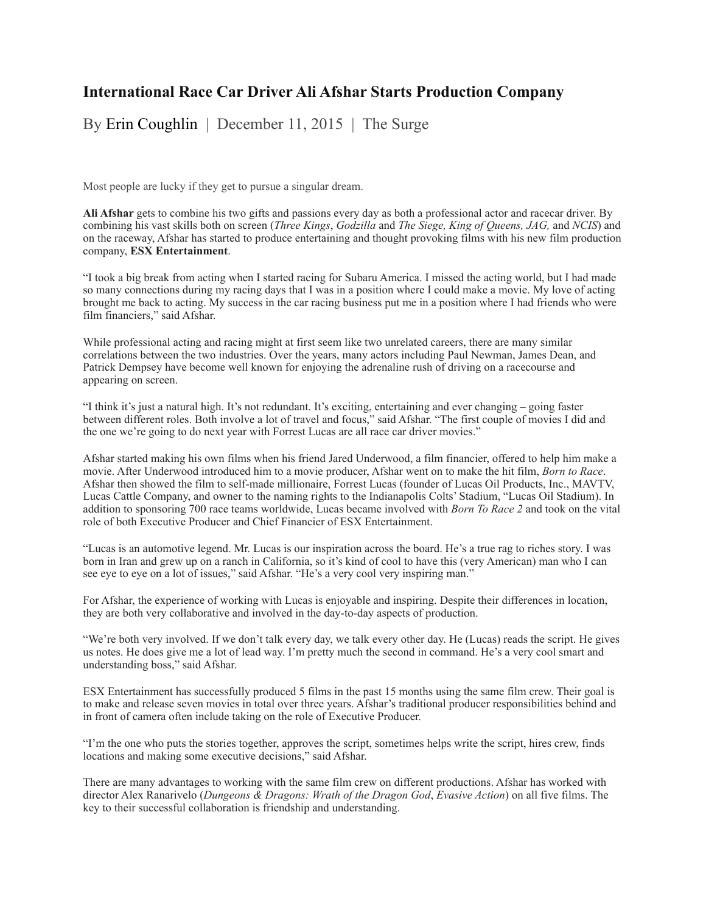# International Race Car Driver Ali Afshar Starts Production Company

By Erin Coughlin | December 11, 2015 | The Surge

Most people are lucky if they get to pursue a singular dream.

**Ali Afshar** gets to combine his two gifts and passions every day as both a professional actor and racecar driver. By combining his vast skills both on screen (*Three Kings*, *Godzilla* and *The Siege, King of Queens, JAG,* and *NCIS*) and on the raceway, Afshar has started to produce entertaining and thought provoking films with his new film production company, **ESX Entertainment**.

"I took a big break from acting when I started racing for Subaru America. I missed the acting world, but I had made so many connections during my racing days that I was in a position where I could make a movie. My love of acting brought me back to acting. My success in the car racing business put me in a position where I had friends who were film financiers," said Afshar.

While professional acting and racing might at first seem like two unrelated careers, there are many similar correlations between the two industries. Over the years, many actors including Paul Newman, James Dean, and Patrick Dempsey have become well known for enjoying the adrenaline rush of driving on a racecourse and appearing on screen.

"I think it's just a natural high. It's not redundant. It's exciting, entertaining and ever changing – going faster between different roles. Both involve a lot of travel and focus," said Afshar. "The first couple of movies I did and the one we're going to do next year with Forrest Lucas are all race car driver movies."

Afshar started making his own films when his friend Jared Underwood, a film financier, offered to help him make a movie. After Underwood introduced him to a movie producer, Afshar went on to make the hit film, *Born to Race*. Afshar then showed the film to self-made millionaire, Forrest Lucas (founder of Lucas Oil Products, Inc., MAVTV, Lucas Cattle Company, and owner to the naming rights to the Indianapolis Colts' Stadium, "Lucas Oil Stadium). In addition to sponsoring 700 race teams worldwide, Lucas became involved with *Born To Race 2* and took on the vital role of both Executive Producer and Chief Financier of ESX Entertainment.

"Lucas is an automotive legend. Mr. Lucas is our inspiration across the board. He's a true rag to riches story. I was born in Iran and grew up on a ranch in California, so it's kind of cool to have this (very American) man who I can see eye to eye on a lot of issues," said Afshar. "He's a very cool very inspiring man."

For Afshar, the experience of working with Lucas is enjoyable and inspiring. Despite their differences in location, they are both very collaborative and involved in the day-to-day aspects of production.

"We're both very involved. If we don't talk every day, we talk every other day. He (Lucas) reads the script. He gives us notes. He does give me a lot of lead way. I'm pretty much the second in command. He's a very cool smart and understanding boss," said Afshar.

ESX Entertainment has successfully produced 5 films in the past 15 months using the same film crew. Their goal is to make and release seven movies in total over three years. Afshar's traditional producer responsibilities behind and in front of camera often include taking on the role of Executive Producer.

"I'm the one who puts the stories together, approves the script, sometimes helps write the script, hires crew, finds locations and making some executive decisions," said Afshar.

There are many advantages to working with the same film crew on different productions. Afshar has worked with director Alex Ranarivelo (*Dungeons & Dragons: Wrath of the Dragon God*, *Evasive Action*) on all five films. The key to their successful collaboration is friendship and understanding.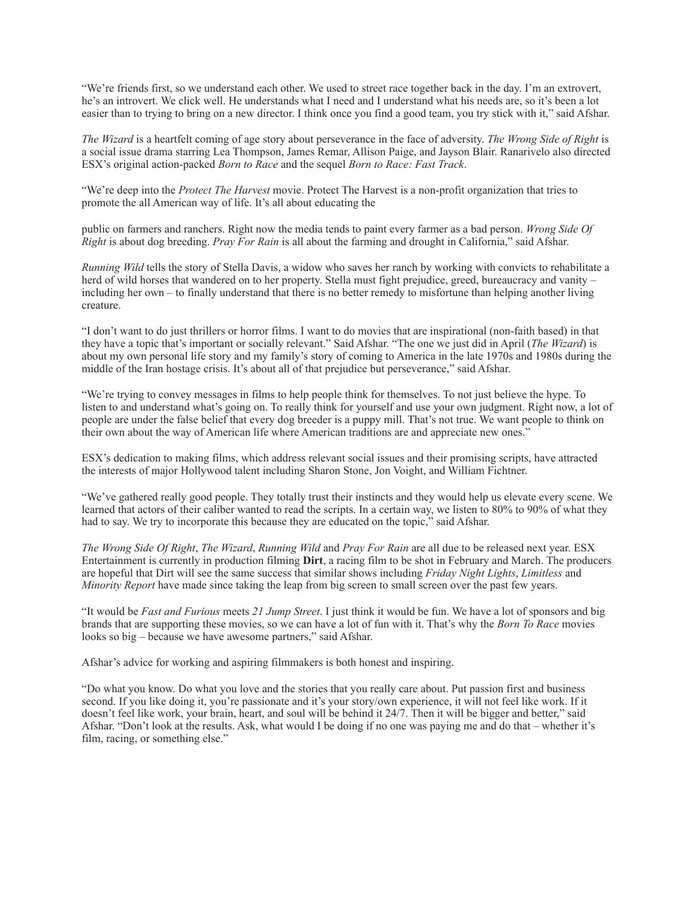"We're friends first, so we understand each other. We used to street race together back in the day. I'm an extrovert, he's an introvert. We click well. He understands what I need and I understand what his needs are, so it's been a lot easier than to trying to bring on a new director. I think once you find a good team, you try stick with it," said Afshar.

*The Wizard* is a heartfelt coming of age story about perseverance in the face of adversity. *The Wrong Side of Right* is a social issue drama starring Lea Thompson, James Remar, Allison Paige, and Jayson Blair. Ranarivelo also directed ESX's original action-packed *Born to Race* and the sequel *Born to Race: Fast Track*.

"We're deep into the *Protect The Harvest* movie. Protect The Harvest is a non-profit organization that tries to promote the all American way of life. It's all about educating the

public on farmers and ranchers. Right now the media tends to paint every farmer as a bad person. *Wrong Side Of Right* is about dog breeding. *Pray For Rain* is all about the farming and drought in California," said Afshar.

*Running Wild* tells the story of Stella Davis, a widow who saves her ranch by working with convicts to rehabilitate a herd of wild horses that wandered on to her property. Stella must fight prejudice, greed, bureaucracy and vanity – including her own – to finally understand that there is no better remedy to misfortune than helping another living creature.

"I don't want to do just thrillers or horror films. I want to do movies that are inspirational (non-faith based) in that they have a topic that's important or socially relevant." Said Afshar. "The one we just did in April (*The Wizard*) is about my own personal life story and my family's story of coming to America in the late 1970s and 1980s during the middle of the Iran hostage crisis. It's about all of that prejudice but perseverance," said Afshar.

"We're trying to convey messages in films to help people think for themselves. To not just believe the hype. To listen to and understand what's going on. To really think for yourself and use your own judgment. Right now, a lot of people are under the false belief that every dog breeder is a puppy mill. That's not true. We want people to think on their own about the way of American life where American traditions are and appreciate new ones."

ESX's dedication to making films, which address relevant social issues and their promising scripts, have attracted the interests of major Hollywood talent including Sharon Stone, Jon Voight, and William Fichtner.

"We've gathered really good people. They totally trust their instincts and they would help us elevate every scene. We learned that actors of their caliber wanted to read the scripts. In a certain way, we listen to 80% to 90% of what they had to say. We try to incorporate this because they are educated on the topic," said Afshar.

*The Wrong Side Of Right*, *The Wizard*, *Running Wild* and *Pray For Rain* are all due to be released next year. ESX Entertainment is currently in production filming **Dirt**, a racing film to be shot in February and March. The producers are hopeful that Dirt will see the same success that similar shows including *Friday Night Lights*, *Limitless* and *Minority Report* have made since taking the leap from big screen to small screen over the past few years.

"It would be *Fast and Furious* meets *21 Jump Street*. I just think it would be fun. We have a lot of sponsors and big brands that are supporting these movies, so we can have a lot of fun with it. That's why the *Born To Race* movies looks so big – because we have awesome partners," said Afshar.

Afshar's advice for working and aspiring filmmakers is both honest and inspiring.

"Do what you know. Do what you love and the stories that you really care about. Put passion first and business second. If you like doing it, you're passionate and it's your story/own experience, it will not feel like work. If it doesn't feel like work, your brain, heart, and soul will be behind it 24/7. Then it will be bigger and better," said Afshar. "Don't look at the results. Ask, what would I be doing if no one was paying me and do that – whether it's film, racing, or something else."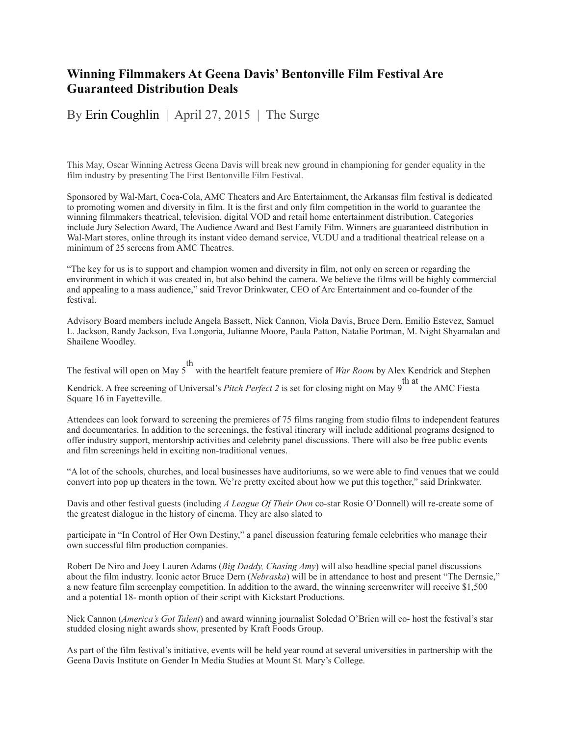# Winning Filmmakers At Geena Davis' Bentonville Film Festival Are Guaranteed Distribution Deals

By Erin Coughlin | April 27, 2015 | The Surge

This May, Oscar Winning Actress Geena Davis will break new ground in championing for gender equality in the film industry by presenting The First Bentonville Film Festival.

Sponsored by Wal-Mart, Coca-Cola, AMC Theaters and Arc Entertainment, the Arkansas film festival is dedicated to promoting women and diversity in film. It is the first and only film competition in the world to guarantee the winning filmmakers theatrical, television, digital VOD and retail home entertainment distribution. Categories include Jury Selection Award, The Audience Award and Best Family Film. Winners are guaranteed distribution in Wal-Mart stores, online through its instant video demand service, VUDU and a traditional theatrical release on a minimum of 25 screens from AMC Theatres.

"The key for us is to support and champion women and diversity in film, not only on screen or regarding the environment in which it was created in, but also behind the camera. We believe the films will be highly commercial and appealing to a mass audience," said Trevor Drinkwater, CEO of Arc Entertainment and co-founder of the festival.

Advisory Board members include Angela Bassett, Nick Cannon, Viola Davis, Bruce Dern, Emilio Estevez, Samuel L. Jackson, Randy Jackson, Eva Longoria, Julianne Moore, Paula Patton, Natalie Portman, M. Night Shyamalan and Shailene Woodley.

The festival will open on May 5th with the heartfelt feature premiere of *War Room* by Alex Kendrick and Stephen Kendrick. A free screening of Universal's *Pitch Perfect 2* is set for closing night on May 9th at the AMC Fiesta Square 16 in Fayetteville.

Attendees can look forward to screening the premieres of 75 films ranging from studio films to independent features and documentaries. In addition to the screenings, the festival itinerary will include additional programs designed to offer industry support, mentorship activities and celebrity panel discussions. There will also be free public events and film screenings held in exciting non-traditional venues.

"A lot of the schools, churches, and local businesses have auditoriums, so we were able to find venues that we could convert into pop up theaters in the town. We're pretty excited about how we put this together," said Drinkwater.

Davis and other festival guests (including *A League Of Their Own* co-star Rosie O'Donnell) will re-create some of the greatest dialogue in the history of cinema. They are also slated to participate in "In Control of Her Own Destiny," a panel discussion featuring female celebrities who manage their own successful film production companies.

Robert De Niro and Joey Lauren Adams (*Big Daddy, Chasing Amy*) will also headline special panel discussions about the film industry. Iconic actor Bruce Dern (*Nebraska*) will be in attendance to host and present "The Dernsie," a new feature film screenplay competition. In addition to the award, the winning screenwriter will receive $1,500 and a potential 18- month option of their script with Kickstart Productions.

Nick Cannon (*America's Got Talent*) and award winning journalist Soledad O'Brien will co- host the festival's star studded closing night awards show, presented by Kraft Foods Group.

As part of the film festival's initiative, events will be held year round at several universities in partnership with the Geena Davis Institute on Gender In Media Studies at Mount St. Mary's College.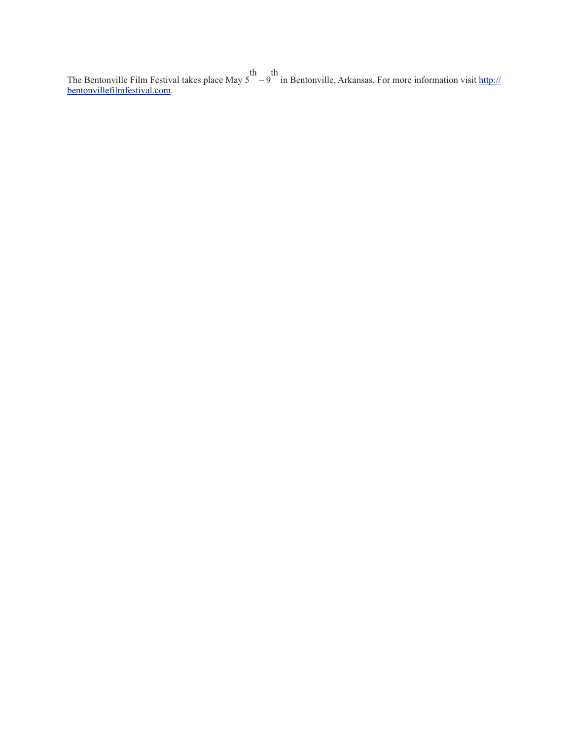The Bentonville Film Festival takes place May 5th – 9th in Bentonville, Arkansas. For more information visit [http://bentonvillefilmfestival.com](http://bentonvillefilmfestival.com).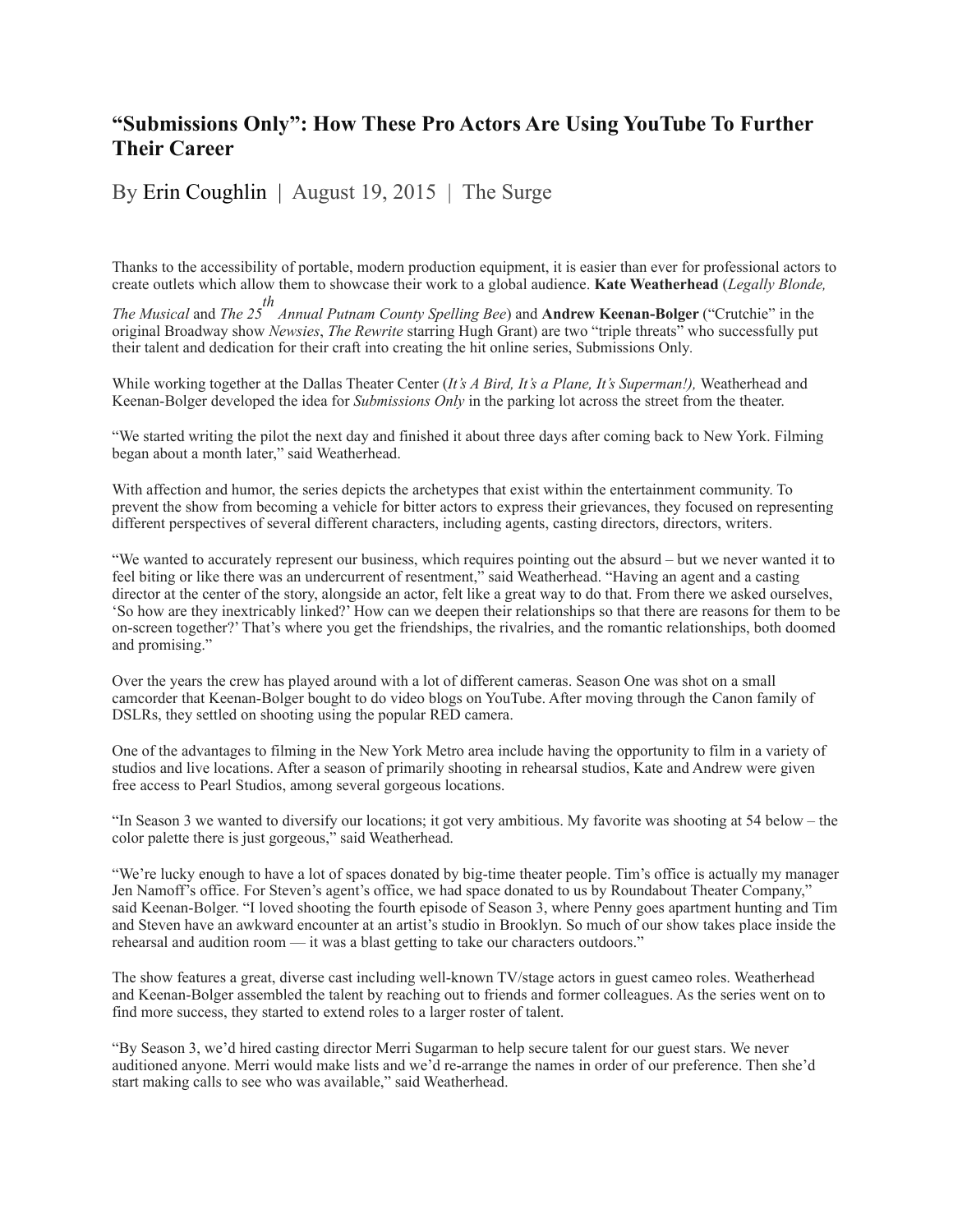# "Submissions Only": How These Pro Actors Are Using YouTube To Further Their Career

By Erin Coughlin | August 19, 2015 | The Surge

Thanks to the accessibility of portable, modern production equipment, it is easier than ever for professional actors to create outlets which allow them to showcase their work to a global audience. **Kate Weatherhead** (*Legally Blonde, The Musical* and *The 25th Annual Putnam County Spelling Bee*) and **Andrew Keenan-Bolger** ("Crutchie" in the original Broadway show *Newsies*, *The Rewrite* starring Hugh Grant) are two "triple threats" who successfully put their talent and dedication for their craft into creating the hit online series, Submissions Only.

While working together at the Dallas Theater Center (*It's A Bird, It's a Plane, It's Superman!),* Weatherhead and Keenan-Bolger developed the idea for *Submissions Only* in the parking lot across the street from the theater.

"We started writing the pilot the next day and finished it about three days after coming back to New York. Filming began about a month later," said Weatherhead.

With affection and humor, the series depicts the archetypes that exist within the entertainment community. To prevent the show from becoming a vehicle for bitter actors to express their grievances, they focused on representing different perspectives of several different characters, including agents, casting directors, directors, writers.

"We wanted to accurately represent our business, which requires pointing out the absurd – but we never wanted it to feel biting or like there was an undercurrent of resentment," said Weatherhead. "Having an agent and a casting director at the center of the story, alongside an actor, felt like a great way to do that. From there we asked ourselves, 'So how are they inextricably linked?' How can we deepen their relationships so that there are reasons for them to be on-screen together?' That's where you get the friendships, the rivalries, and the romantic relationships, both doomed and promising."

Over the years the crew has played around with a lot of different cameras. Season One was shot on a small camcorder that Keenan-Bolger bought to do video blogs on YouTube. After moving through the Canon family of DSLRs, they settled on shooting using the popular RED camera.

One of the advantages to filming in the New York Metro area include having the opportunity to film in a variety of studios and live locations. After a season of primarily shooting in rehearsal studios, Kate and Andrew were given free access to Pearl Studios, among several gorgeous locations.

"In Season 3 we wanted to diversify our locations; it got very ambitious. My favorite was shooting at 54 below – the color palette there is just gorgeous," said Weatherhead.

"We're lucky enough to have a lot of spaces donated by big-time theater people. Tim's office is actually my manager Jen Namoff's office. For Steven's agent's office, we had space donated to us by Roundabout Theater Company," said Keenan-Bolger. "I loved shooting the fourth episode of Season 3, where Penny goes apartment hunting and Tim and Steven have an awkward encounter at an artist's studio in Brooklyn. So much of our show takes place inside the rehearsal and audition room — it was a blast getting to take our characters outdoors."

The show features a great, diverse cast including well-known TV/stage actors in guest cameo roles. Weatherhead and Keenan-Bolger assembled the talent by reaching out to friends and former colleagues. As the series went on to find more success, they started to extend roles to a larger roster of talent.

"By Season 3, we'd hired casting director Merri Sugarman to help secure talent for our guest stars. We never auditioned anyone. Merri would make lists and we'd re-arrange the names in order of our preference. Then she'd start making calls to see who was available," said Weatherhead.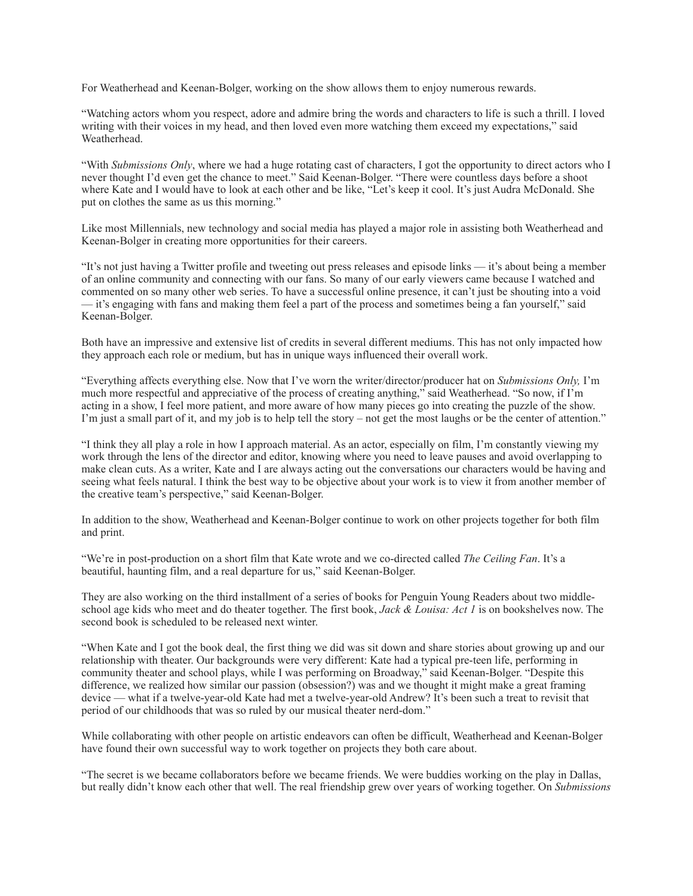For Weatherhead and Keenan-Bolger, working on the show allows them to enjoy numerous rewards.

"Watching actors whom you respect, adore and admire bring the words and characters to life is such a thrill. I loved writing with their voices in my head, and then loved even more watching them exceed my expectations," said Weatherhead.

"With *Submissions Only*, where we had a huge rotating cast of characters, I got the opportunity to direct actors who I never thought I'd even get the chance to meet." Said Keenan-Bolger. "There were countless days before a shoot where Kate and I would have to look at each other and be like, "Let's keep it cool. It's just Audra McDonald. She put on clothes the same as us this morning."

Like most Millennials, new technology and social media has played a major role in assisting both Weatherhead and Keenan-Bolger in creating more opportunities for their careers.

"It's not just having a Twitter profile and tweeting out press releases and episode links — it's about being a member of an online community and connecting with our fans. So many of our early viewers came because I watched and commented on so many other web series. To have a successful online presence, it can't just be shouting into a void — it's engaging with fans and making them feel a part of the process and sometimes being a fan yourself," said Keenan-Bolger.

Both have an impressive and extensive list of credits in several different mediums. This has not only impacted how they approach each role or medium, but has in unique ways influenced their overall work.

"Everything affects everything else. Now that I've worn the writer/director/producer hat on *Submissions Only,* I'm much more respectful and appreciative of the process of creating anything," said Weatherhead. "So now, if I'm acting in a show, I feel more patient, and more aware of how many pieces go into creating the puzzle of the show. I'm just a small part of it, and my job is to help tell the story – not get the most laughs or be the center of attention."

"I think they all play a role in how I approach material. As an actor, especially on film, I'm constantly viewing my work through the lens of the director and editor, knowing where you need to leave pauses and avoid overlapping to make clean cuts. As a writer, Kate and I are always acting out the conversations our characters would be having and seeing what feels natural. I think the best way to be objective about your work is to view it from another member of the creative team's perspective," said Keenan-Bolger.

In addition to the show, Weatherhead and Keenan-Bolger continue to work on other projects together for both film and print.

"We're in post-production on a short film that Kate wrote and we co-directed called *The Ceiling Fan*. It's a beautiful, haunting film, and a real departure for us," said Keenan-Bolger.

They are also working on the third installment of a series of books for Penguin Young Readers about two middle-school age kids who meet and do theater together. The first book, *Jack & Louisa: Act 1* is on bookshelves now. The second book is scheduled to be released next winter.

"When Kate and I got the book deal, the first thing we did was sit down and share stories about growing up and our relationship with theater. Our backgrounds were very different: Kate had a typical pre-teen life, performing in community theater and school plays, while I was performing on Broadway," said Keenan-Bolger. "Despite this difference, we realized how similar our passion (obsession?) was and we thought it might make a great framing device — what if a twelve-year-old Kate had met a twelve-year-old Andrew? It's been such a treat to revisit that period of our childhoods that was so ruled by our musical theater nerd-dom."

While collaborating with other people on artistic endeavors can often be difficult, Weatherhead and Keenan-Bolger have found their own successful way to work together on projects they both care about.

"The secret is we became collaborators before we became friends. We were buddies working on the play in Dallas, but really didn't know each other that well. The real friendship grew over years of working together. On *Submissions*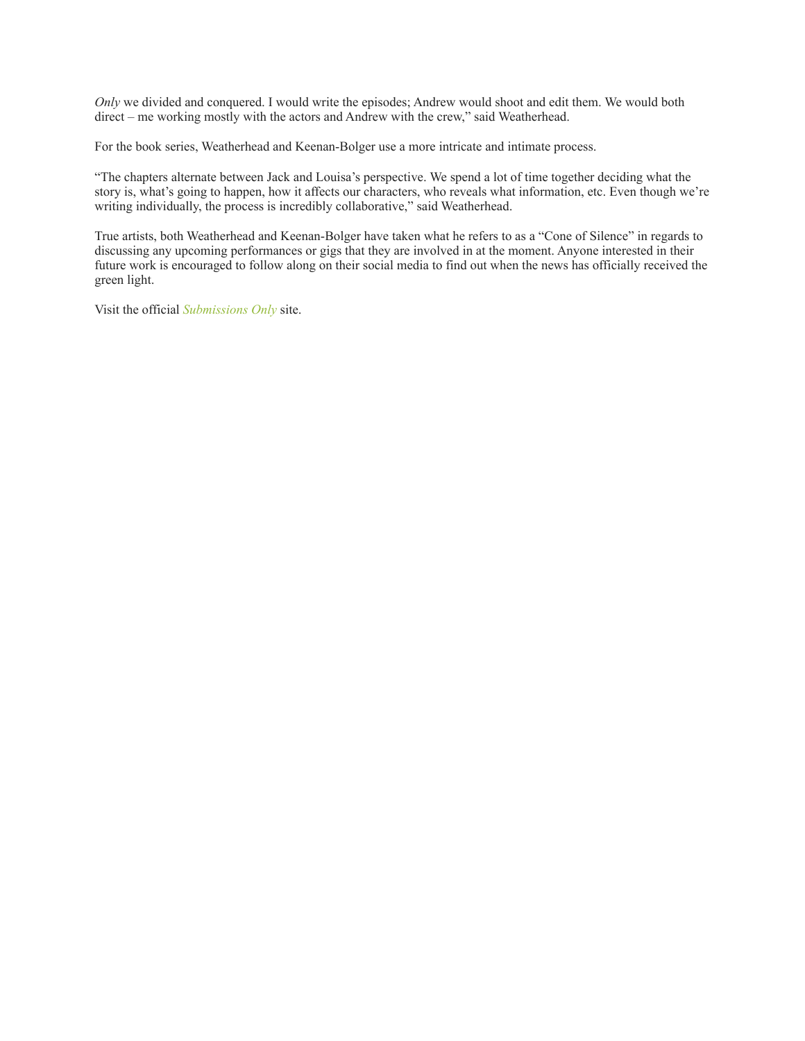*Only* we divided and conquered. I would write the episodes; Andrew would shoot and edit them. We would both direct – me working mostly with the actors and Andrew with the crew," said Weatherhead.

For the book series, Weatherhead and Keenan-Bolger use a more intricate and intimate process.

"The chapters alternate between Jack and Louisa's perspective. We spend a lot of time together deciding what the story is, what's going to happen, how it affects our characters, who reveals what information, etc. Even though we're writing individually, the process is incredibly collaborative," said Weatherhead.

True artists, both Weatherhead and Keenan-Bolger have taken what he refers to as a "Cone of Silence" in regards to discussing any upcoming performances or gigs that they are involved in at the moment. Anyone interested in their future work is encouraged to follow along on their social media to find out when the news has officially received the green light.

Visit the official *Submissions Only* site.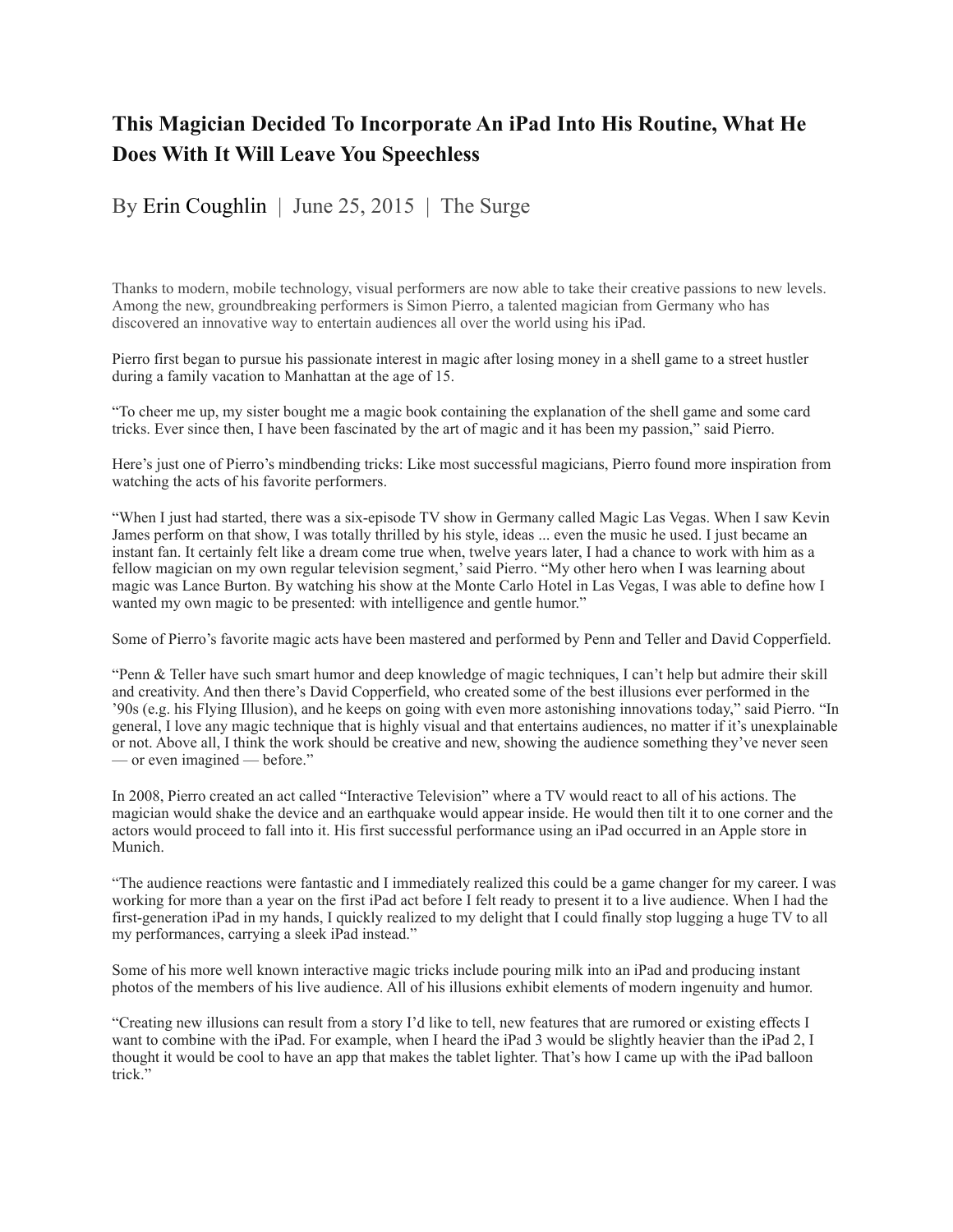# This Magician Decided To Incorporate An iPad Into His Routine, What He Does With It Will Leave You Speechless

By Erin Coughlin | June 25, 2015 | The Surge

Thanks to modern, mobile technology, visual performers are now able to take their creative passions to new levels. Among the new, groundbreaking performers is Simon Pierro, a talented magician from Germany who has discovered an innovative way to entertain audiences all over the world using his iPad.

Pierro first began to pursue his passionate interest in magic after losing money in a shell game to a street hustler during a family vacation to Manhattan at the age of 15.

"To cheer me up, my sister bought me a magic book containing the explanation of the shell game and some card tricks. Ever since then, I have been fascinated by the art of magic and it has been my passion," said Pierro.

Here's just one of Pierro's mindbending tricks: Like most successful magicians, Pierro found more inspiration from watching the acts of his favorite performers.

"When I just had started, there was a six-episode TV show in Germany called Magic Las Vegas. When I saw Kevin James perform on that show, I was totally thrilled by his style, ideas ... even the music he used. I just became an instant fan. It certainly felt like a dream come true when, twelve years later, I had a chance to work with him as a fellow magician on my own regular television segment,' said Pierro. "My other hero when I was learning about magic was Lance Burton. By watching his show at the Monte Carlo Hotel in Las Vegas, I was able to define how I wanted my own magic to be presented: with intelligence and gentle humor."

Some of Pierro's favorite magic acts have been mastered and performed by Penn and Teller and David Copperfield.

"Penn & Teller have such smart humor and deep knowledge of magic techniques, I can't help but admire their skill and creativity. And then there's David Copperfield, who created some of the best illusions ever performed in the '90s (e.g. his Flying Illusion), and he keeps on going with even more astonishing innovations today," said Pierro. "In general, I love any magic technique that is highly visual and that entertains audiences, no matter if it's unexplainable or not. Above all, I think the work should be creative and new, showing the audience something they've never seen — or even imagined — before."

In 2008, Pierro created an act called "Interactive Television" where a TV would react to all of his actions. The magician would shake the device and an earthquake would appear inside. He would then tilt it to one corner and the actors would proceed to fall into it. His first successful performance using an iPad occurred in an Apple store in Munich.

"The audience reactions were fantastic and I immediately realized this could be a game changer for my career. I was working for more than a year on the first iPad act before I felt ready to present it to a live audience. When I had the first-generation iPad in my hands, I quickly realized to my delight that I could finally stop lugging a huge TV to all my performances, carrying a sleek iPad instead."

Some of his more well known interactive magic tricks include pouring milk into an iPad and producing instant photos of the members of his live audience. All of his illusions exhibit elements of modern ingenuity and humor.

"Creating new illusions can result from a story I'd like to tell, new features that are rumored or existing effects I want to combine with the iPad. For example, when I heard the iPad 3 would be slightly heavier than the iPad 2, I thought it would be cool to have an app that makes the tablet lighter. That's how I came up with the iPad balloon trick."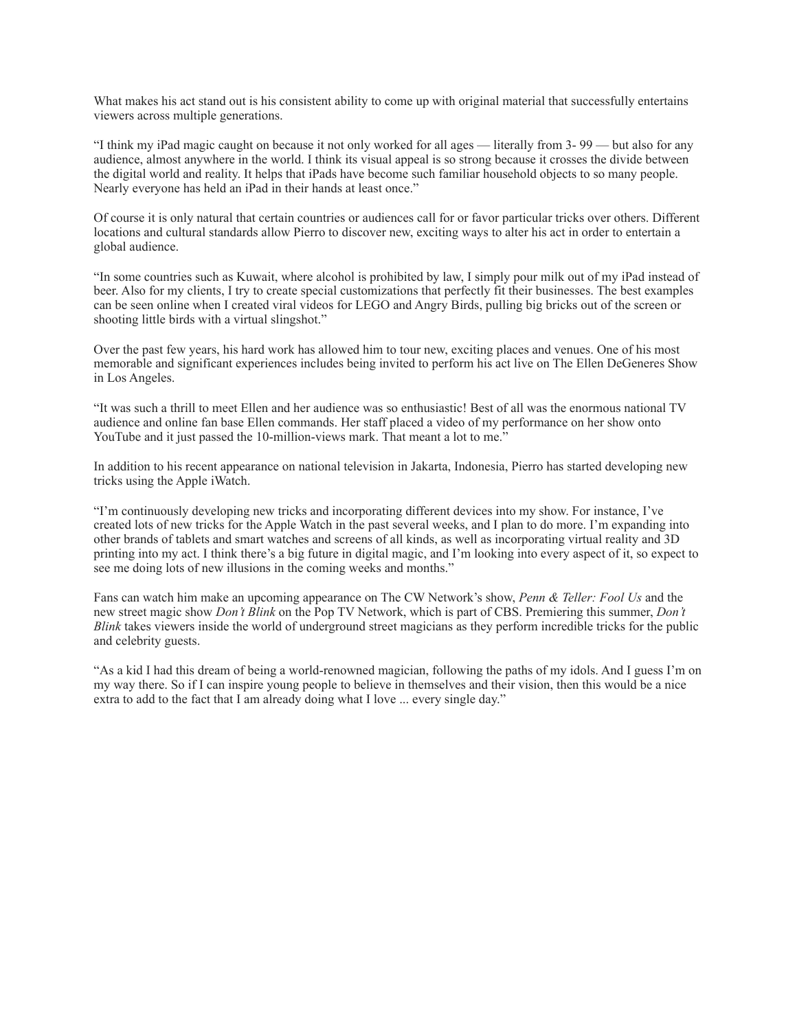What makes his act stand out is his consistent ability to come up with original material that successfully entertains viewers across multiple generations.

“I think my iPad magic caught on because it not only worked for all ages — literally from 3- 99 — but also for any audience, almost anywhere in the world. I think its visual appeal is so strong because it crosses the divide between the digital world and reality. It helps that iPads have become such familiar household objects to so many people. Nearly everyone has held an iPad in their hands at least once.”

Of course it is only natural that certain countries or audiences call for or favor particular tricks over others. Different locations and cultural standards allow Pierro to discover new, exciting ways to alter his act in order to entertain a global audience.

“In some countries such as Kuwait, where alcohol is prohibited by law, I simply pour milk out of my iPad instead of beer. Also for my clients, I try to create special customizations that perfectly fit their businesses. The best examples can be seen online when I created viral videos for LEGO and Angry Birds, pulling big bricks out of the screen or shooting little birds with a virtual slingshot.”

Over the past few years, his hard work has allowed him to tour new, exciting places and venues. One of his most memorable and significant experiences includes being invited to perform his act live on The Ellen DeGeneres Show in Los Angeles.

“It was such a thrill to meet Ellen and her audience was so enthusiastic! Best of all was the enormous national TV audience and online fan base Ellen commands. Her staff placed a video of my performance on her show onto YouTube and it just passed the 10-million-views mark. That meant a lot to me.”

In addition to his recent appearance on national television in Jakarta, Indonesia, Pierro has started developing new tricks using the Apple iWatch.

“I’m continuously developing new tricks and incorporating different devices into my show. For instance, I’ve created lots of new tricks for the Apple Watch in the past several weeks, and I plan to do more. I’m expanding into other brands of tablets and smart watches and screens of all kinds, as well as incorporating virtual reality and 3D printing into my act. I think there’s a big future in digital magic, and I’m looking into every aspect of it, so expect to see me doing lots of new illusions in the coming weeks and months.”

Fans can watch him make an upcoming appearance on The CW Network’s show, *Penn & Teller: Fool Us* and the new street magic show *Don’t Blink* on the Pop TV Network, which is part of CBS. Premiering this summer, *Don’t Blink* takes viewers inside the world of underground street magicians as they perform incredible tricks for the public and celebrity guests.

“As a kid I had this dream of being a world-renowned magician, following the paths of my idols. And I guess I’m on my way there. So if I can inspire young people to believe in themselves and their vision, then this would be a nice extra to add to the fact that I am already doing what I love ... every single day.”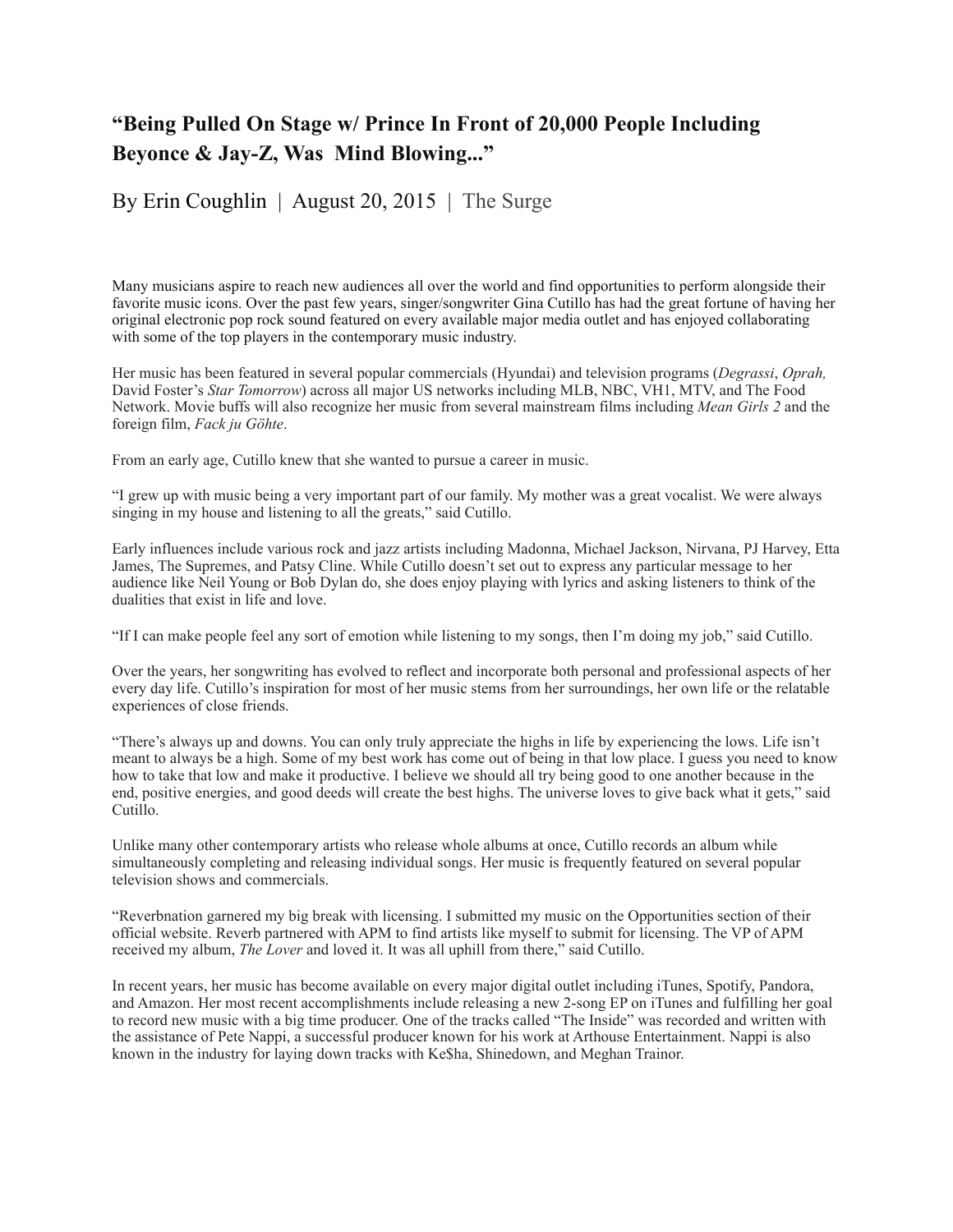# "Being Pulled On Stage w/ Prince In Front of 20,000 People Including Beyonce & Jay-Z, Was Mind Blowing..."

By Erin Coughlin | August 20, 2015 | The Surge

Many musicians aspire to reach new audiences all over the world and find opportunities to perform alongside their favorite music icons. Over the past few years, singer/songwriter Gina Cutillo has had the great fortune of having her original electronic pop rock sound featured on every available major media outlet and has enjoyed collaborating with some of the top players in the contemporary music industry.

Her music has been featured in several popular commercials (Hyundai) and television programs (*Degrassi*, *Oprah,* David Foster's *Star Tomorrow*) across all major US networks including MLB, NBC, VH1, MTV, and The Food Network. Movie buffs will also recognize her music from several mainstream films including *Mean Girls 2* and the foreign film, *Fack ju Göhte*.

From an early age, Cutillo knew that she wanted to pursue a career in music.

"I grew up with music being a very important part of our family. My mother was a great vocalist. We were always singing in my house and listening to all the greats," said Cutillo.

Early influences include various rock and jazz artists including Madonna, Michael Jackson, Nirvana, PJ Harvey, Etta James, The Supremes, and Patsy Cline. While Cutillo doesn't set out to express any particular message to her audience like Neil Young or Bob Dylan do, she does enjoy playing with lyrics and asking listeners to think of the dualities that exist in life and love.

"If I can make people feel any sort of emotion while listening to my songs, then I'm doing my job," said Cutillo.

Over the years, her songwriting has evolved to reflect and incorporate both personal and professional aspects of her every day life. Cutillo's inspiration for most of her music stems from her surroundings, her own life or the relatable experiences of close friends.

"There's always up and downs. You can only truly appreciate the highs in life by experiencing the lows. Life isn't meant to always be a high. Some of my best work has come out of being in that low place. I guess you need to know how to take that low and make it productive. I believe we should all try being good to one another because in the end, positive energies, and good deeds will create the best highs. The universe loves to give back what it gets," said Cutillo.

Unlike many other contemporary artists who release whole albums at once, Cutillo records an album while simultaneously completing and releasing individual songs. Her music is frequently featured on several popular television shows and commercials.

"Reverbnation garnered my big break with licensing. I submitted my music on the Opportunities section of their official website. Reverb partnered with APM to find artists like myself to submit for licensing. The VP of APM received my album, *The Lover* and loved it. It was all uphill from there," said Cutillo.

In recent years, her music has become available on every major digital outlet including iTunes, Spotify, Pandora, and Amazon. Her most recent accomplishments include releasing a new 2-song EP on iTunes and fulfilling her goal to record new music with a big time producer. One of the tracks called "The Inside" was recorded and written with the assistance of Pete Nappi, a successful producer known for his work at Arthouse Entertainment. Nappi is also known in the industry for laying down tracks with Ke$ha, Shinedown, and Meghan Trainor.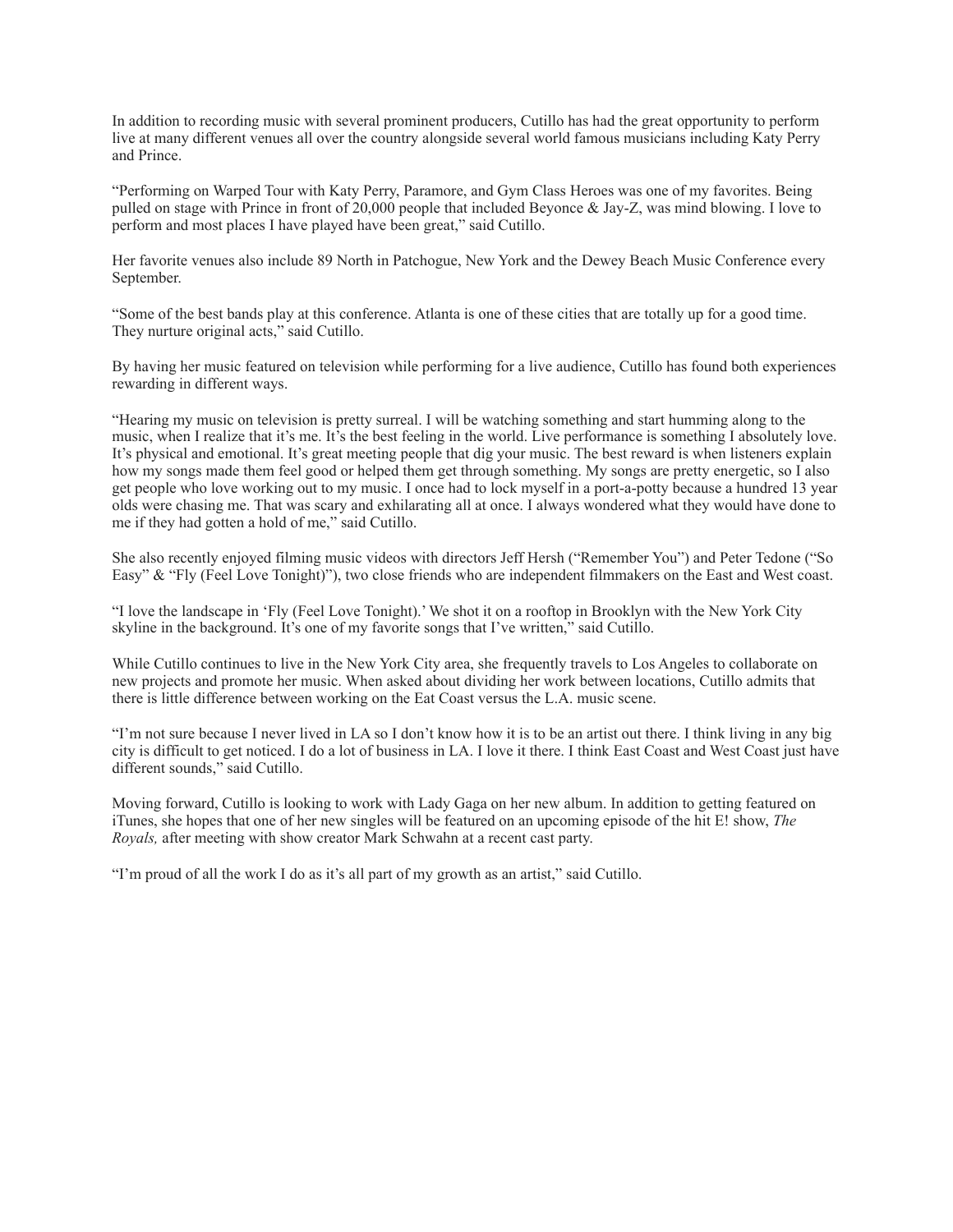In addition to recording music with several prominent producers, Cutillo has had the great opportunity to perform live at many different venues all over the country alongside several world famous musicians including Katy Perry and Prince.

"Performing on Warped Tour with Katy Perry, Paramore, and Gym Class Heroes was one of my favorites. Being pulled on stage with Prince in front of 20,000 people that included Beyonce & Jay-Z, was mind blowing. I love to perform and most places I have played have been great," said Cutillo.

Her favorite venues also include 89 North in Patchogue, New York and the Dewey Beach Music Conference every September.

"Some of the best bands play at this conference. Atlanta is one of these cities that are totally up for a good time. They nurture original acts," said Cutillo.

By having her music featured on television while performing for a live audience, Cutillo has found both experiences rewarding in different ways.

"Hearing my music on television is pretty surreal. I will be watching something and start humming along to the music, when I realize that it's me. It's the best feeling in the world. Live performance is something I absolutely love. It's physical and emotional. It's great meeting people that dig your music. The best reward is when listeners explain how my songs made them feel good or helped them get through something. My songs are pretty energetic, so I also get people who love working out to my music. I once had to lock myself in a port-a-potty because a hundred 13 year olds were chasing me. That was scary and exhilarating all at once. I always wondered what they would have done to me if they had gotten a hold of me," said Cutillo.

She also recently enjoyed filming music videos with directors Jeff Hersh ("Remember You") and Peter Tedone ("So Easy" & "Fly (Feel Love Tonight)"), two close friends who are independent filmmakers on the East and West coast.

"I love the landscape in 'Fly (Feel Love Tonight).' We shot it on a rooftop in Brooklyn with the New York City skyline in the background. It's one of my favorite songs that I've written," said Cutillo.

While Cutillo continues to live in the New York City area, she frequently travels to Los Angeles to collaborate on new projects and promote her music. When asked about dividing her work between locations, Cutillo admits that there is little difference between working on the Eat Coast versus the L.A. music scene.

"I'm not sure because I never lived in LA so I don't know how it is to be an artist out there. I think living in any big city is difficult to get noticed. I do a lot of business in LA. I love it there. I think East Coast and West Coast just have different sounds," said Cutillo.

Moving forward, Cutillo is looking to work with Lady Gaga on her new album. In addition to getting featured on iTunes, she hopes that one of her new singles will be featured on an upcoming episode of the hit E! show, *The Royals,* after meeting with show creator Mark Schwahn at a recent cast party.

"I'm proud of all the work I do as it's all part of my growth as an artist," said Cutillo.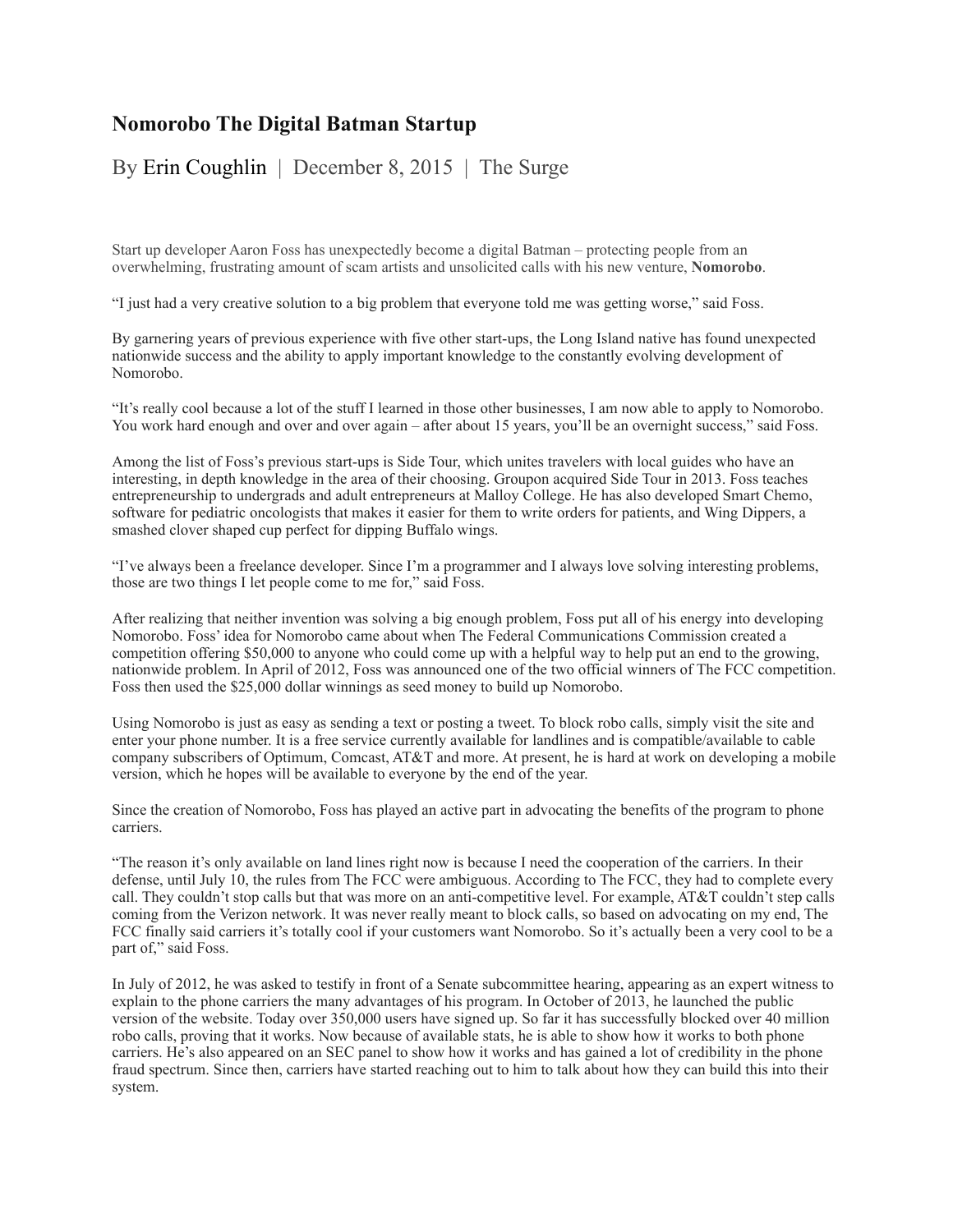# Nomorobo The Digital Batman Startup

By Erin Coughlin | December 8, 2015 | The Surge

Start up developer Aaron Foss has unexpectedly become a digital Batman – protecting people from an overwhelming, frustrating amount of scam artists and unsolicited calls with his new venture, **Nomorobo**.

"I just had a very creative solution to a big problem that everyone told me was getting worse," said Foss.

By garnering years of previous experience with five other start-ups, the Long Island native has found unexpected nationwide success and the ability to apply important knowledge to the constantly evolving development of Nomorobo.

"It's really cool because a lot of the stuff I learned in those other businesses, I am now able to apply to Nomorobo. You work hard enough and over and over again – after about 15 years, you'll be an overnight success," said Foss.

Among the list of Foss's previous start-ups is Side Tour, which unites travelers with local guides who have an interesting, in depth knowledge in the area of their choosing. Groupon acquired Side Tour in 2013. Foss teaches entrepreneurship to undergrads and adult entrepreneurs at Malloy College. He has also developed Smart Chemo, software for pediatric oncologists that makes it easier for them to write orders for patients, and Wing Dippers, a smashed clover shaped cup perfect for dipping Buffalo wings.

"I've always been a freelance developer. Since I'm a programmer and I always love solving interesting problems, those are two things I let people come to me for," said Foss.

After realizing that neither invention was solving a big enough problem, Foss put all of his energy into developing Nomorobo. Foss' idea for Nomorobo came about when The Federal Communications Commission created a competition offering $50,000 to anyone who could come up with a helpful way to help put an end to the growing, nationwide problem. In April of 2012, Foss was announced one of the two official winners of The FCC competition. Foss then used the $25,000 dollar winnings as seed money to build up Nomorobo.

Using Nomorobo is just as easy as sending a text or posting a tweet. To block robo calls, simply visit the site and enter your phone number. It is a free service currently available for landlines and is compatible/available to cable company subscribers of Optimum, Comcast, AT&T and more. At present, he is hard at work on developing a mobile version, which he hopes will be available to everyone by the end of the year.

Since the creation of Nomorobo, Foss has played an active part in advocating the benefits of the program to phone carriers.

"The reason it's only available on land lines right now is because I need the cooperation of the carriers. In their defense, until July 10, the rules from The FCC were ambiguous. According to The FCC, they had to complete every call. They couldn't stop calls but that was more on an anti-competitive level. For example, AT&T couldn't step calls coming from the Verizon network. It was never really meant to block calls, so based on advocating on my end, The FCC finally said carriers it's totally cool if your customers want Nomorobo. So it's actually been a very cool to be a part of," said Foss.

In July of 2012, he was asked to testify in front of a Senate subcommittee hearing, appearing as an expert witness to explain to the phone carriers the many advantages of his program. In October of 2013, he launched the public version of the website. Today over 350,000 users have signed up. So far it has successfully blocked over 40 million robo calls, proving that it works. Now because of available stats, he is able to show how it works to both phone carriers. He's also appeared on an SEC panel to show how it works and has gained a lot of credibility in the phone fraud spectrum. Since then, carriers have started reaching out to him to talk about how they can build this into their system.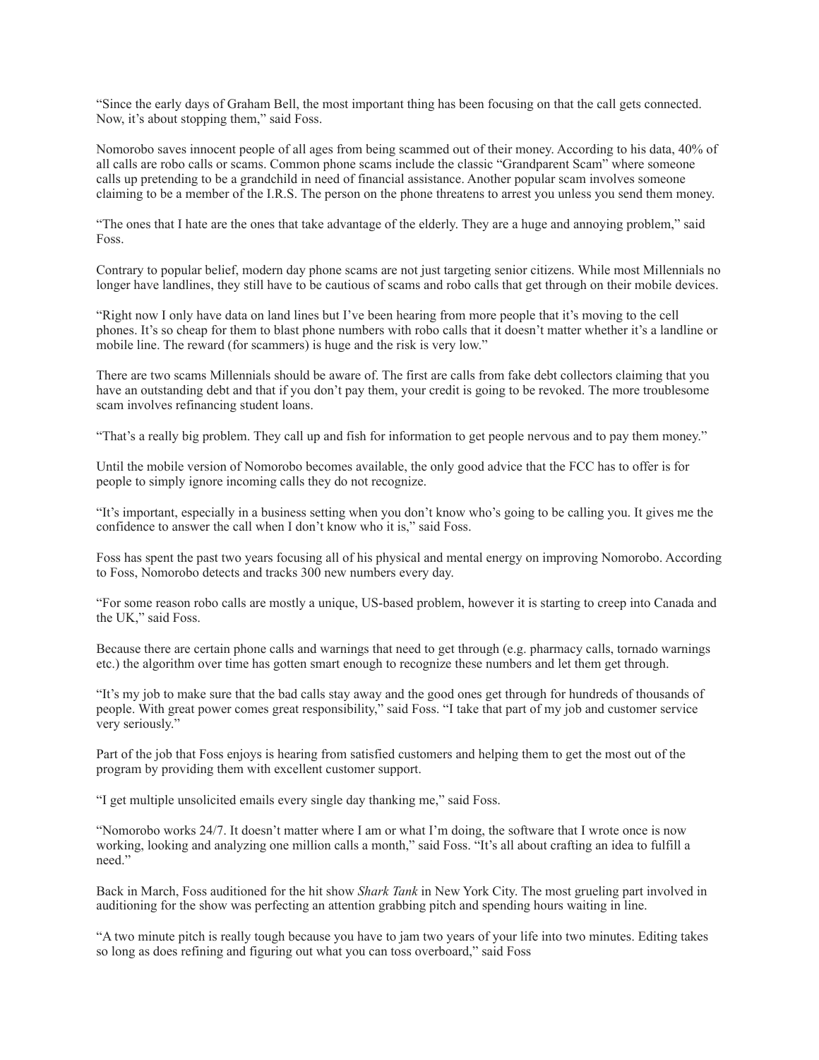"Since the early days of Graham Bell, the most important thing has been focusing on that the call gets connected. Now, it's about stopping them," said Foss.

Nomorobo saves innocent people of all ages from being scammed out of their money. According to his data, 40% of all calls are robo calls or scams. Common phone scams include the classic "Grandparent Scam" where someone calls up pretending to be a grandchild in need of financial assistance. Another popular scam involves someone claiming to be a member of the I.R.S. The person on the phone threatens to arrest you unless you send them money.

"The ones that I hate are the ones that take advantage of the elderly. They are a huge and annoying problem," said Foss.

Contrary to popular belief, modern day phone scams are not just targeting senior citizens. While most Millennials no longer have landlines, they still have to be cautious of scams and robo calls that get through on their mobile devices.

"Right now I only have data on land lines but I've been hearing from more people that it's moving to the cell phones. It's so cheap for them to blast phone numbers with robo calls that it doesn't matter whether it's a landline or mobile line. The reward (for scammers) is huge and the risk is very low."

There are two scams Millennials should be aware of. The first are calls from fake debt collectors claiming that you have an outstanding debt and that if you don't pay them, your credit is going to be revoked. The more troublesome scam involves refinancing student loans.

"That's a really big problem. They call up and fish for information to get people nervous and to pay them money."

Until the mobile version of Nomorobo becomes available, the only good advice that the FCC has to offer is for people to simply ignore incoming calls they do not recognize.

"It's important, especially in a business setting when you don't know who's going to be calling you. It gives me the confidence to answer the call when I don't know who it is," said Foss.

Foss has spent the past two years focusing all of his physical and mental energy on improving Nomorobo. According to Foss, Nomorobo detects and tracks 300 new numbers every day.

"For some reason robo calls are mostly a unique, US-based problem, however it is starting to creep into Canada and the UK," said Foss.

Because there are certain phone calls and warnings that need to get through (e.g. pharmacy calls, tornado warnings etc.) the algorithm over time has gotten smart enough to recognize these numbers and let them get through.

"It's my job to make sure that the bad calls stay away and the good ones get through for hundreds of thousands of people. With great power comes great responsibility," said Foss. "I take that part of my job and customer service very seriously."

Part of the job that Foss enjoys is hearing from satisfied customers and helping them to get the most out of the program by providing them with excellent customer support.

"I get multiple unsolicited emails every single day thanking me," said Foss.

"Nomorobo works 24/7. It doesn't matter where I am or what I'm doing, the software that I wrote once is now working, looking and analyzing one million calls a month," said Foss. "It's all about crafting an idea to fulfill a need."

Back in March, Foss auditioned for the hit show *Shark Tank* in New York City. The most grueling part involved in auditioning for the show was perfecting an attention grabbing pitch and spending hours waiting in line.

"A two minute pitch is really tough because you have to jam two years of your life into two minutes. Editing takes so long as does refining and figuring out what you can toss overboard," said Foss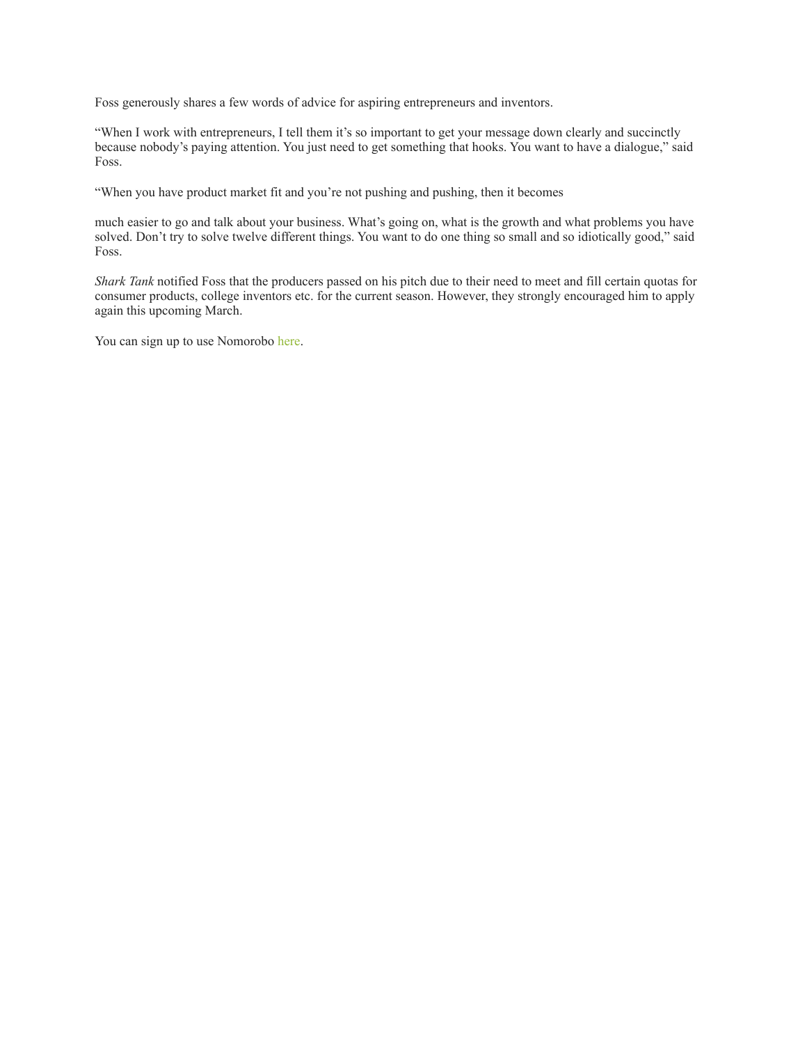Foss generously shares a few words of advice for aspiring entrepreneurs and inventors.

"When I work with entrepreneurs, I tell them it's so important to get your message down clearly and succinctly because nobody's paying attention. You just need to get something that hooks. You want to have a dialogue," said Foss.

"When you have product market fit and you're not pushing and pushing, then it becomes

much easier to go and talk about your business. What's going on, what is the growth and what problems you have solved. Don't try to solve twelve different things. You want to do one thing so small and so idiotically good," said Foss.

*Shark Tank* notified Foss that the producers passed on his pitch due to their need to meet and fill certain quotas for consumer products, college inventors etc. for the current season. However, they strongly encouraged him to apply again this upcoming March.

You can sign up to use Nomorobo here.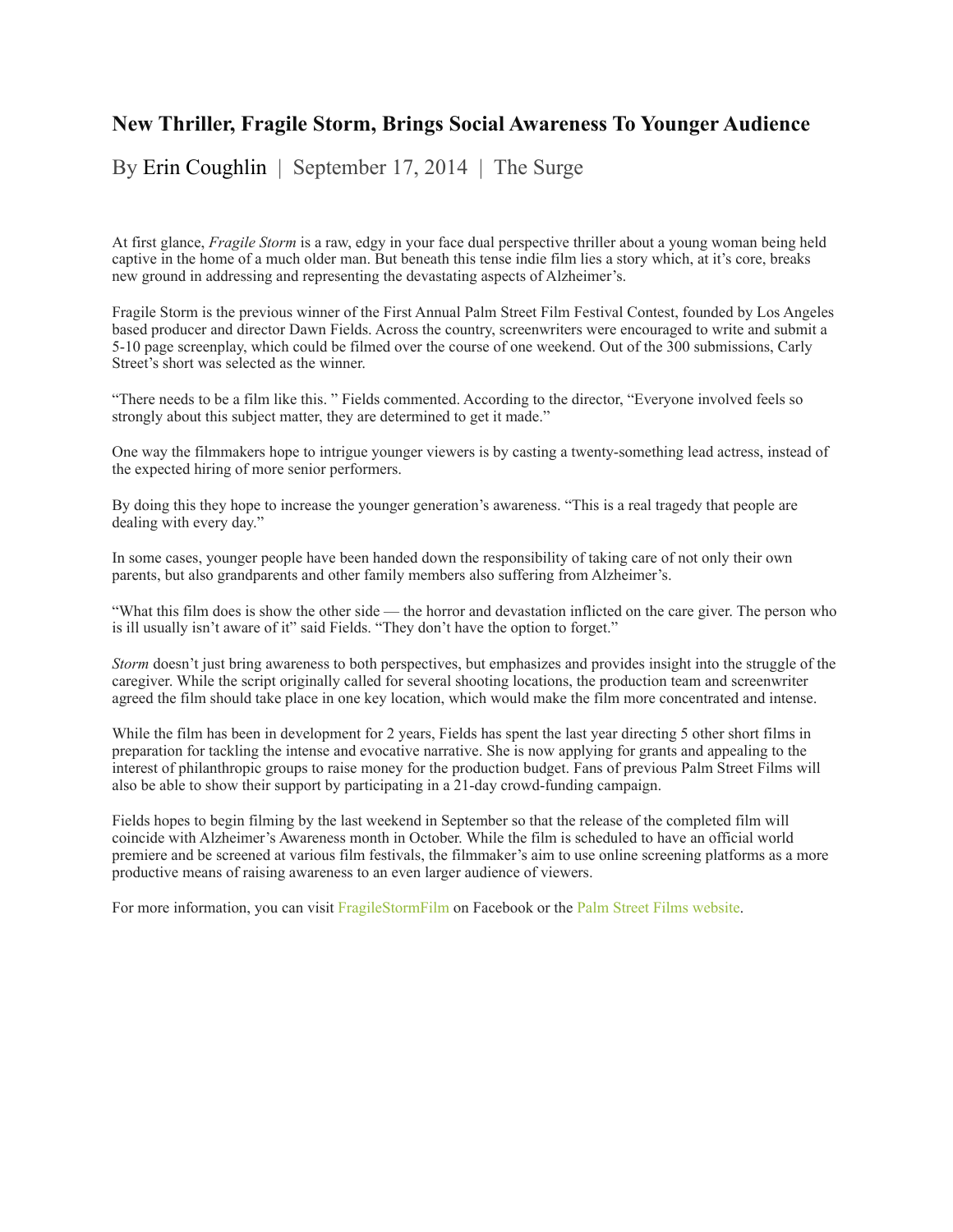# New Thriller, Fragile Storm, Brings Social Awareness To Younger Audience

By Erin Coughlin | September 17, 2014 | The Surge

At first glance, *Fragile Storm* is a raw, edgy in your face dual perspective thriller about a young woman being held captive in the home of a much older man. But beneath this tense indie film lies a story which, at it's core, breaks new ground in addressing and representing the devastating aspects of Alzheimer's.

Fragile Storm is the previous winner of the First Annual Palm Street Film Festival Contest, founded by Los Angeles based producer and director Dawn Fields. Across the country, screenwriters were encouraged to write and submit a 5-10 page screenplay, which could be filmed over the course of one weekend. Out of the 300 submissions, Carly Street's short was selected as the winner.

"There needs to be a film like this. " Fields commented. According to the director, "Everyone involved feels so strongly about this subject matter, they are determined to get it made."

One way the filmmakers hope to intrigue younger viewers is by casting a twenty-something lead actress, instead of the expected hiring of more senior performers.

By doing this they hope to increase the younger generation's awareness. "This is a real tragedy that people are dealing with every day."

In some cases, younger people have been handed down the responsibility of taking care of not only their own parents, but also grandparents and other family members also suffering from Alzheimer's.

"What this film does is show the other side — the horror and devastation inflicted on the care giver. The person who is ill usually isn't aware of it" said Fields. "They don't have the option to forget."

*Storm* doesn't just bring awareness to both perspectives, but emphasizes and provides insight into the struggle of the caregiver. While the script originally called for several shooting locations, the production team and screenwriter agreed the film should take place in one key location, which would make the film more concentrated and intense.

While the film has been in development for 2 years, Fields has spent the last year directing 5 other short films in preparation for tackling the intense and evocative narrative. She is now applying for grants and appealing to the interest of philanthropic groups to raise money for the production budget. Fans of previous Palm Street Films will also be able to show their support by participating in a 21-day crowd-funding campaign.

Fields hopes to begin filming by the last weekend in September so that the release of the completed film will coincide with Alzheimer's Awareness month in October. While the film is scheduled to have an official world premiere and be screened at various film festivals, the filmmaker's aim to use online screening platforms as a more productive means of raising awareness to an even larger audience of viewers.

For more information, you can visit FragileStormFilm on Facebook or the Palm Street Films website.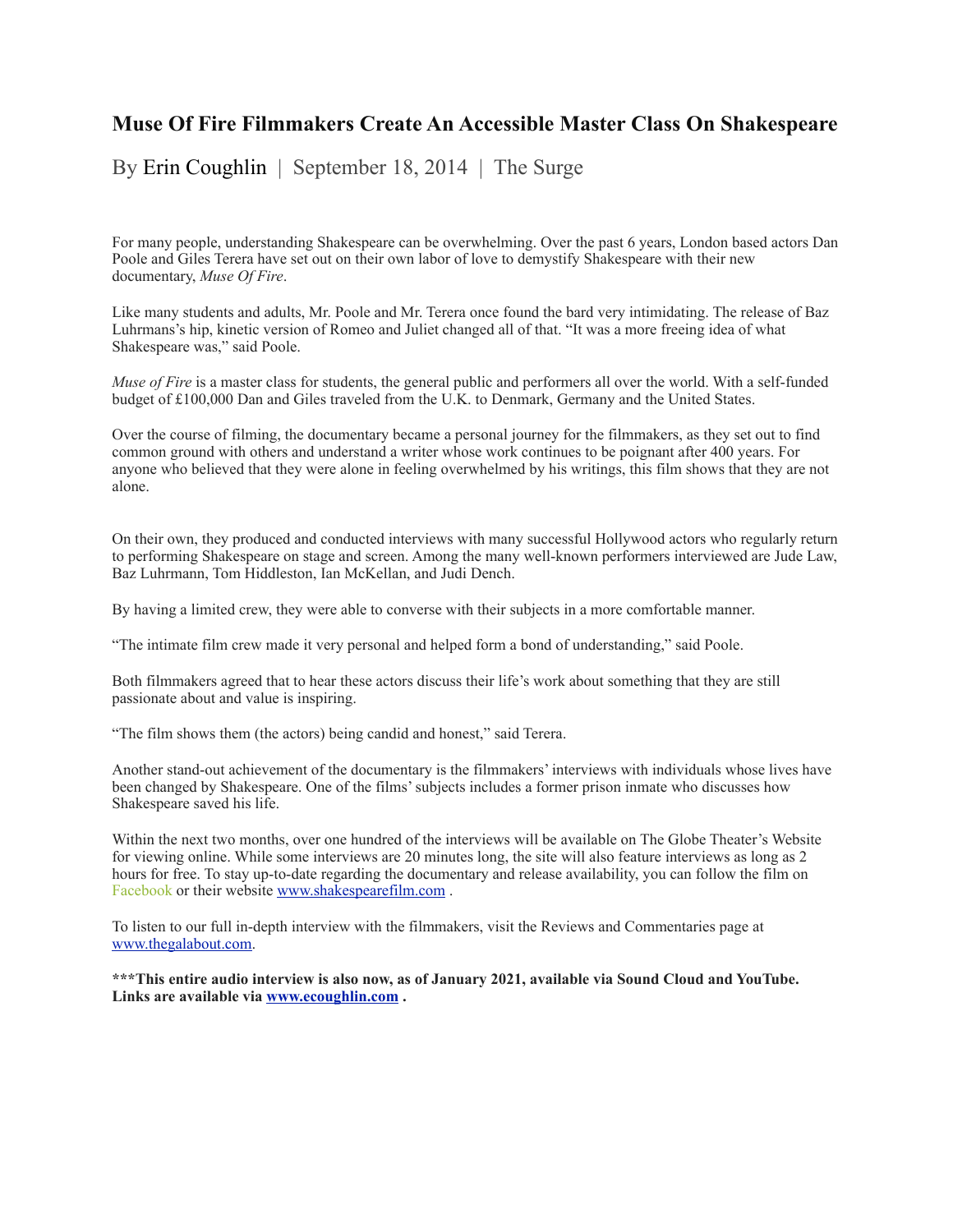# Muse Of Fire Filmmakers Create An Accessible Master Class On Shakespeare

By Erin Coughlin | September 18, 2014 | The Surge

For many people, understanding Shakespeare can be overwhelming. Over the past 6 years, London based actors Dan Poole and Giles Terera have set out on their own labor of love to demystify Shakespeare with their new documentary, *Muse Of Fire*.

Like many students and adults, Mr. Poole and Mr. Terera once found the bard very intimidating. The release of Baz Luhrmans's hip, kinetic version of Romeo and Juliet changed all of that. "It was a more freeing idea of what Shakespeare was," said Poole.

*Muse of Fire* is a master class for students, the general public and performers all over the world. With a self-funded budget of £100,000 Dan and Giles traveled from the U.K. to Denmark, Germany and the United States.

Over the course of filming, the documentary became a personal journey for the filmmakers, as they set out to find common ground with others and understand a writer whose work continues to be poignant after 400 years. For anyone who believed that they were alone in feeling overwhelmed by his writings, this film shows that they are not alone.

On their own, they produced and conducted interviews with many successful Hollywood actors who regularly return to performing Shakespeare on stage and screen. Among the many well-known performers interviewed are Jude Law, Baz Luhrmann, Tom Hiddleston, Ian McKellan, and Judi Dench.

By having a limited crew, they were able to converse with their subjects in a more comfortable manner.

"The intimate film crew made it very personal and helped form a bond of understanding," said Poole.

Both filmmakers agreed that to hear these actors discuss their life's work about something that they are still passionate about and value is inspiring.

"The film shows them (the actors) being candid and honest," said Terera.

Another stand-out achievement of the documentary is the filmmakers' interviews with individuals whose lives have been changed by Shakespeare. One of the films' subjects includes a former prison inmate who discusses how Shakespeare saved his life.

Within the next two months, over one hundred of the interviews will be available on The Globe Theater's Website for viewing online. While some interviews are 20 minutes long, the site will also feature interviews as long as 2 hours for free. To stay up-to-date regarding the documentary and release availability, you can follow the film on Facebook or their website www.shakespearefilm.com .

To listen to our full in-depth interview with the filmmakers, visit the Reviews and Commentaries page at www.thegalabout.com.

**\*\*\*This entire audio interview is also now, as of January 2021, available via Sound Cloud and YouTube. Links are available via www.ecoughlin.com .**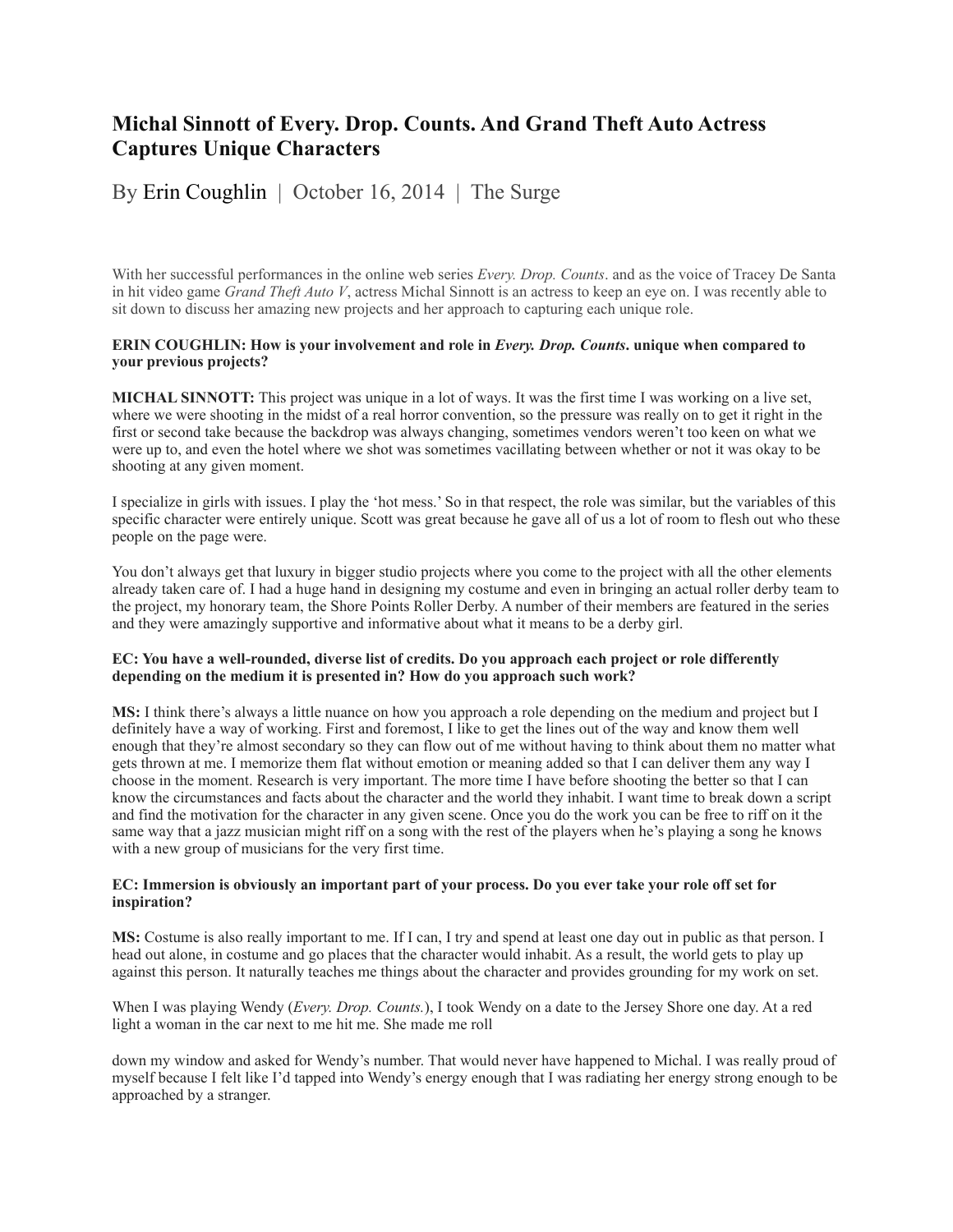# Michal Sinnott of Every. Drop. Counts. And Grand Theft Auto Actress Captures Unique Characters

By Erin Coughlin | October 16, 2014 | The Surge

With her successful performances in the online web series *Every. Drop. Counts*. and as the voice of Tracey De Santa in hit video game *Grand Theft Auto V*, actress Michal Sinnott is an actress to keep an eye on. I was recently able to sit down to discuss her amazing new projects and her approach to capturing each unique role.

**ERIN COUGHLIN: How is your involvement and role in *Every. Drop. Counts*. unique when compared to your previous projects?**

**MICHAL SINNOTT:** This project was unique in a lot of ways. It was the first time I was working on a live set, where we were shooting in the midst of a real horror convention, so the pressure was really on to get it right in the first or second take because the backdrop was always changing, sometimes vendors weren't too keen on what we were up to, and even the hotel where we shot was sometimes vacillating between whether or not it was okay to be shooting at any given moment.

I specialize in girls with issues. I play the 'hot mess.' So in that respect, the role was similar, but the variables of this specific character were entirely unique. Scott was great because he gave all of us a lot of room to flesh out who these people on the page were.

You don't always get that luxury in bigger studio projects where you come to the project with all the other elements already taken care of. I had a huge hand in designing my costume and even in bringing an actual roller derby team to the project, my honorary team, the Shore Points Roller Derby. A number of their members are featured in the series and they were amazingly supportive and informative about what it means to be a derby girl.

**EC: You have a well-rounded, diverse list of credits. Do you approach each project or role differently depending on the medium it is presented in? How do you approach such work?**

**MS:** I think there's always a little nuance on how you approach a role depending on the medium and project but I definitely have a way of working. First and foremost, I like to get the lines out of the way and know them well enough that they're almost secondary so they can flow out of me without having to think about them no matter what gets thrown at me. I memorize them flat without emotion or meaning added so that I can deliver them any way I choose in the moment. Research is very important. The more time I have before shooting the better so that I can know the circumstances and facts about the character and the world they inhabit. I want time to break down a script and find the motivation for the character in any given scene. Once you do the work you can be free to riff on it the same way that a jazz musician might riff on a song with the rest of the players when he's playing a song he knows with a new group of musicians for the very first time.

**EC: Immersion is obviously an important part of your process. Do you ever take your role off set for inspiration?**

**MS:** Costume is also really important to me. If I can, I try and spend at least one day out in public as that person. I head out alone, in costume and go places that the character would inhabit. As a result, the world gets to play up against this person. It naturally teaches me things about the character and provides grounding for my work on set.

When I was playing Wendy (*Every. Drop. Counts.*), I took Wendy on a date to the Jersey Shore one day. At a red light a woman in the car next to me hit me. She made me roll down my window and asked for Wendy's number. That would never have happened to Michal. I was really proud of myself because I felt like I'd tapped into Wendy's energy enough that I was radiating her energy strong enough to be approached by a stranger.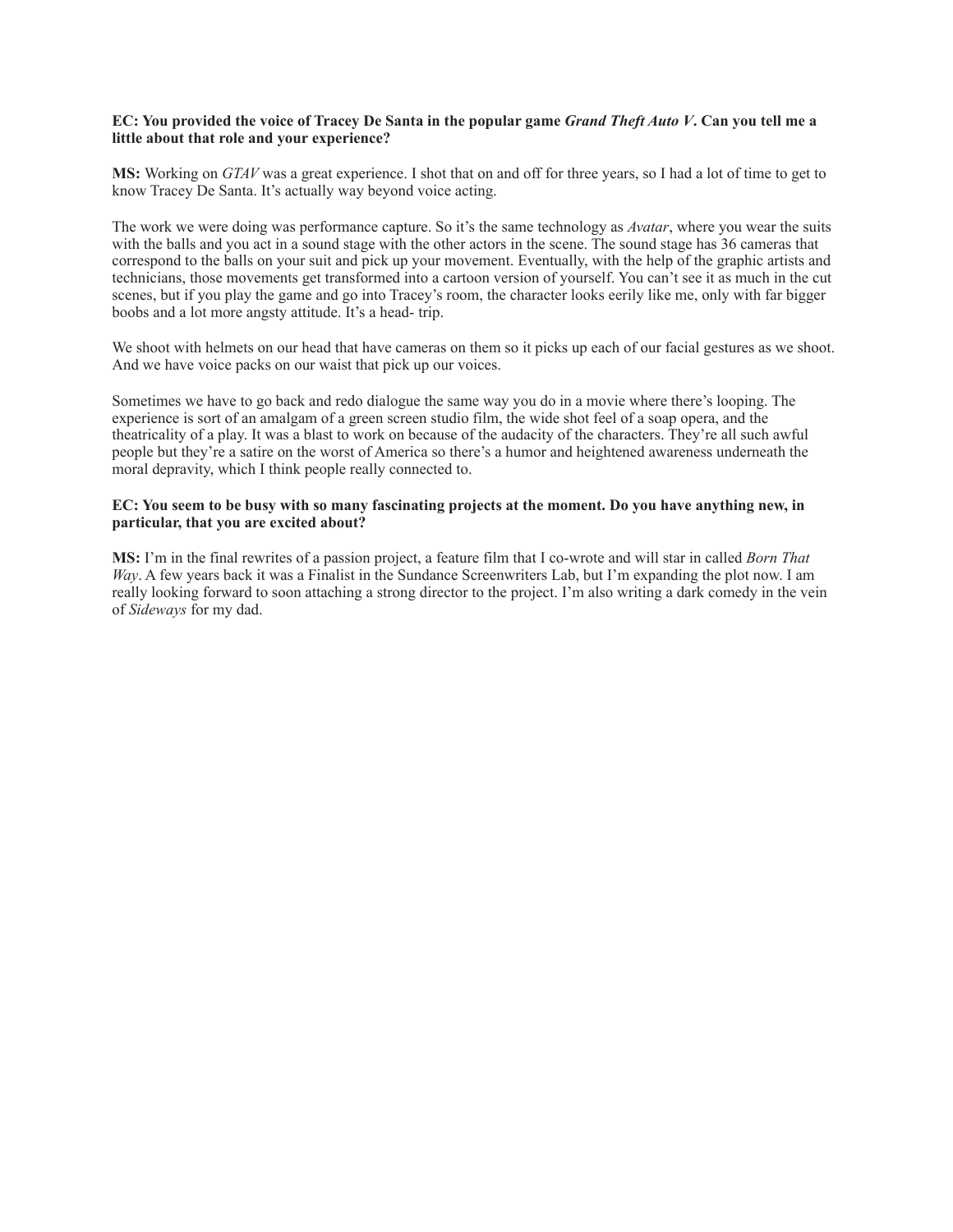**EC: You provided the voice of Tracey De Santa in the popular game *Grand Theft Auto V*. Can you tell me a little about that role and your experience?**

**MS:** Working on *GTAV* was a great experience. I shot that on and off for three years, so I had a lot of time to get to know Tracey De Santa. It's actually way beyond voice acting.

The work we were doing was performance capture. So it's the same technology as *Avatar*, where you wear the suits with the balls and you act in a sound stage with the other actors in the scene. The sound stage has 36 cameras that correspond to the balls on your suit and pick up your movement. Eventually, with the help of the graphic artists and technicians, those movements get transformed into a cartoon version of yourself. You can't see it as much in the cut scenes, but if you play the game and go into Tracey's room, the character looks eerily like me, only with far bigger boobs and a lot more angsty attitude. It's a head- trip.

We shoot with helmets on our head that have cameras on them so it picks up each of our facial gestures as we shoot. And we have voice packs on our waist that pick up our voices.

Sometimes we have to go back and redo dialogue the same way you do in a movie where there's looping. The experience is sort of an amalgam of a green screen studio film, the wide shot feel of a soap opera, and the theatricality of a play. It was a blast to work on because of the audacity of the characters. They're all such awful people but they're a satire on the worst of America so there's a humor and heightened awareness underneath the moral depravity, which I think people really connected to.

**EC: You seem to be busy with so many fascinating projects at the moment. Do you have anything new, in particular, that you are excited about?**

**MS:** I'm in the final rewrites of a passion project, a feature film that I co-wrote and will star in called *Born That Way*. A few years back it was a Finalist in the Sundance Screenwriters Lab, but I'm expanding the plot now. I am really looking forward to soon attaching a strong director to the project. I'm also writing a dark comedy in the vein of *Sideways* for my dad.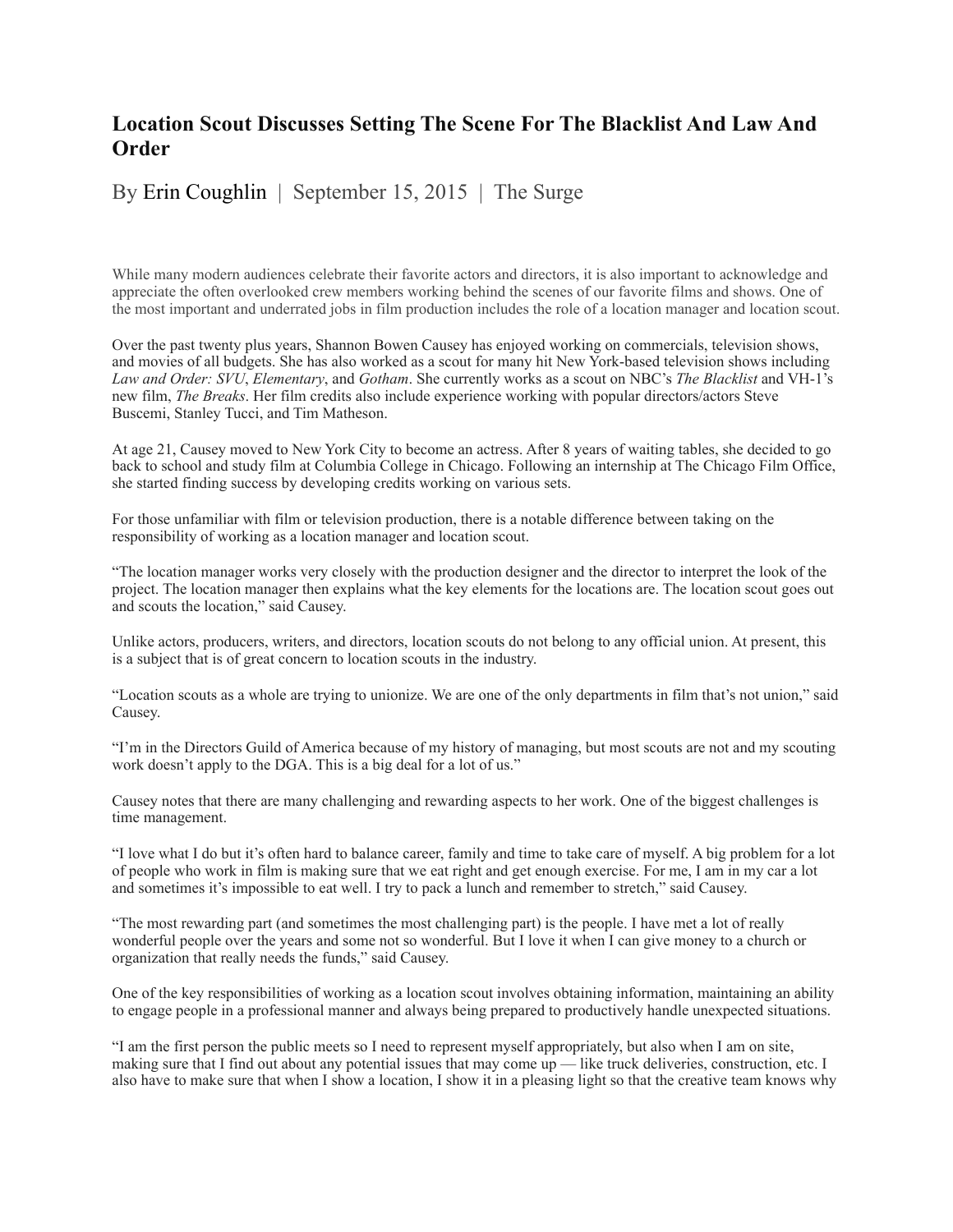# Location Scout Discusses Setting The Scene For The Blacklist And Law And Order

By Erin Coughlin | September 15, 2015 | The Surge

While many modern audiences celebrate their favorite actors and directors, it is also important to acknowledge and appreciate the often overlooked crew members working behind the scenes of our favorite films and shows. One of the most important and underrated jobs in film production includes the role of a location manager and location scout.

Over the past twenty plus years, Shannon Bowen Causey has enjoyed working on commercials, television shows, and movies of all budgets. She has also worked as a scout for many hit New York-based television shows including *Law and Order: SVU*, *Elementary*, and *Gotham*. She currently works as a scout on NBC's *The Blacklist* and VH-1's new film, *The Breaks*. Her film credits also include experience working with popular directors/actors Steve Buscemi, Stanley Tucci, and Tim Matheson.

At age 21, Causey moved to New York City to become an actress. After 8 years of waiting tables, she decided to go back to school and study film at Columbia College in Chicago. Following an internship at The Chicago Film Office, she started finding success by developing credits working on various sets.

For those unfamiliar with film or television production, there is a notable difference between taking on the responsibility of working as a location manager and location scout.

"The location manager works very closely with the production designer and the director to interpret the look of the project. The location manager then explains what the key elements for the locations are. The location scout goes out and scouts the location," said Causey.

Unlike actors, producers, writers, and directors, location scouts do not belong to any official union. At present, this is a subject that is of great concern to location scouts in the industry.

"Location scouts as a whole are trying to unionize. We are one of the only departments in film that's not union," said Causey.

"I'm in the Directors Guild of America because of my history of managing, but most scouts are not and my scouting work doesn't apply to the DGA. This is a big deal for a lot of us."

Causey notes that there are many challenging and rewarding aspects to her work. One of the biggest challenges is time management.

"I love what I do but it's often hard to balance career, family and time to take care of myself. A big problem for a lot of people who work in film is making sure that we eat right and get enough exercise. For me, I am in my car a lot and sometimes it's impossible to eat well. I try to pack a lunch and remember to stretch," said Causey.

"The most rewarding part (and sometimes the most challenging part) is the people. I have met a lot of really wonderful people over the years and some not so wonderful. But I love it when I can give money to a church or organization that really needs the funds," said Causey.

One of the key responsibilities of working as a location scout involves obtaining information, maintaining an ability to engage people in a professional manner and always being prepared to productively handle unexpected situations.

"I am the first person the public meets so I need to represent myself appropriately, but also when I am on site, making sure that I find out about any potential issues that may come up — like truck deliveries, construction, etc. I also have to make sure that when I show a location, I show it in a pleasing light so that the creative team knows why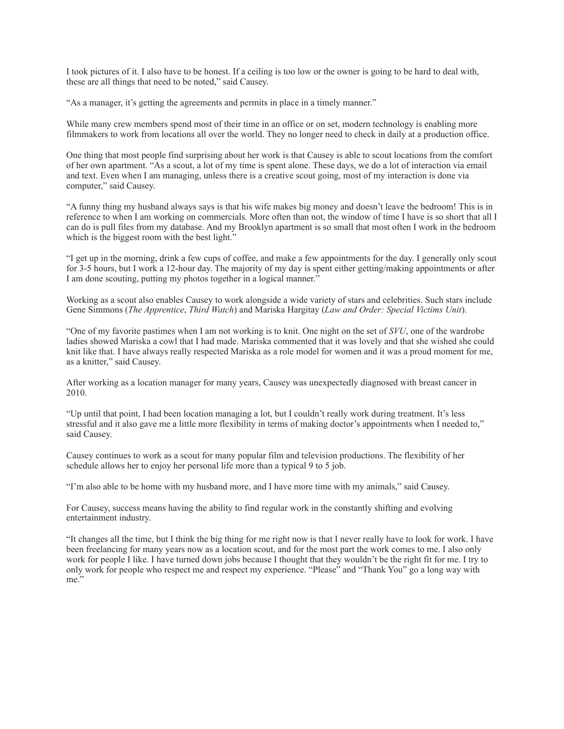I took pictures of it. I also have to be honest. If a ceiling is too low or the owner is going to be hard to deal with, these are all things that need to be noted," said Causey.

"As a manager, it's getting the agreements and permits in place in a timely manner."

While many crew members spend most of their time in an office or on set, modern technology is enabling more filmmakers to work from locations all over the world. They no longer need to check in daily at a production office.

One thing that most people find surprising about her work is that Causey is able to scout locations from the comfort of her own apartment. "As a scout, a lot of my time is spent alone. These days, we do a lot of interaction via email and text. Even when I am managing, unless there is a creative scout going, most of my interaction is done via computer," said Causey.

"A funny thing my husband always says is that his wife makes big money and doesn't leave the bedroom! This is in reference to when I am working on commercials. More often than not, the window of time I have is so short that all I can do is pull files from my database. And my Brooklyn apartment is so small that most often I work in the bedroom which is the biggest room with the best light."

"I get up in the morning, drink a few cups of coffee, and make a few appointments for the day. I generally only scout for 3-5 hours, but I work a 12-hour day. The majority of my day is spent either getting/making appointments or after I am done scouting, putting my photos together in a logical manner."

Working as a scout also enables Causey to work alongside a wide variety of stars and celebrities. Such stars include Gene Simmons (*The Apprentice*, *Third Watch*) and Mariska Hargitay (*Law and Order: Special Victims Unit*).

"One of my favorite pastimes when I am not working is to knit. One night on the set of *SVU*, one of the wardrobe ladies showed Mariska a cowl that I had made. Mariska commented that it was lovely and that she wished she could knit like that. I have always really respected Mariska as a role model for women and it was a proud moment for me, as a knitter," said Causey.

After working as a location manager for many years, Causey was unexpectedly diagnosed with breast cancer in 2010.

"Up until that point, I had been location managing a lot, but I couldn't really work during treatment. It's less stressful and it also gave me a little more flexibility in terms of making doctor's appointments when I needed to," said Causey.

Causey continues to work as a scout for many popular film and television productions. The flexibility of her schedule allows her to enjoy her personal life more than a typical 9 to 5 job.

"I'm also able to be home with my husband more, and I have more time with my animals," said Causey.

For Causey, success means having the ability to find regular work in the constantly shifting and evolving entertainment industry.

"It changes all the time, but I think the big thing for me right now is that I never really have to look for work. I have been freelancing for many years now as a location scout, and for the most part the work comes to me. I also only work for people I like. I have turned down jobs because I thought that they wouldn't be the right fit for me. I try to only work for people who respect me and respect my experience. "Please" and "Thank You" go a long way with me."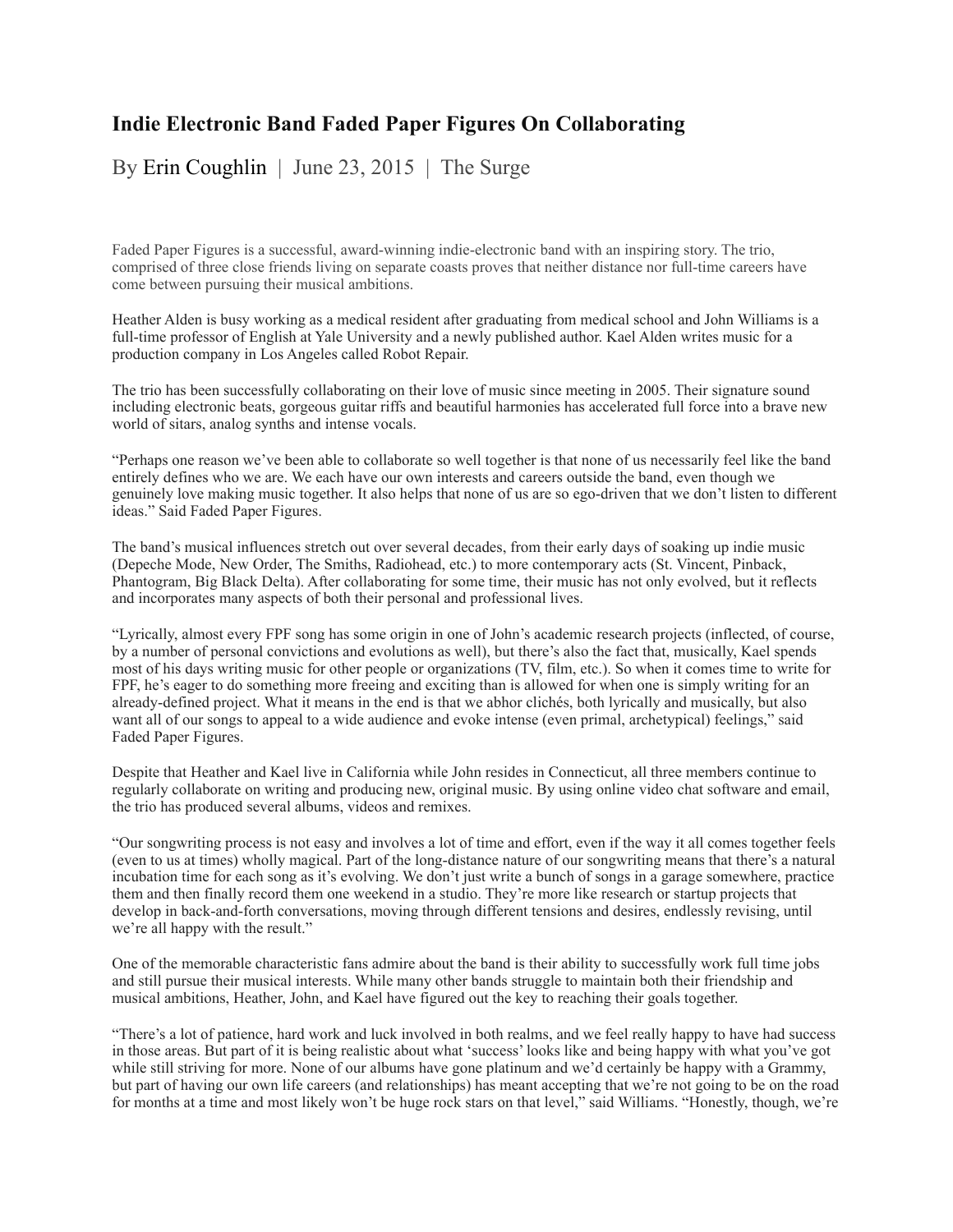# Indie Electronic Band Faded Paper Figures On Collaborating

By Erin Coughlin | June 23, 2015 | The Surge

Faded Paper Figures is a successful, award-winning indie-electronic band with an inspiring story. The trio, comprised of three close friends living on separate coasts proves that neither distance nor full-time careers have come between pursuing their musical ambitions.

Heather Alden is busy working as a medical resident after graduating from medical school and John Williams is a full-time professor of English at Yale University and a newly published author. Kael Alden writes music for a production company in Los Angeles called Robot Repair.

The trio has been successfully collaborating on their love of music since meeting in 2005. Their signature sound including electronic beats, gorgeous guitar riffs and beautiful harmonies has accelerated full force into a brave new world of sitars, analog synths and intense vocals.

"Perhaps one reason we've been able to collaborate so well together is that none of us necessarily feel like the band entirely defines who we are. We each have our own interests and careers outside the band, even though we genuinely love making music together. It also helps that none of us are so ego-driven that we don't listen to different ideas." Said Faded Paper Figures.

The band's musical influences stretch out over several decades, from their early days of soaking up indie music (Depeche Mode, New Order, The Smiths, Radiohead, etc.) to more contemporary acts (St. Vincent, Pinback, Phantogram, Big Black Delta). After collaborating for some time, their music has not only evolved, but it reflects and incorporates many aspects of both their personal and professional lives.

"Lyrically, almost every FPF song has some origin in one of John's academic research projects (inflected, of course, by a number of personal convictions and evolutions as well), but there's also the fact that, musically, Kael spends most of his days writing music for other people or organizations (TV, film, etc.). So when it comes time to write for FPF, he's eager to do something more freeing and exciting than is allowed for when one is simply writing for an already-defined project. What it means in the end is that we abhor clichés, both lyrically and musically, but also want all of our songs to appeal to a wide audience and evoke intense (even primal, archetypical) feelings," said Faded Paper Figures.

Despite that Heather and Kael live in California while John resides in Connecticut, all three members continue to regularly collaborate on writing and producing new, original music. By using online video chat software and email, the trio has produced several albums, videos and remixes.

"Our songwriting process is not easy and involves a lot of time and effort, even if the way it all comes together feels (even to us at times) wholly magical. Part of the long-distance nature of our songwriting means that there's a natural incubation time for each song as it's evolving. We don't just write a bunch of songs in a garage somewhere, practice them and then finally record them one weekend in a studio. They're more like research or startup projects that develop in back-and-forth conversations, moving through different tensions and desires, endlessly revising, until we're all happy with the result."

One of the memorable characteristic fans admire about the band is their ability to successfully work full time jobs and still pursue their musical interests. While many other bands struggle to maintain both their friendship and musical ambitions, Heather, John, and Kael have figured out the key to reaching their goals together.

"There's a lot of patience, hard work and luck involved in both realms, and we feel really happy to have had success in those areas. But part of it is being realistic about what 'success' looks like and being happy with what you've got while still striving for more. None of our albums have gone platinum and we'd certainly be happy with a Grammy, but part of having our own life careers (and relationships) has meant accepting that we're not going to be on the road for months at a time and most likely won't be huge rock stars on that level," said Williams. "Honestly, though, we're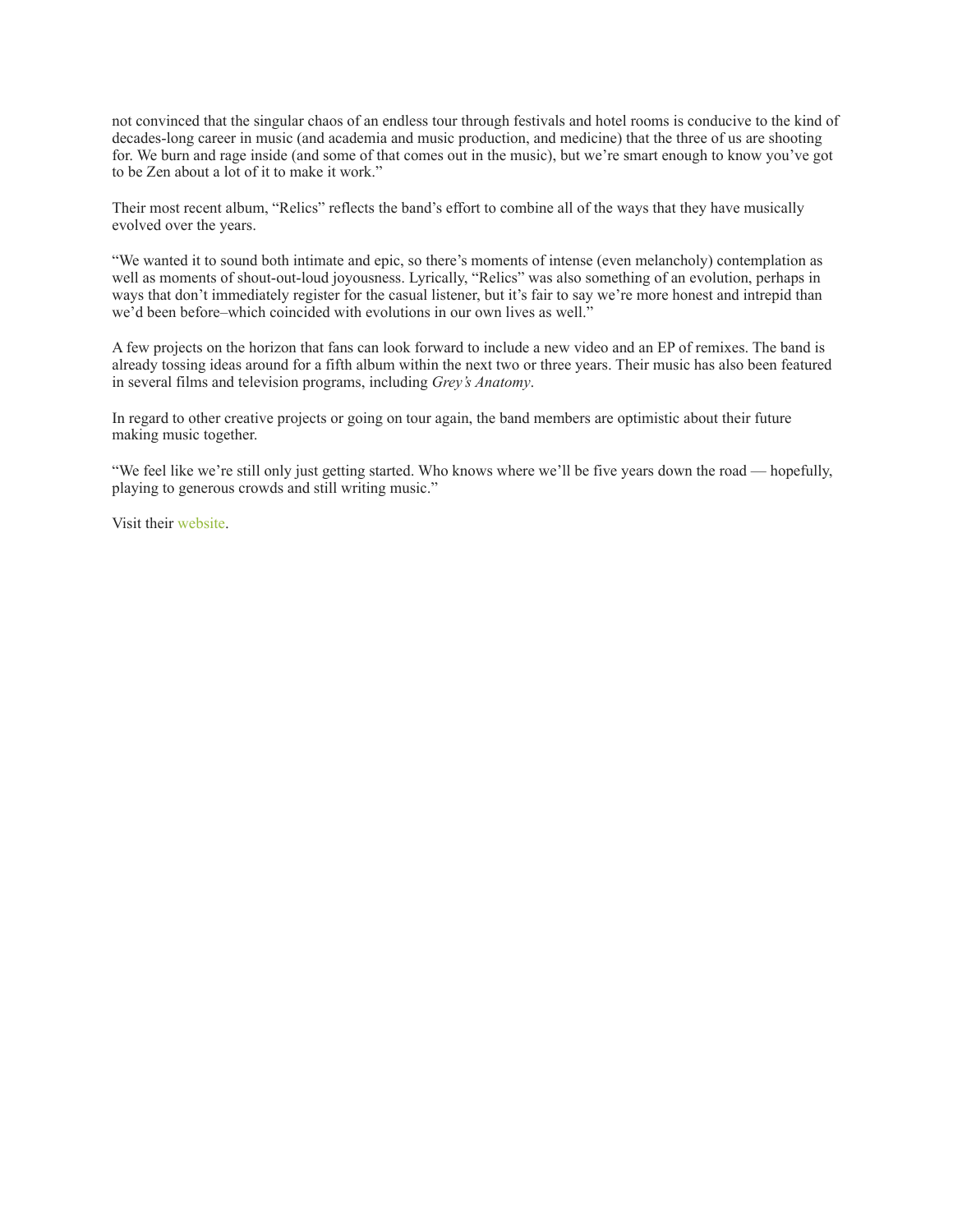not convinced that the singular chaos of an endless tour through festivals and hotel rooms is conducive to the kind of decades-long career in music (and academia and music production, and medicine) that the three of us are shooting for. We burn and rage inside (and some of that comes out in the music), but we're smart enough to know you've got to be Zen about a lot of it to make it work."

Their most recent album, "Relics" reflects the band's effort to combine all of the ways that they have musically evolved over the years.

"We wanted it to sound both intimate and epic, so there's moments of intense (even melancholy) contemplation as well as moments of shout-out-loud joyousness. Lyrically, "Relics" was also something of an evolution, perhaps in ways that don't immediately register for the casual listener, but it's fair to say we're more honest and intrepid than we'd been before–which coincided with evolutions in our own lives as well."

A few projects on the horizon that fans can look forward to include a new video and an EP of remixes. The band is already tossing ideas around for a fifth album within the next two or three years. Their music has also been featured in several films and television programs, including *Grey's Anatomy*.

In regard to other creative projects or going on tour again, the band members are optimistic about their future making music together.

"We feel like we're still only just getting started. Who knows where we'll be five years down the road — hopefully, playing to generous crowds and still writing music."

Visit their website.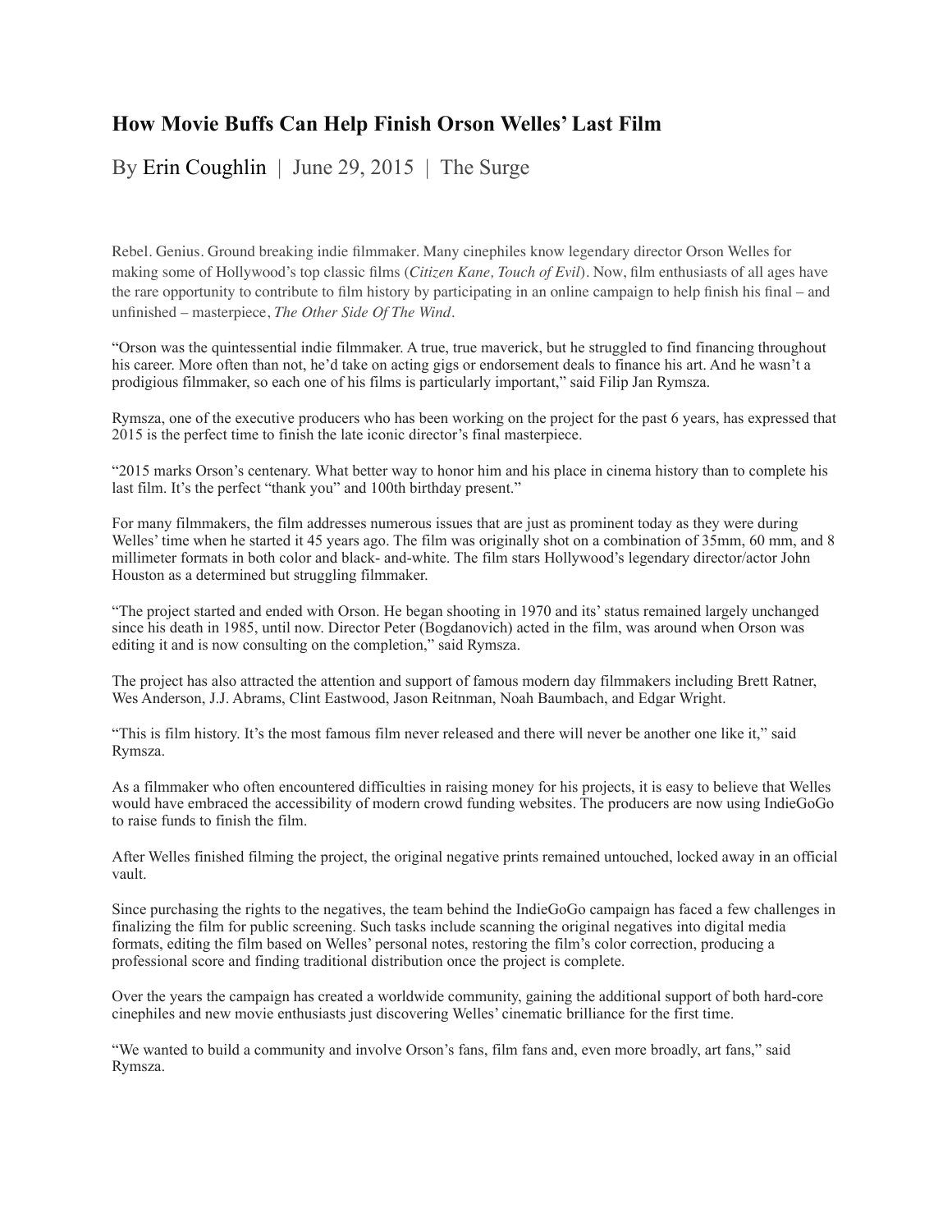# How Movie Buffs Can Help Finish Orson Welles' Last Film

By Erin Coughlin | June 29, 2015 | The Surge

Rebel. Genius. Ground breaking indie filmmaker. Many cinephiles know legendary director Orson Welles for making some of Hollywood's top classic films (*Citizen Kane, Touch of Evil*). Now, film enthusiasts of all ages have the rare opportunity to contribute to film history by participating in an online campaign to help finish his final – and unfinished – masterpiece, *The Other Side Of The Wind*.

"Orson was the quintessential indie filmmaker. A true, true maverick, but he struggled to find financing throughout his career. More often than not, he'd take on acting gigs or endorsement deals to finance his art. And he wasn't a prodigious filmmaker, so each one of his films is particularly important," said Filip Jan Rymsza.

Rymsza, one of the executive producers who has been working on the project for the past 6 years, has expressed that 2015 is the perfect time to finish the late iconic director's final masterpiece.

"2015 marks Orson's centenary. What better way to honor him and his place in cinema history than to complete his last film. It's the perfect "thank you" and 100th birthday present."

For many filmmakers, the film addresses numerous issues that are just as prominent today as they were during Welles' time when he started it 45 years ago. The film was originally shot on a combination of 35mm, 60 mm, and 8 millimeter formats in both color and black- and-white. The film stars Hollywood's legendary director/actor John Houston as a determined but struggling filmmaker.

"The project started and ended with Orson. He began shooting in 1970 and its' status remained largely unchanged since his death in 1985, until now. Director Peter (Bogdanovich) acted in the film, was around when Orson was editing it and is now consulting on the completion," said Rymsza.

The project has also attracted the attention and support of famous modern day filmmakers including Brett Ratner, Wes Anderson, J.J. Abrams, Clint Eastwood, Jason Reitnman, Noah Baumbach, and Edgar Wright.

"This is film history. It's the most famous film never released and there will never be another one like it," said Rymsza.

As a filmmaker who often encountered difficulties in raising money for his projects, it is easy to believe that Welles would have embraced the accessibility of modern crowd funding websites. The producers are now using IndieGoGo to raise funds to finish the film.

After Welles finished filming the project, the original negative prints remained untouched, locked away in an official vault.

Since purchasing the rights to the negatives, the team behind the IndieGoGo campaign has faced a few challenges in finalizing the film for public screening. Such tasks include scanning the original negatives into digital media formats, editing the film based on Welles' personal notes, restoring the film's color correction, producing a professional score and finding traditional distribution once the project is complete.

Over the years the campaign has created a worldwide community, gaining the additional support of both hard-core cinephiles and new movie enthusiasts just discovering Welles' cinematic brilliance for the first time.

"We wanted to build a community and involve Orson's fans, film fans and, even more broadly, art fans," said Rymsza.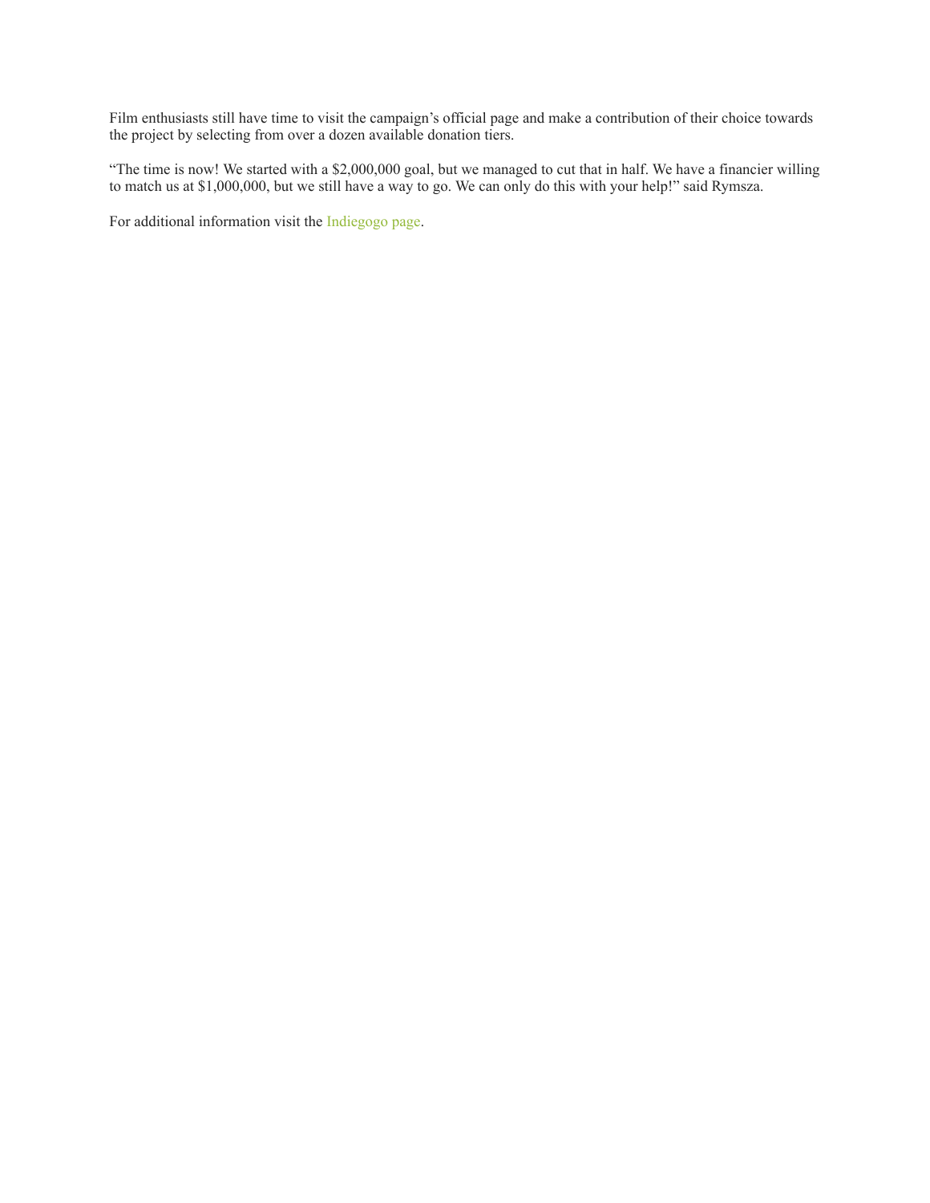Film enthusiasts still have time to visit the campaign's official page and make a contribution of their choice towards the project by selecting from over a dozen available donation tiers.

"The time is now! We started with a $2,000,000 goal, but we managed to cut that in half. We have a financier willing to match us at $1,000,000, but we still have a way to go. We can only do this with your help!" said Rymsza.

For additional information visit the Indiegogo page.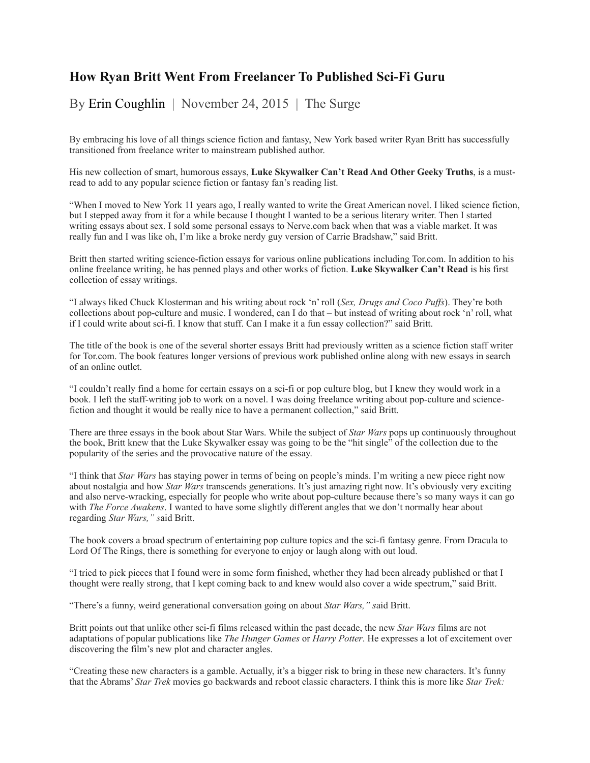## How Ryan Britt Went From Freelancer To Published Sci-Fi Guru

By Erin Coughlin | November 24, 2015 | The Surge

By embracing his love of all things science fiction and fantasy, New York based writer Ryan Britt has successfully transitioned from freelance writer to mainstream published author.

His new collection of smart, humorous essays, **Luke Skywalker Can't Read And Other Geeky Truths**, is a must-read to add to any popular science fiction or fantasy fan's reading list.

"When I moved to New York 11 years ago, I really wanted to write the Great American novel. I liked science fiction, but I stepped away from it for a while because I thought I wanted to be a serious literary writer. Then I started writing essays about sex. I sold some personal essays to Nerve.com back when that was a viable market. It was really fun and I was like oh, I'm like a broke nerdy guy version of Carrie Bradshaw," said Britt.

Britt then started writing science-fiction essays for various online publications including Tor.com. In addition to his online freelance writing, he has penned plays and other works of fiction. **Luke Skywalker Can't Read** is his first collection of essay writings.

"I always liked Chuck Klosterman and his writing about rock 'n' roll (*Sex, Drugs and Coco Puffs*). They're both collections about pop-culture and music. I wondered, can I do that – but instead of writing about rock 'n' roll, what if I could write about sci-fi. I know that stuff. Can I make it a fun essay collection?" said Britt.

The title of the book is one of the several shorter essays Britt had previously written as a science fiction staff writer for Tor.com. The book features longer versions of previous work published online along with new essays in search of an online outlet.

"I couldn't really find a home for certain essays on a sci-fi or pop culture blog, but I knew they would work in a book. I left the staff-writing job to work on a novel. I was doing freelance writing about pop-culture and science-fiction and thought it would be really nice to have a permanent collection," said Britt.

There are three essays in the book about Star Wars. While the subject of *Star Wars* pops up continuously throughout the book, Britt knew that the Luke Skywalker essay was going to be the "hit single" of the collection due to the popularity of the series and the provocative nature of the essay.

"I think that *Star Wars* has staying power in terms of being on people's minds. I'm writing a new piece right now about nostalgia and how *Star Wars* transcends generations. It's just amazing right now. It's obviously very exciting and also nerve-wracking, especially for people who write about pop-culture because there's so many ways it can go with *The Force Awakens*. I wanted to have some slightly different angles that we don't normally hear about regarding *Star Wars,"* said Britt.

The book covers a broad spectrum of entertaining pop culture topics and the sci-fi fantasy genre. From Dracula to Lord Of The Rings, there is something for everyone to enjoy or laugh along with out loud.

"I tried to pick pieces that I found were in some form finished, whether they had been already published or that I thought were really strong, that I kept coming back to and knew would also cover a wide spectrum," said Britt.

"There's a funny, weird generational conversation going on about *Star Wars,"* said Britt.

Britt points out that unlike other sci-fi films released within the past decade, the new *Star Wars* films are not adaptations of popular publications like *The Hunger Games* or *Harry Potter*. He expresses a lot of excitement over discovering the film's new plot and character angles.

"Creating these new characters is a gamble. Actually, it's a bigger risk to bring in these new characters. It's funny that the Abrams' *Star Trek* movies go backwards and reboot classic characters. I think this is more like *Star Trek:*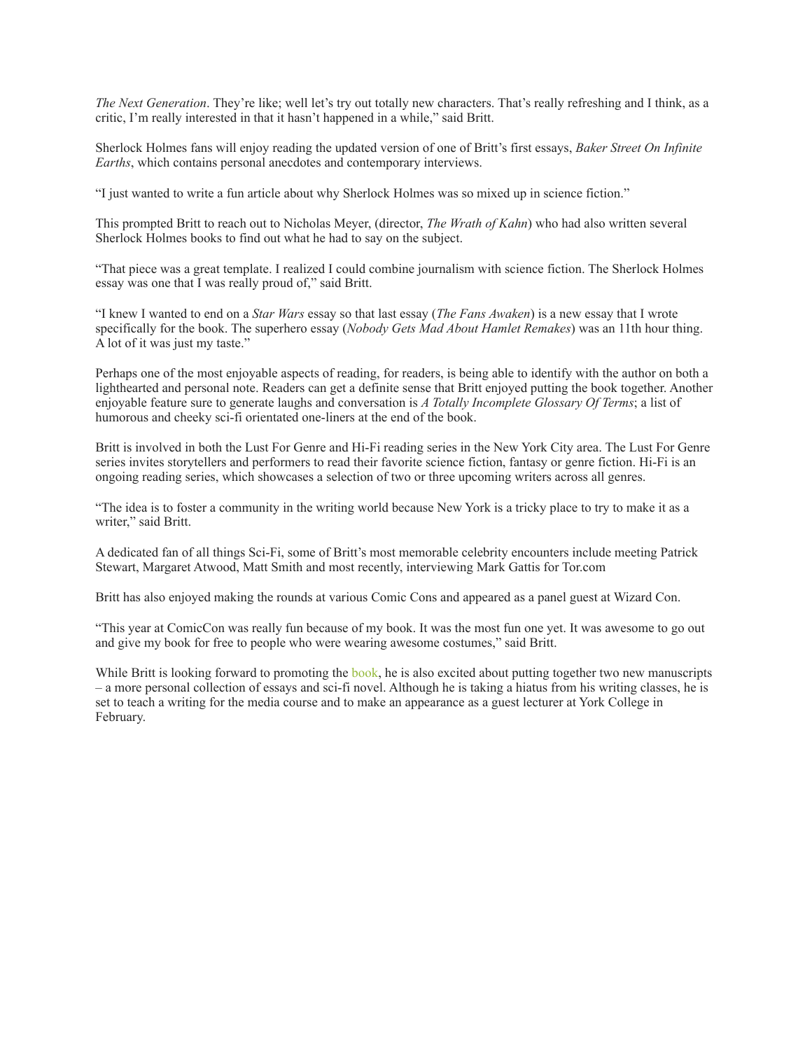*The Next Generation*. They're like; well let's try out totally new characters. That's really refreshing and I think, as a critic, I'm really interested in that it hasn't happened in a while," said Britt.

Sherlock Holmes fans will enjoy reading the updated version of one of Britt's first essays, *Baker Street On Infinite Earths*, which contains personal anecdotes and contemporary interviews.

"I just wanted to write a fun article about why Sherlock Holmes was so mixed up in science fiction."

This prompted Britt to reach out to Nicholas Meyer, (director, *The Wrath of Kahn*) who had also written several Sherlock Holmes books to find out what he had to say on the subject.

"That piece was a great template. I realized I could combine journalism with science fiction. The Sherlock Holmes essay was one that I was really proud of," said Britt.

"I knew I wanted to end on a *Star Wars* essay so that last essay (*The Fans Awaken*) is a new essay that I wrote specifically for the book. The superhero essay (*Nobody Gets Mad About Hamlet Remakes*) was an 11th hour thing. A lot of it was just my taste."

Perhaps one of the most enjoyable aspects of reading, for readers, is being able to identify with the author on both a lighthearted and personal note. Readers can get a definite sense that Britt enjoyed putting the book together. Another enjoyable feature sure to generate laughs and conversation is *A Totally Incomplete Glossary Of Terms*; a list of humorous and cheeky sci-fi orientated one-liners at the end of the book.

Britt is involved in both the Lust For Genre and Hi-Fi reading series in the New York City area. The Lust For Genre series invites storytellers and performers to read their favorite science fiction, fantasy or genre fiction. Hi-Fi is an ongoing reading series, which showcases a selection of two or three upcoming writers across all genres.

"The idea is to foster a community in the writing world because New York is a tricky place to try to make it as a writer," said Britt.

A dedicated fan of all things Sci-Fi, some of Britt's most memorable celebrity encounters include meeting Patrick Stewart, Margaret Atwood, Matt Smith and most recently, interviewing Mark Gattis for Tor.com

Britt has also enjoyed making the rounds at various Comic Cons and appeared as a panel guest at Wizard Con.

"This year at ComicCon was really fun because of my book. It was the most fun one yet. It was awesome to go out and give my book for free to people who were wearing awesome costumes," said Britt.

While Britt is looking forward to promoting the book, he is also excited about putting together two new manuscripts – a more personal collection of essays and sci-fi novel. Although he is taking a hiatus from his writing classes, he is set to teach a writing for the media course and to make an appearance as a guest lecturer at York College in February.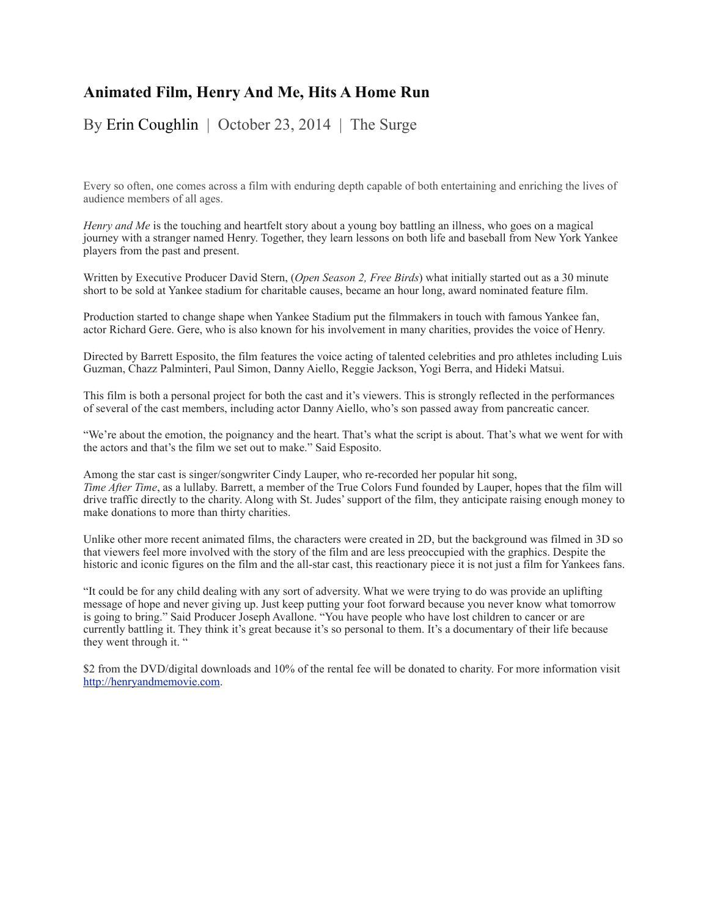# Animated Film, Henry And Me, Hits A Home Run

By Erin Coughlin | October 23, 2014 | The Surge

Every so often, one comes across a film with enduring depth capable of both entertaining and enriching the lives of audience members of all ages.

*Henry and Me* is the touching and heartfelt story about a young boy battling an illness, who goes on a magical journey with a stranger named Henry. Together, they learn lessons on both life and baseball from New York Yankee players from the past and present.

Written by Executive Producer David Stern, (*Open Season 2, Free Birds*) what initially started out as a 30 minute short to be sold at Yankee stadium for charitable causes, became an hour long, award nominated feature film.

Production started to change shape when Yankee Stadium put the filmmakers in touch with famous Yankee fan, actor Richard Gere. Gere, who is also known for his involvement in many charities, provides the voice of Henry.

Directed by Barrett Esposito, the film features the voice acting of talented celebrities and pro athletes including Luis Guzman, Chazz Palminteri, Paul Simon, Danny Aiello, Reggie Jackson, Yogi Berra, and Hideki Matsui.

This film is both a personal project for both the cast and it's viewers. This is strongly reflected in the performances of several of the cast members, including actor Danny Aiello, who's son passed away from pancreatic cancer.

"We're about the emotion, the poignancy and the heart. That's what the script is about. That's what we went for with the actors and that's the film we set out to make." Said Esposito.

Among the star cast is singer/songwriter Cindy Lauper, who re-recorded her popular hit song, *Time After Time*, as a lullaby. Barrett, a member of the True Colors Fund founded by Lauper, hopes that the film will drive traffic directly to the charity. Along with St. Judes' support of the film, they anticipate raising enough money to make donations to more than thirty charities.

Unlike other more recent animated films, the characters were created in 2D, but the background was filmed in 3D so that viewers feel more involved with the story of the film and are less preoccupied with the graphics. Despite the historic and iconic figures on the film and the all-star cast, this reactionary piece it is not just a film for Yankees fans.

"It could be for any child dealing with any sort of adversity. What we were trying to do was provide an uplifting message of hope and never giving up. Just keep putting your foot forward because you never know what tomorrow is going to bring." Said Producer Joseph Avallone. "You have people who have lost children to cancer or are currently battling it. They think it's great because it's so personal to them. It's a documentary of their life because they went through it. "

$2 from the DVD/digital downloads and 10% of the rental fee will be donated to charity. For more information visit [http://henryandmemovie.com](http://henryandmemovie.com).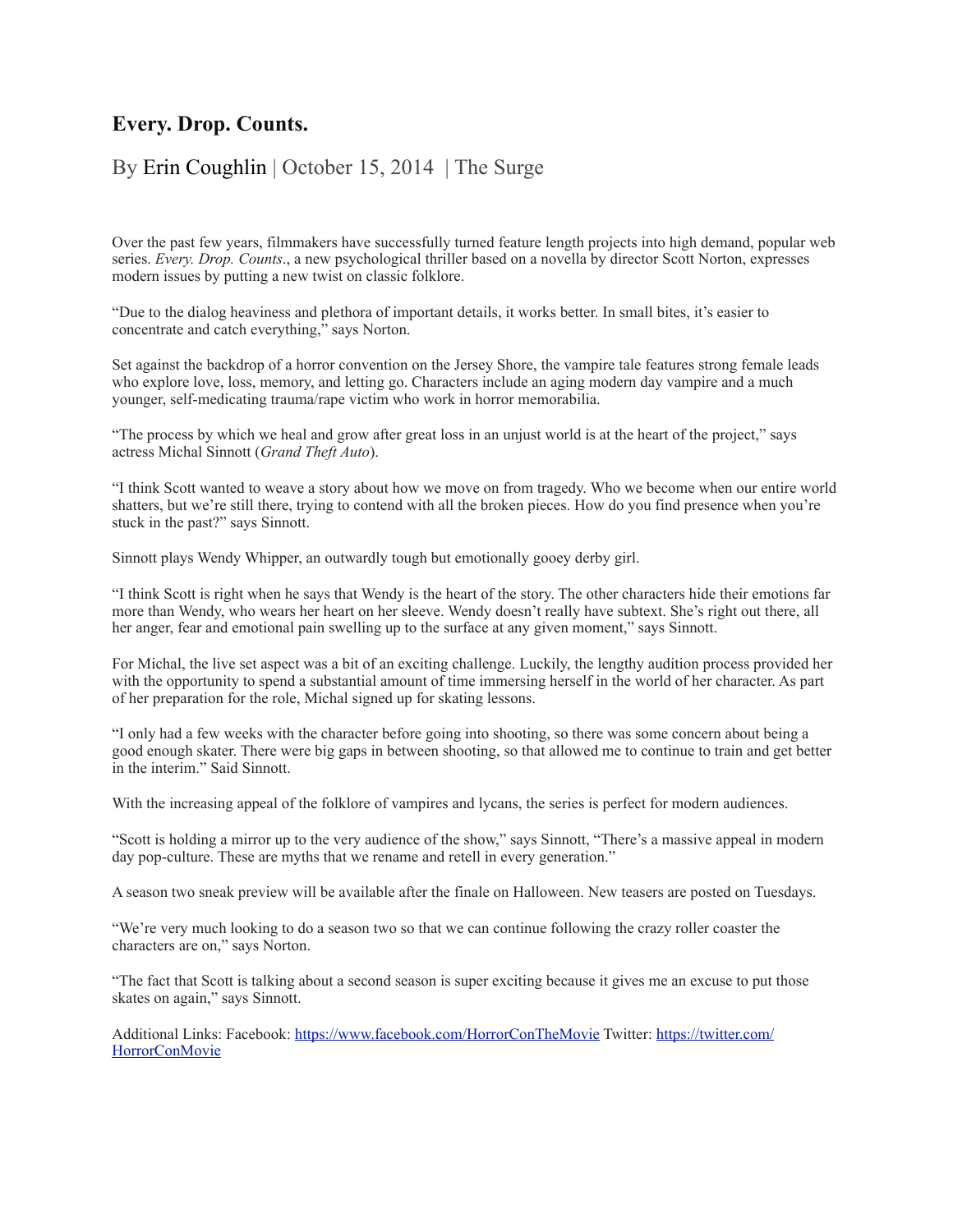# Every. Drop. Counts.

By Erin Coughlin | October 15, 2014 | The Surge

Over the past few years, filmmakers have successfully turned feature length projects into high demand, popular web series. *Every. Drop. Counts*., a new psychological thriller based on a novella by director Scott Norton, expresses modern issues by putting a new twist on classic folklore.

"Due to the dialog heaviness and plethora of important details, it works better. In small bites, it's easier to concentrate and catch everything," says Norton.

Set against the backdrop of a horror convention on the Jersey Shore, the vampire tale features strong female leads who explore love, loss, memory, and letting go. Characters include an aging modern day vampire and a much younger, self-medicating trauma/rape victim who work in horror memorabilia.

"The process by which we heal and grow after great loss in an unjust world is at the heart of the project," says actress Michal Sinnott (*Grand Theft Auto*).

"I think Scott wanted to weave a story about how we move on from tragedy. Who we become when our entire world shatters, but we're still there, trying to contend with all the broken pieces. How do you find presence when you're stuck in the past?" says Sinnott.

Sinnott plays Wendy Whipper, an outwardly tough but emotionally gooey derby girl.

"I think Scott is right when he says that Wendy is the heart of the story. The other characters hide their emotions far more than Wendy, who wears her heart on her sleeve. Wendy doesn't really have subtext. She's right out there, all her anger, fear and emotional pain swelling up to the surface at any given moment," says Sinnott.

For Michal, the live set aspect was a bit of an exciting challenge. Luckily, the lengthy audition process provided her with the opportunity to spend a substantial amount of time immersing herself in the world of her character. As part of her preparation for the role, Michal signed up for skating lessons.

"I only had a few weeks with the character before going into shooting, so there was some concern about being a good enough skater. There were big gaps in between shooting, so that allowed me to continue to train and get better in the interim." Said Sinnott.

With the increasing appeal of the folklore of vampires and lycans, the series is perfect for modern audiences.

"Scott is holding a mirror up to the very audience of the show," says Sinnott, "There's a massive appeal in modern day pop-culture. These are myths that we rename and retell in every generation."

A season two sneak preview will be available after the finale on Halloween. New teasers are posted on Tuesdays.

"We're very much looking to do a season two so that we can continue following the crazy roller coaster the characters are on," says Norton.

"The fact that Scott is talking about a second season is super exciting because it gives me an excuse to put those skates on again," says Sinnott.

Additional Links: Facebook: https://www.facebook.com/HorrorConTheMovie Twitter: https://twitter.com/HorrorConMovie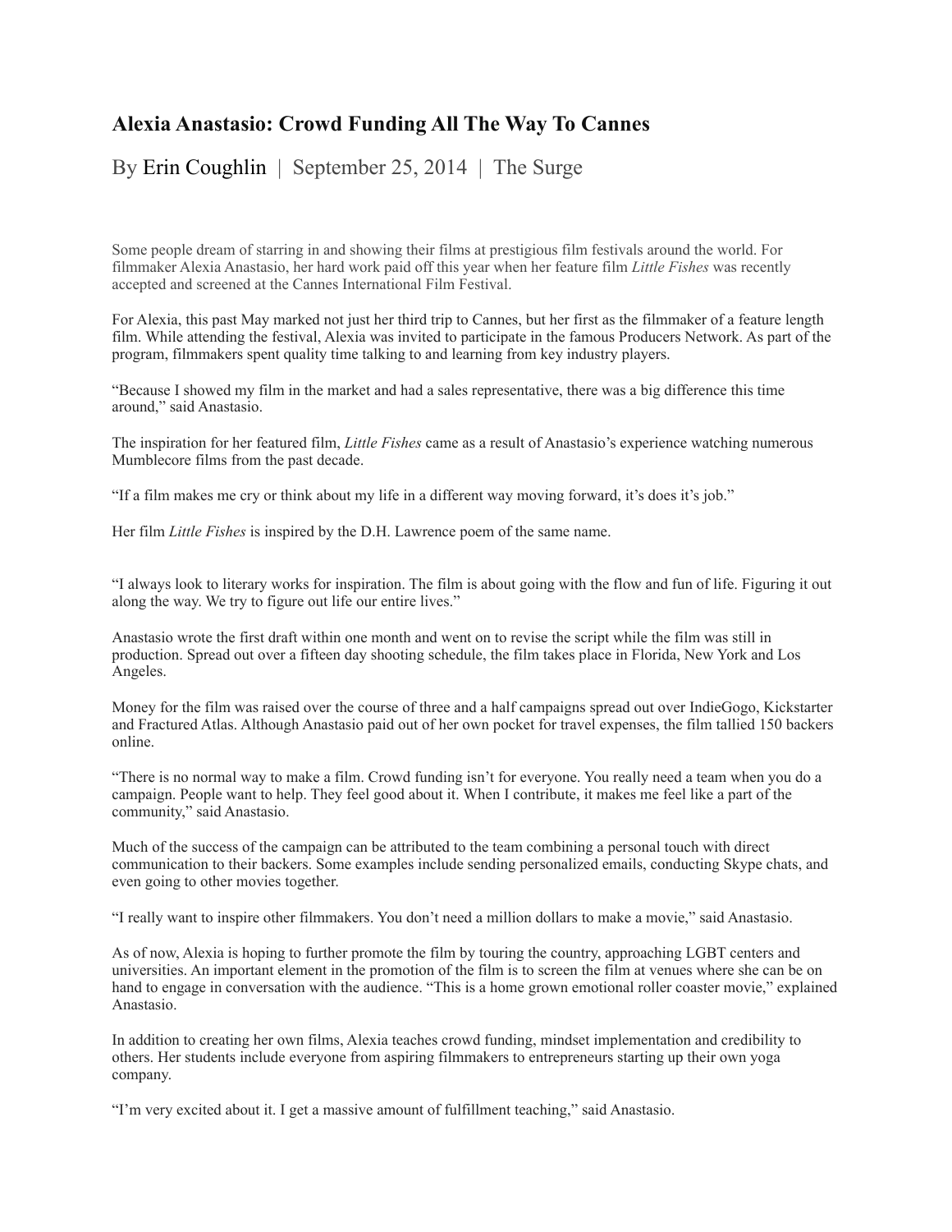## Alexia Anastasio: Crowd Funding All The Way To Cannes

By Erin Coughlin | September 25, 2014 | The Surge

Some people dream of starring in and showing their films at prestigious film festivals around the world. For filmmaker Alexia Anastasio, her hard work paid off this year when her feature film *Little Fishes* was recently accepted and screened at the Cannes International Film Festival.

For Alexia, this past May marked not just her third trip to Cannes, but her first as the filmmaker of a feature length film. While attending the festival, Alexia was invited to participate in the famous Producers Network. As part of the program, filmmakers spent quality time talking to and learning from key industry players.

"Because I showed my film in the market and had a sales representative, there was a big difference this time around," said Anastasio.

The inspiration for her featured film, *Little Fishes* came as a result of Anastasio's experience watching numerous Mumblecore films from the past decade.

"If a film makes me cry or think about my life in a different way moving forward, it's does it's job."

Her film *Little Fishes* is inspired by the D.H. Lawrence poem of the same name.

"I always look to literary works for inspiration. The film is about going with the flow and fun of life. Figuring it out along the way. We try to figure out life our entire lives."

Anastasio wrote the first draft within one month and went on to revise the script while the film was still in production. Spread out over a fifteen day shooting schedule, the film takes place in Florida, New York and Los Angeles.

Money for the film was raised over the course of three and a half campaigns spread out over IndieGogo, Kickstarter and Fractured Atlas. Although Anastasio paid out of her own pocket for travel expenses, the film tallied 150 backers online.

"There is no normal way to make a film. Crowd funding isn't for everyone. You really need a team when you do a campaign. People want to help. They feel good about it. When I contribute, it makes me feel like a part of the community," said Anastasio.

Much of the success of the campaign can be attributed to the team combining a personal touch with direct communication to their backers. Some examples include sending personalized emails, conducting Skype chats, and even going to other movies together.

"I really want to inspire other filmmakers. You don't need a million dollars to make a movie," said Anastasio.

As of now, Alexia is hoping to further promote the film by touring the country, approaching LGBT centers and universities. An important element in the promotion of the film is to screen the film at venues where she can be on hand to engage in conversation with the audience. "This is a home grown emotional roller coaster movie," explained Anastasio.

In addition to creating her own films, Alexia teaches crowd funding, mindset implementation and credibility to others. Her students include everyone from aspiring filmmakers to entrepreneurs starting up their own yoga company.

"I'm very excited about it. I get a massive amount of fulfillment teaching," said Anastasio.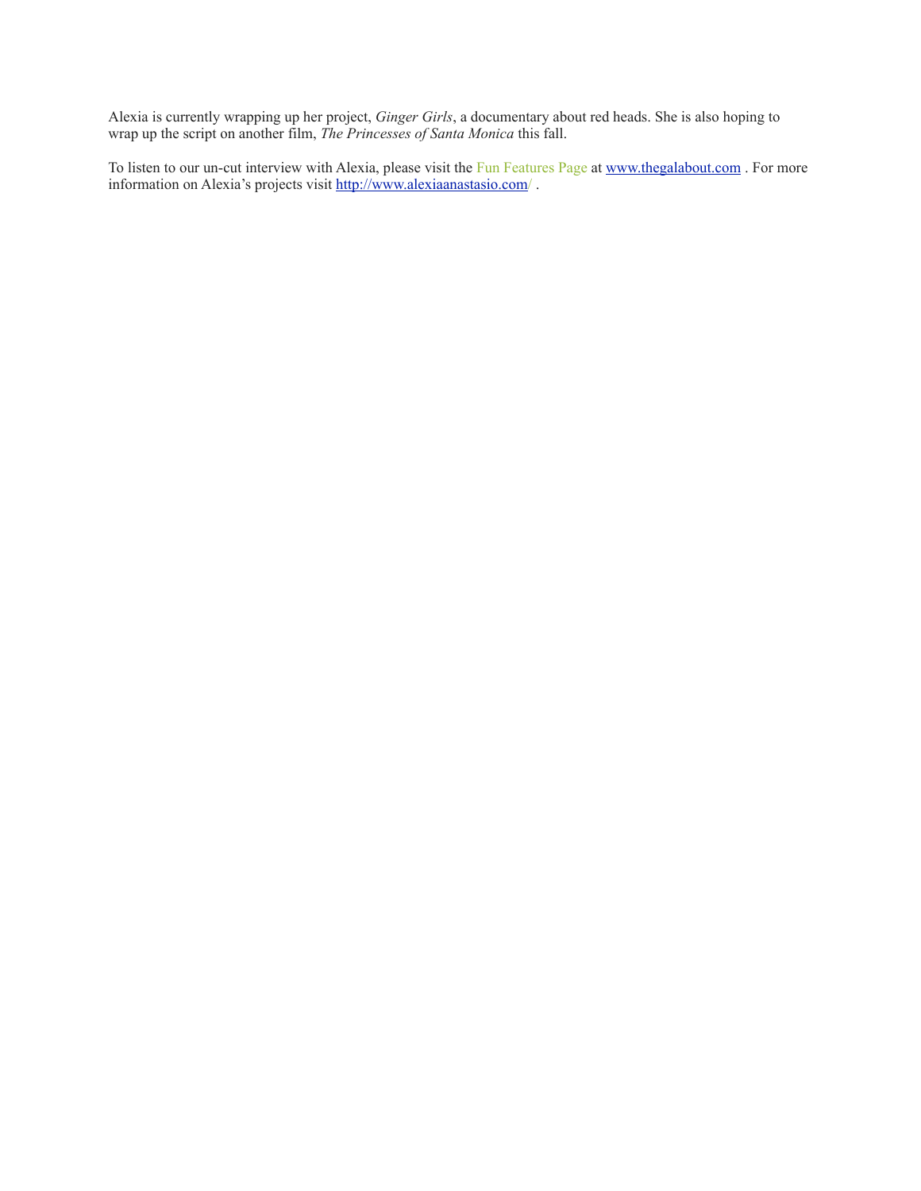Alexia is currently wrapping up her project, *Ginger Girls*, a documentary about red heads. She is also hoping to wrap up the script on another film, *The Princesses of Santa Monica* this fall.

To listen to our un-cut interview with Alexia, please visit the Fun Features Page at [www.thegalabout.com](http://www.thegalabout.com) . For more information on Alexia's projects visit [http://www.alexiaanastasio.com/](http://www.alexiaanastasio.com/) .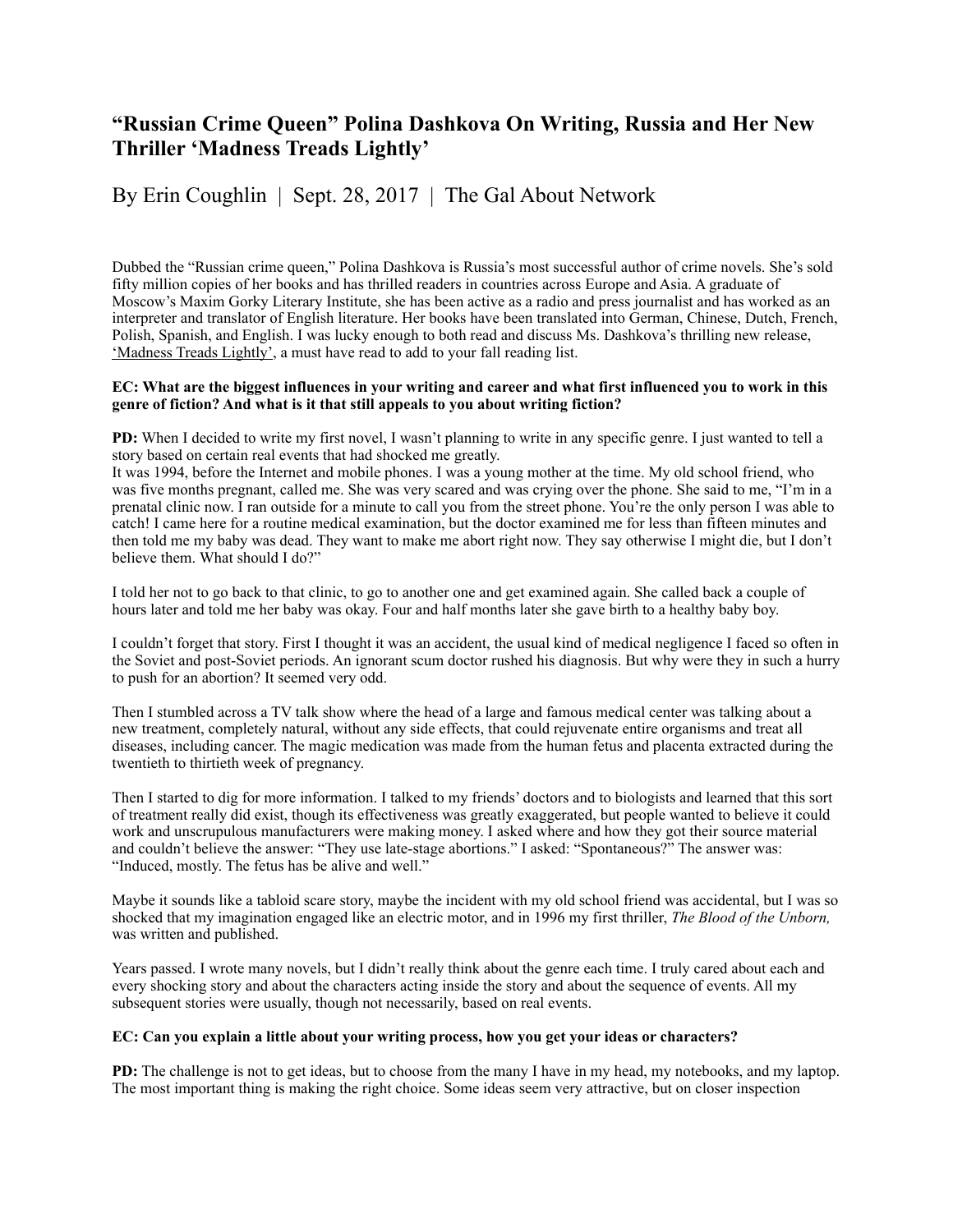# "Russian Crime Queen" Polina Dashkova On Writing, Russia and Her New Thriller 'Madness Treads Lightly'

By Erin Coughlin | Sept. 28, 2017 | The Gal About Network

Dubbed the "Russian crime queen," Polina Dashkova is Russia's most successful author of crime novels. She's sold fifty million copies of her books and has thrilled readers in countries across Europe and Asia. A graduate of Moscow's Maxim Gorky Literary Institute, she has been active as a radio and press journalist and has worked as an interpreter and translator of English literature. Her books have been translated into German, Chinese, Dutch, French, Polish, Spanish, and English. I was lucky enough to both read and discuss Ms. Dashkova's thrilling new release, 'Madness Treads Lightly', a must have read to add to your fall reading list.

**EC: What are the biggest influences in your writing and career and what first influenced you to work in this genre of fiction? And what is it that still appeals to you about writing fiction?**

**PD:** When I decided to write my first novel, I wasn't planning to write in any specific genre. I just wanted to tell a story based on certain real events that had shocked me greatly.
It was 1994, before the Internet and mobile phones. I was a young mother at the time. My old school friend, who was five months pregnant, called me. She was very scared and was crying over the phone. She said to me, "I'm in a prenatal clinic now. I ran outside for a minute to call you from the street phone. You're the only person I was able to catch! I came here for a routine medical examination, but the doctor examined me for less than fifteen minutes and then told me my baby was dead. They want to make me abort right now. They say otherwise I might die, but I don't believe them. What should I do?"

I told her not to go back to that clinic, to go to another one and get examined again. She called back a couple of hours later and told me her baby was okay. Four and half months later she gave birth to a healthy baby boy.

I couldn't forget that story. First I thought it was an accident, the usual kind of medical negligence I faced so often in the Soviet and post-Soviet periods. An ignorant scum doctor rushed his diagnosis. But why were they in such a hurry to push for an abortion? It seemed very odd.

Then I stumbled across a TV talk show where the head of a large and famous medical center was talking about a new treatment, completely natural, without any side effects, that could rejuvenate entire organisms and treat all diseases, including cancer. The magic medication was made from the human fetus and placenta extracted during the twentieth to thirtieth week of pregnancy.

Then I started to dig for more information. I talked to my friends' doctors and to biologists and learned that this sort of treatment really did exist, though its effectiveness was greatly exaggerated, but people wanted to believe it could work and unscrupulous manufacturers were making money. I asked where and how they got their source material and couldn't believe the answer: "They use late-stage abortions." I asked: "Spontaneous?" The answer was: "Induced, mostly. The fetus has be alive and well."

Maybe it sounds like a tabloid scare story, maybe the incident with my old school friend was accidental, but I was so shocked that my imagination engaged like an electric motor, and in 1996 my first thriller, *The Blood of the Unborn,* was written and published.

Years passed. I wrote many novels, but I didn't really think about the genre each time. I truly cared about each and every shocking story and about the characters acting inside the story and about the sequence of events. All my subsequent stories were usually, though not necessarily, based on real events.

**EC: Can you explain a little about your writing process, how you get your ideas or characters?**

**PD:** The challenge is not to get ideas, but to choose from the many I have in my head, my notebooks, and my laptop. The most important thing is making the right choice. Some ideas seem very attractive, but on closer inspection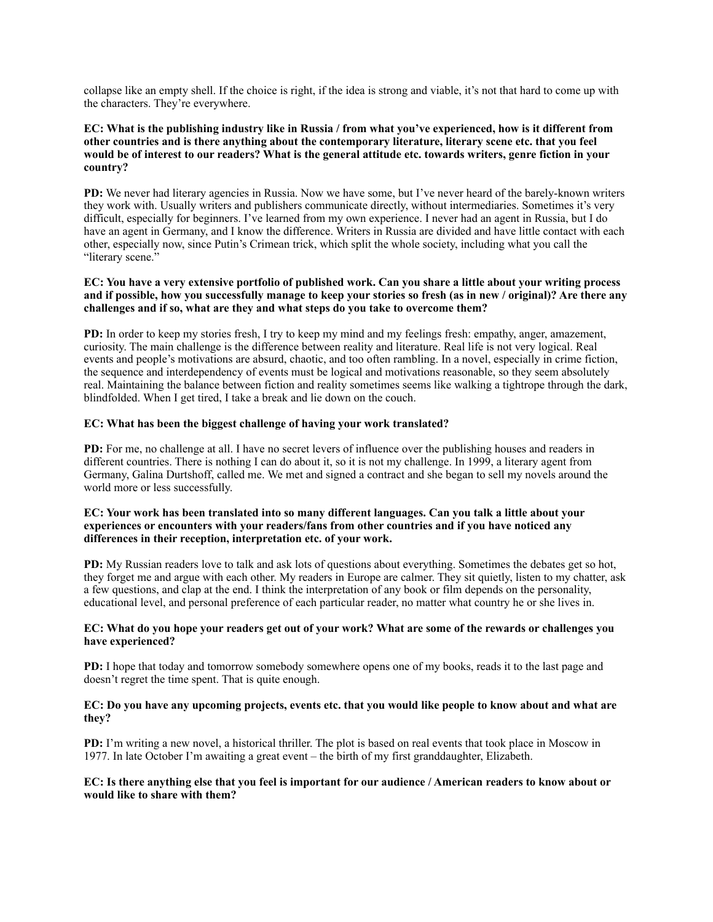collapse like an empty shell. If the choice is right, if the idea is strong and viable, it's not that hard to come up with the characters. They're everywhere.

**EC: What is the publishing industry like in Russia / from what you've experienced, how is it different from other countries and is there anything about the contemporary literature, literary scene etc. that you feel would be of interest to our readers? What is the general attitude etc. towards writers, genre fiction in your country?**

**PD:** We never had literary agencies in Russia. Now we have some, but I've never heard of the barely-known writers they work with. Usually writers and publishers communicate directly, without intermediaries. Sometimes it's very difficult, especially for beginners. I've learned from my own experience. I never had an agent in Russia, but I do have an agent in Germany, and I know the difference. Writers in Russia are divided and have little contact with each other, especially now, since Putin's Crimean trick, which split the whole society, including what you call the "literary scene."

**EC: You have a very extensive portfolio of published work. Can you share a little about your writing process and if possible, how you successfully manage to keep your stories so fresh (as in new / original)? Are there any challenges and if so, what are they and what steps do you take to overcome them?**

**PD:** In order to keep my stories fresh, I try to keep my mind and my feelings fresh: empathy, anger, amazement, curiosity. The main challenge is the difference between reality and literature. Real life is not very logical. Real events and people's motivations are absurd, chaotic, and too often rambling. In a novel, especially in crime fiction, the sequence and interdependency of events must be logical and motivations reasonable, so they seem absolutely real. Maintaining the balance between fiction and reality sometimes seems like walking a tightrope through the dark, blindfolded. When I get tired, I take a break and lie down on the couch.

**EC: What has been the biggest challenge of having your work translated?**

**PD:** For me, no challenge at all. I have no secret levers of influence over the publishing houses and readers in different countries. There is nothing I can do about it, so it is not my challenge. In 1999, a literary agent from Germany, Galina Durtshoff, called me. We met and signed a contract and she began to sell my novels around the world more or less successfully.

**EC: Your work has been translated into so many different languages. Can you talk a little about your experiences or encounters with your readers/fans from other countries and if you have noticed any differences in their reception, interpretation etc. of your work.**

**PD:** My Russian readers love to talk and ask lots of questions about everything. Sometimes the debates get so hot, they forget me and argue with each other. My readers in Europe are calmer. They sit quietly, listen to my chatter, ask a few questions, and clap at the end. I think the interpretation of any book or film depends on the personality, educational level, and personal preference of each particular reader, no matter what country he or she lives in.

**EC: What do you hope your readers get out of your work? What are some of the rewards or challenges you have experienced?**

**PD:** I hope that today and tomorrow somebody somewhere opens one of my books, reads it to the last page and doesn't regret the time spent. That is quite enough.

**EC: Do you have any upcoming projects, events etc. that you would like people to know about and what are they?**

**PD:** I'm writing a new novel, a historical thriller. The plot is based on real events that took place in Moscow in 1977. In late October I'm awaiting a great event – the birth of my first granddaughter, Elizabeth.

**EC: Is there anything else that you feel is important for our audience / American readers to know about or would like to share with them?**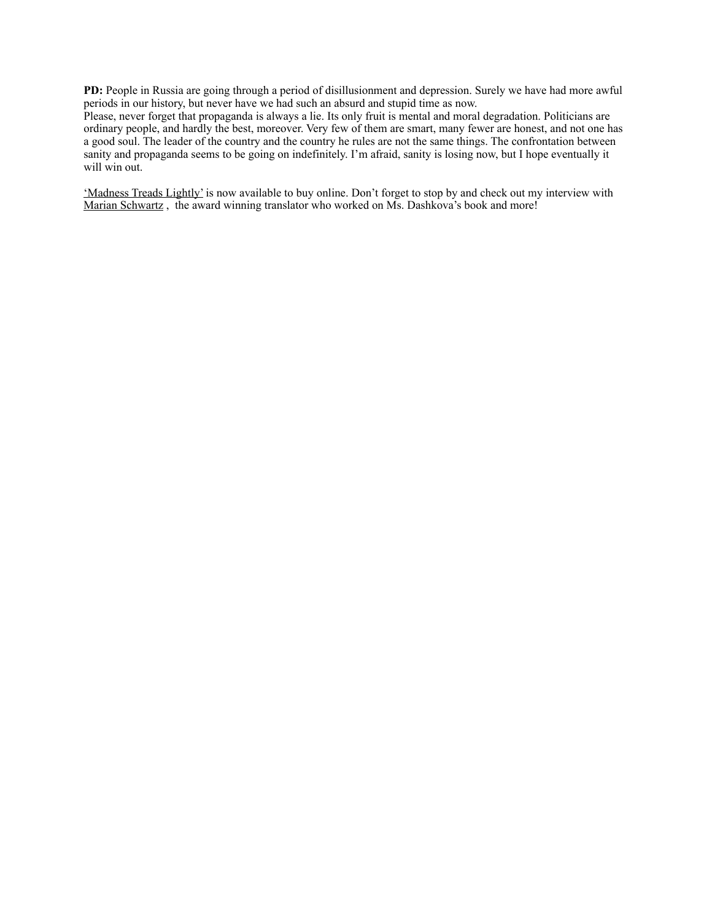**PD:** People in Russia are going through a period of disillusionment and depression. Surely we have had more awful periods in our history, but never have we had such an absurd and stupid time as now.
Please, never forget that propaganda is always a lie. Its only fruit is mental and moral degradation. Politicians are ordinary people, and hardly the best, moreover. Very few of them are smart, many fewer are honest, and not one has a good soul. The leader of the country and the country he rules are not the same things. The confrontation between sanity and propaganda seems to be going on indefinitely. I'm afraid, sanity is losing now, but I hope eventually it will win out.

'Madness Treads Lightly' is now available to buy online. Don't forget to stop by and check out my interview with Marian Schwartz , the award winning translator who worked on Ms. Dashkova's book and more!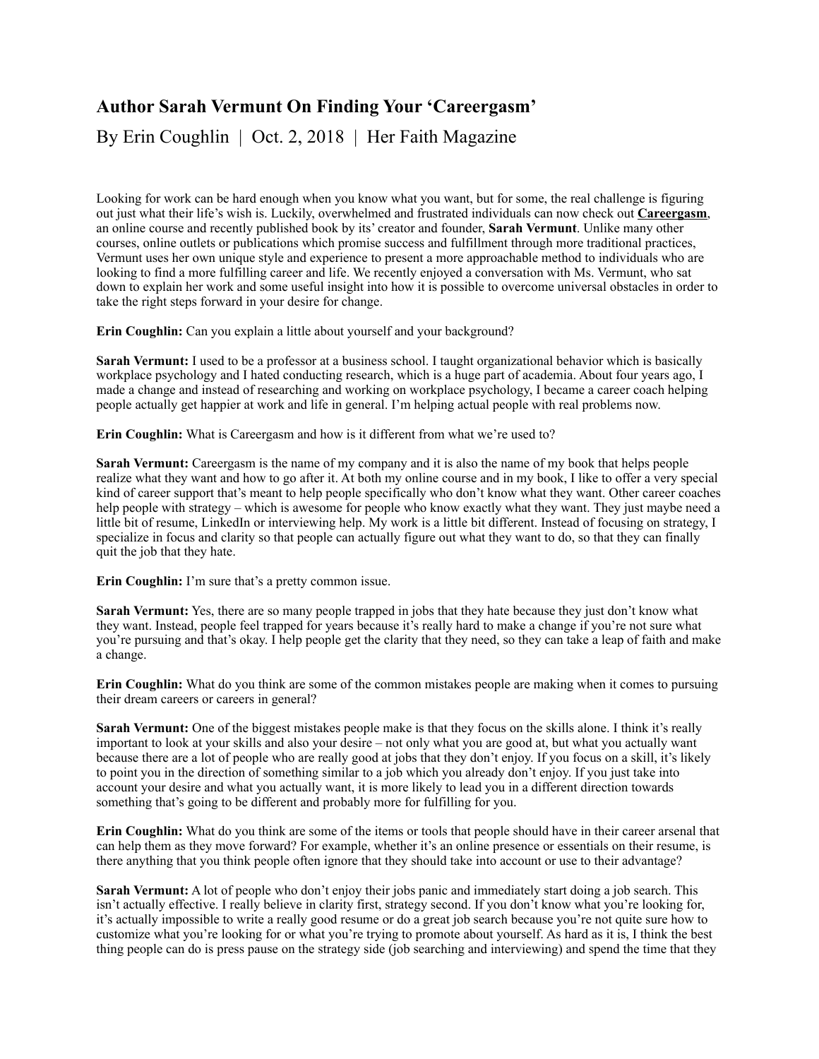# Author Sarah Vermunt On Finding Your 'Careergasm'

By Erin Coughlin | Oct. 2, 2018 | Her Faith Magazine

Looking for work can be hard enough when you know what you want, but for some, the real challenge is figuring out just what their life's wish is. Luckily, overwhelmed and frustrated individuals can now check out **Careergasm**, an online course and recently published book by its' creator and founder, **Sarah Vermunt**. Unlike many other courses, online outlets or publications which promise success and fulfillment through more traditional practices, Vermunt uses her own unique style and experience to present a more approachable method to individuals who are looking to find a more fulfilling career and life. We recently enjoyed a conversation with Ms. Vermunt, who sat down to explain her work and some useful insight into how it is possible to overcome universal obstacles in order to take the right steps forward in your desire for change.

**Erin Coughlin:** Can you explain a little about yourself and your background?

**Sarah Vermunt:** I used to be a professor at a business school. I taught organizational behavior which is basically workplace psychology and I hated conducting research, which is a huge part of academia. About four years ago, I made a change and instead of researching and working on workplace psychology, I became a career coach helping people actually get happier at work and life in general. I'm helping actual people with real problems now.

**Erin Coughlin:** What is Careergasm and how is it different from what we're used to?

**Sarah Vermunt:** Careergasm is the name of my company and it is also the name of my book that helps people realize what they want and how to go after it. At both my online course and in my book, I like to offer a very special kind of career support that's meant to help people specifically who don't know what they want. Other career coaches help people with strategy – which is awesome for people who know exactly what they want. They just maybe need a little bit of resume, LinkedIn or interviewing help. My work is a little bit different. Instead of focusing on strategy, I specialize in focus and clarity so that people can actually figure out what they want to do, so that they can finally quit the job that they hate.

**Erin Coughlin:** I'm sure that's a pretty common issue.

**Sarah Vermunt:** Yes, there are so many people trapped in jobs that they hate because they just don't know what they want. Instead, people feel trapped for years because it's really hard to make a change if you're not sure what you're pursuing and that's okay. I help people get the clarity that they need, so they can take a leap of faith and make a change.

**Erin Coughlin:** What do you think are some of the common mistakes people are making when it comes to pursuing their dream careers or careers in general?

**Sarah Vermunt:** One of the biggest mistakes people make is that they focus on the skills alone. I think it's really important to look at your skills and also your desire – not only what you are good at, but what you actually want because there are a lot of people who are really good at jobs that they don't enjoy. If you focus on a skill, it's likely to point you in the direction of something similar to a job which you already don't enjoy. If you just take into account your desire and what you actually want, it is more likely to lead you in a different direction towards something that's going to be different and probably more for fulfilling for you.

**Erin Coughlin:** What do you think are some of the items or tools that people should have in their career arsenal that can help them as they move forward? For example, whether it's an online presence or essentials on their resume, is there anything that you think people often ignore that they should take into account or use to their advantage?

**Sarah Vermunt:** A lot of people who don't enjoy their jobs panic and immediately start doing a job search. This isn't actually effective. I really believe in clarity first, strategy second. If you don't know what you're looking for, it's actually impossible to write a really good resume or do a great job search because you're not quite sure how to customize what you're looking for or what you're trying to promote about yourself. As hard as it is, I think the best thing people can do is press pause on the strategy side (job searching and interviewing) and spend the time that they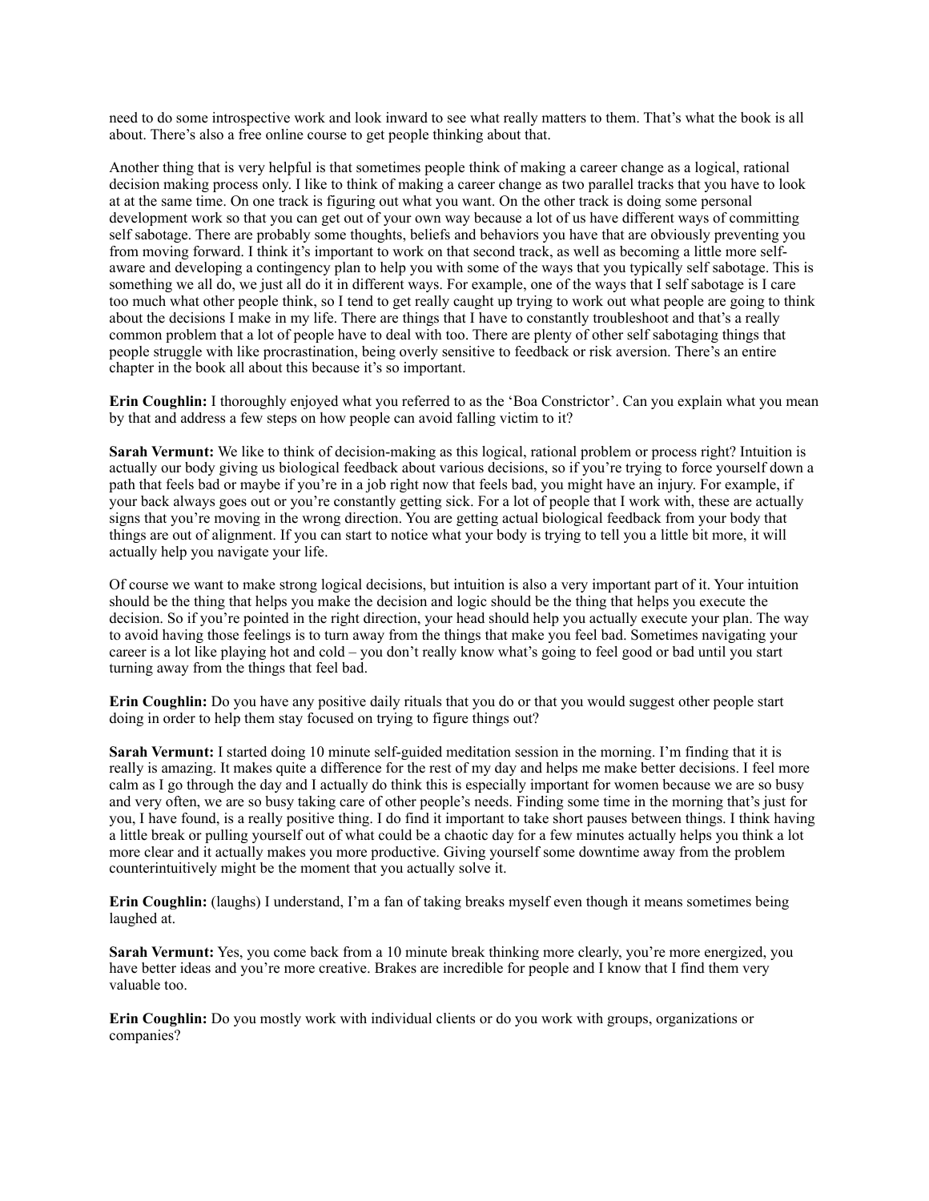need to do some introspective work and look inward to see what really matters to them. That's what the book is all about. There's also a free online course to get people thinking about that.

Another thing that is very helpful is that sometimes people think of making a career change as a logical, rational decision making process only. I like to think of making a career change as two parallel tracks that you have to look at at the same time. On one track is figuring out what you want. On the other track is doing some personal development work so that you can get out of your own way because a lot of us have different ways of committing self sabotage. There are probably some thoughts, beliefs and behaviors you have that are obviously preventing you from moving forward. I think it's important to work on that second track, as well as becoming a little more self-aware and developing a contingency plan to help you with some of the ways that you typically self sabotage. This is something we all do, we just all do it in different ways. For example, one of the ways that I self sabotage is I care too much what other people think, so I tend to get really caught up trying to work out what people are going to think about the decisions I make in my life. There are things that I have to constantly troubleshoot and that's a really common problem that a lot of people have to deal with too. There are plenty of other self sabotaging things that people struggle with like procrastination, being overly sensitive to feedback or risk aversion. There's an entire chapter in the book all about this because it's so important.

**Erin Coughlin:** I thoroughly enjoyed what you referred to as the 'Boa Constrictor'. Can you explain what you mean by that and address a few steps on how people can avoid falling victim to it?

**Sarah Vermunt:** We like to think of decision-making as this logical, rational problem or process right? Intuition is actually our body giving us biological feedback about various decisions, so if you're trying to force yourself down a path that feels bad or maybe if you're in a job right now that feels bad, you might have an injury. For example, if your back always goes out or you're constantly getting sick. For a lot of people that I work with, these are actually signs that you're moving in the wrong direction. You are getting actual biological feedback from your body that things are out of alignment. If you can start to notice what your body is trying to tell you a little bit more, it will actually help you navigate your life.

Of course we want to make strong logical decisions, but intuition is also a very important part of it. Your intuition should be the thing that helps you make the decision and logic should be the thing that helps you execute the decision. So if you're pointed in the right direction, your head should help you actually execute your plan. The way to avoid having those feelings is to turn away from the things that make you feel bad. Sometimes navigating your career is a lot like playing hot and cold – you don't really know what's going to feel good or bad until you start turning away from the things that feel bad.

**Erin Coughlin:** Do you have any positive daily rituals that you do or that you would suggest other people start doing in order to help them stay focused on trying to figure things out?

**Sarah Vermunt:** I started doing 10 minute self-guided meditation session in the morning. I'm finding that it is really is amazing. It makes quite a difference for the rest of my day and helps me make better decisions. I feel more calm as I go through the day and I actually do think this is especially important for women because we are so busy and very often, we are so busy taking care of other people's needs. Finding some time in the morning that's just for you, I have found, is a really positive thing. I do find it important to take short pauses between things. I think having a little break or pulling yourself out of what could be a chaotic day for a few minutes actually helps you think a lot more clear and it actually makes you more productive. Giving yourself some downtime away from the problem counterintuitively might be the moment that you actually solve it.

**Erin Coughlin:** (laughs) I understand, I'm a fan of taking breaks myself even though it means sometimes being laughed at.

**Sarah Vermunt:** Yes, you come back from a 10 minute break thinking more clearly, you're more energized, you have better ideas and you're more creative. Brakes are incredible for people and I know that I find them very valuable too.

**Erin Coughlin:** Do you mostly work with individual clients or do you work with groups, organizations or companies?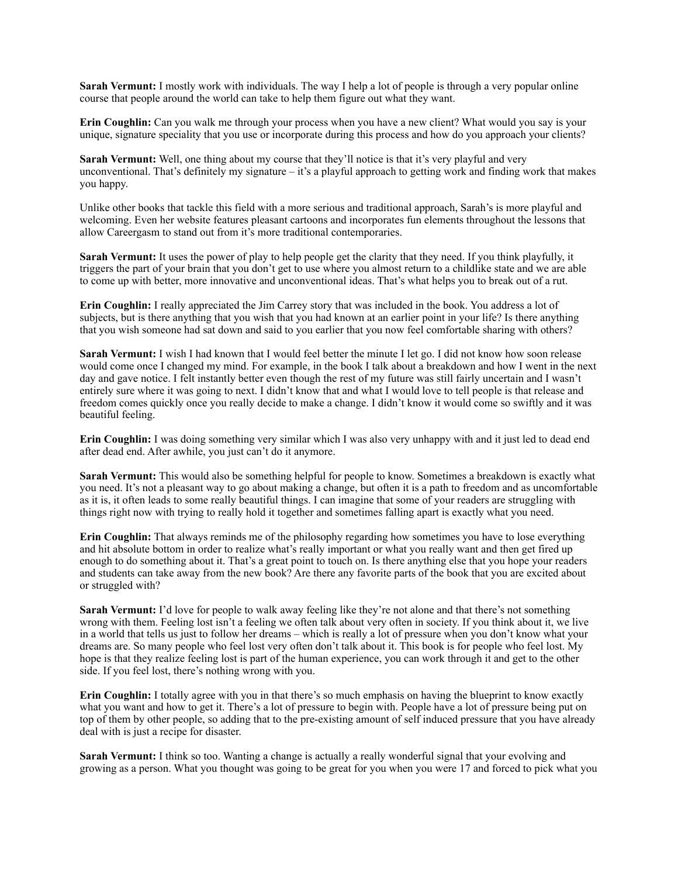**Sarah Vermunt:** I mostly work with individuals. The way I help a lot of people is through a very popular online course that people around the world can take to help them figure out what they want.

**Erin Coughlin:** Can you walk me through your process when you have a new client? What would you say is your unique, signature speciality that you use or incorporate during this process and how do you approach your clients?

**Sarah Vermunt:** Well, one thing about my course that they'll notice is that it's very playful and very unconventional. That's definitely my signature – it's a playful approach to getting work and finding work that makes you happy.

Unlike other books that tackle this field with a more serious and traditional approach, Sarah's is more playful and welcoming. Even her website features pleasant cartoons and incorporates fun elements throughout the lessons that allow Careergasm to stand out from it's more traditional contemporaries.

**Sarah Vermunt:** It uses the power of play to help people get the clarity that they need. If you think playfully, it triggers the part of your brain that you don't get to use where you almost return to a childlike state and we are able to come up with better, more innovative and unconventional ideas. That's what helps you to break out of a rut.

**Erin Coughlin:** I really appreciated the Jim Carrey story that was included in the book. You address a lot of subjects, but is there anything that you wish that you had known at an earlier point in your life? Is there anything that you wish someone had sat down and said to you earlier that you now feel comfortable sharing with others?

**Sarah Vermunt:** I wish I had known that I would feel better the minute I let go. I did not know how soon release would come once I changed my mind. For example, in the book I talk about a breakdown and how I went in the next day and gave notice. I felt instantly better even though the rest of my future was still fairly uncertain and I wasn't entirely sure where it was going to next. I didn't know that and what I would love to tell people is that release and freedom comes quickly once you really decide to make a change. I didn't know it would come so swiftly and it was beautiful feeling.

**Erin Coughlin:** I was doing something very similar which I was also very unhappy with and it just led to dead end after dead end. After awhile, you just can't do it anymore.

**Sarah Vermunt:** This would also be something helpful for people to know. Sometimes a breakdown is exactly what you need. It's not a pleasant way to go about making a change, but often it is a path to freedom and as uncomfortable as it is, it often leads to some really beautiful things. I can imagine that some of your readers are struggling with things right now with trying to really hold it together and sometimes falling apart is exactly what you need.

**Erin Coughlin:** That always reminds me of the philosophy regarding how sometimes you have to lose everything and hit absolute bottom in order to realize what's really important or what you really want and then get fired up enough to do something about it. That's a great point to touch on. Is there anything else that you hope your readers and students can take away from the new book? Are there any favorite parts of the book that you are excited about or struggled with?

**Sarah Vermunt:** I'd love for people to walk away feeling like they're not alone and that there's not something wrong with them. Feeling lost isn't a feeling we often talk about very often in society. If you think about it, we live in a world that tells us just to follow her dreams – which is really a lot of pressure when you don't know what your dreams are. So many people who feel lost very often don't talk about it. This book is for people who feel lost. My hope is that they realize feeling lost is part of the human experience, you can work through it and get to the other side. If you feel lost, there's nothing wrong with you.

**Erin Coughlin:** I totally agree with you in that there's so much emphasis on having the blueprint to know exactly what you want and how to get it. There's a lot of pressure to begin with. People have a lot of pressure being put on top of them by other people, so adding that to the pre-existing amount of self induced pressure that you have already deal with is just a recipe for disaster.

**Sarah Vermunt:** I think so too. Wanting a change is actually a really wonderful signal that your evolving and growing as a person. What you thought was going to be great for you when you were 17 and forced to pick what you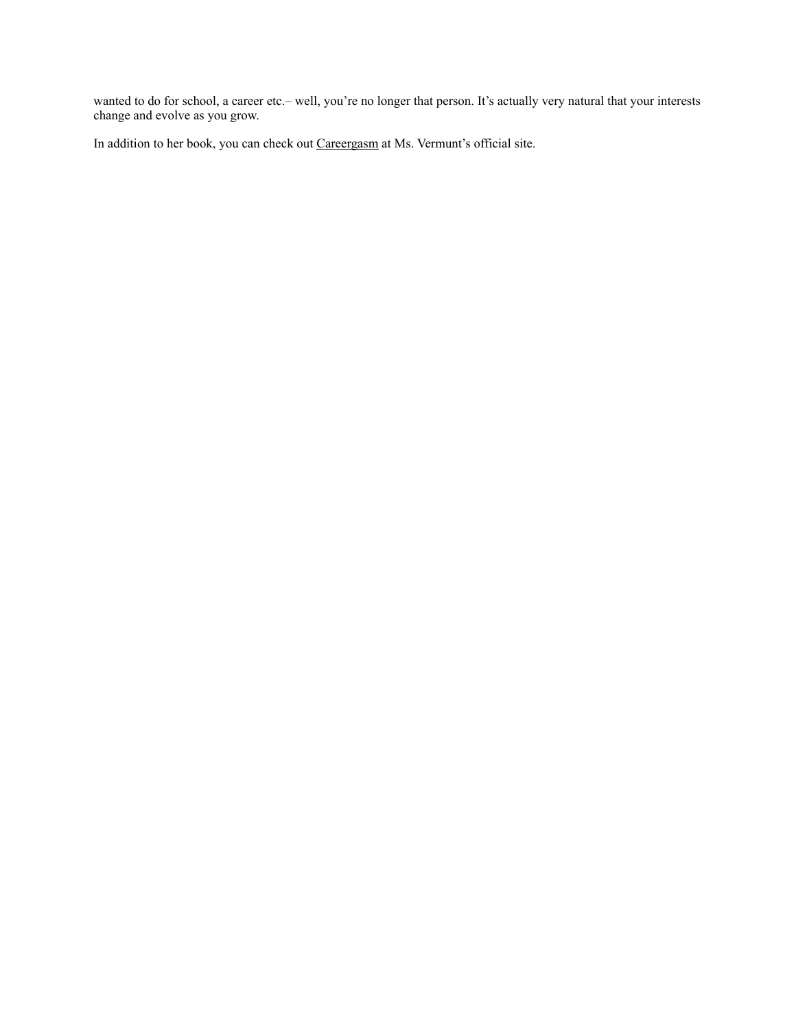wanted to do for school, a career etc.– well, you're no longer that person. It's actually very natural that your interests change and evolve as you grow.

In addition to her book, you can check out Careergasm at Ms. Vermunt's official site.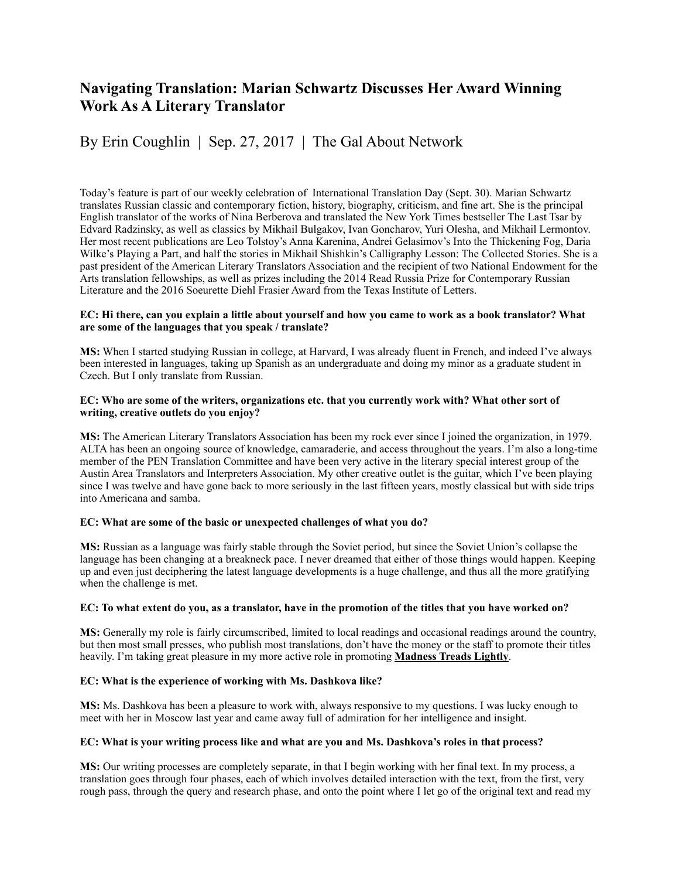# Navigating Translation: Marian Schwartz Discusses Her Award Winning Work As A Literary Translator

By Erin Coughlin | Sep. 27, 2017 | The Gal About Network

Today's feature is part of our weekly celebration of International Translation Day (Sept. 30). Marian Schwartz translates Russian classic and contemporary fiction, history, biography, criticism, and fine art. She is the principal English translator of the works of Nina Berberova and translated the New York Times bestseller The Last Tsar by Edvard Radzinsky, as well as classics by Mikhail Bulgakov, Ivan Goncharov, Yuri Olesha, and Mikhail Lermontov. Her most recent publications are Leo Tolstoy's Anna Karenina, Andrei Gelasimov's Into the Thickening Fog, Daria Wilke's Playing a Part, and half the stories in Mikhail Shishkin's Calligraphy Lesson: The Collected Stories. She is a past president of the American Literary Translators Association and the recipient of two National Endowment for the Arts translation fellowships, as well as prizes including the 2014 Read Russia Prize for Contemporary Russian Literature and the 2016 Soeurette Diehl Frasier Award from the Texas Institute of Letters.

**EC: Hi there, can you explain a little about yourself and how you came to work as a book translator? What are some of the languages that you speak / translate?**

**MS:** When I started studying Russian in college, at Harvard, I was already fluent in French, and indeed I've always been interested in languages, taking up Spanish as an undergraduate and doing my minor as a graduate student in Czech. But I only translate from Russian.

**EC: Who are some of the writers, organizations etc. that you currently work with? What other sort of writing, creative outlets do you enjoy?**

**MS:** The American Literary Translators Association has been my rock ever since I joined the organization, in 1979. ALTA has been an ongoing source of knowledge, camaraderie, and access throughout the years. I'm also a long-time member of the PEN Translation Committee and have been very active in the literary special interest group of the Austin Area Translators and Interpreters Association. My other creative outlet is the guitar, which I've been playing since I was twelve and have gone back to more seriously in the last fifteen years, mostly classical but with side trips into Americana and samba.

**EC: What are some of the basic or unexpected challenges of what you do?**

**MS:** Russian as a language was fairly stable through the Soviet period, but since the Soviet Union's collapse the language has been changing at a breakneck pace. I never dreamed that either of those things would happen. Keeping up and even just deciphering the latest language developments is a huge challenge, and thus all the more gratifying when the challenge is met.

**EC: To what extent do you, as a translator, have in the promotion of the titles that you have worked on?**

**MS:** Generally my role is fairly circumscribed, limited to local readings and occasional readings around the country, but then most small presses, who publish most translations, don't have the money or the staff to promote their titles heavily. I'm taking great pleasure in my more active role in promoting **Madness Treads Lightly**.

**EC: What is the experience of working with Ms. Dashkova like?**

**MS:** Ms. Dashkova has been a pleasure to work with, always responsive to my questions. I was lucky enough to meet with her in Moscow last year and came away full of admiration for her intelligence and insight.

**EC: What is your writing process like and what are you and Ms. Dashkova's roles in that process?**

**MS:** Our writing processes are completely separate, in that I begin working with her final text. In my process, a translation goes through four phases, each of which involves detailed interaction with the text, from the first, very rough pass, through the query and research phase, and onto the point where I let go of the original text and read my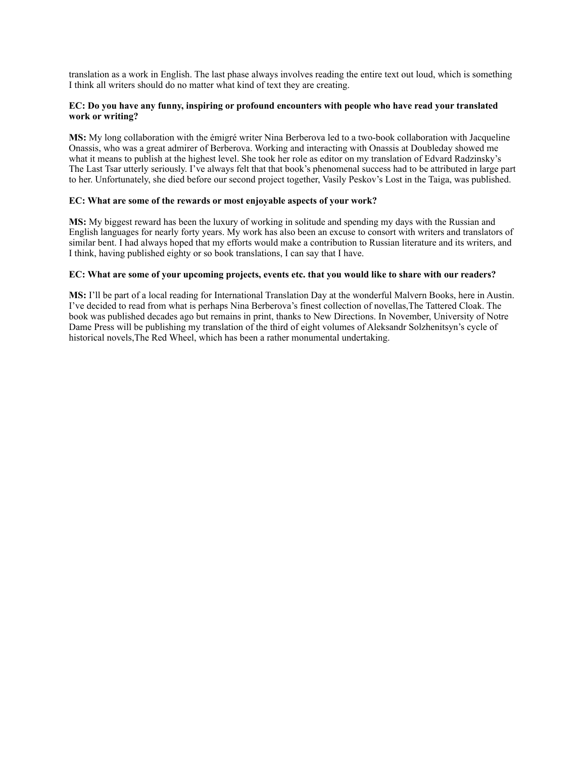translation as a work in English. The last phase always involves reading the entire text out loud, which is something I think all writers should do no matter what kind of text they are creating.

**EC: Do you have any funny, inspiring or profound encounters with people who have read your translated work or writing?**

**MS:** My long collaboration with the émigré writer Nina Berberova led to a two-book collaboration with Jacqueline Onassis, who was a great admirer of Berberova. Working and interacting with Onassis at Doubleday showed me what it means to publish at the highest level. She took her role as editor on my translation of Edvard Radzinsky's The Last Tsar utterly seriously. I've always felt that that book's phenomenal success had to be attributed in large part to her. Unfortunately, she died before our second project together, Vasily Peskov's Lost in the Taiga, was published.

**EC: What are some of the rewards or most enjoyable aspects of your work?**

**MS:** My biggest reward has been the luxury of working in solitude and spending my days with the Russian and English languages for nearly forty years. My work has also been an excuse to consort with writers and translators of similar bent. I had always hoped that my efforts would make a contribution to Russian literature and its writers, and I think, having published eighty or so book translations, I can say that I have.

**EC: What are some of your upcoming projects, events etc. that you would like to share with our readers?**

**MS:** I'll be part of a local reading for International Translation Day at the wonderful Malvern Books, here in Austin. I've decided to read from what is perhaps Nina Berberova's finest collection of novellas,The Tattered Cloak. The book was published decades ago but remains in print, thanks to New Directions. In November, University of Notre Dame Press will be publishing my translation of the third of eight volumes of Aleksandr Solzhenitsyn's cycle of historical novels,The Red Wheel, which has been a rather monumental undertaking.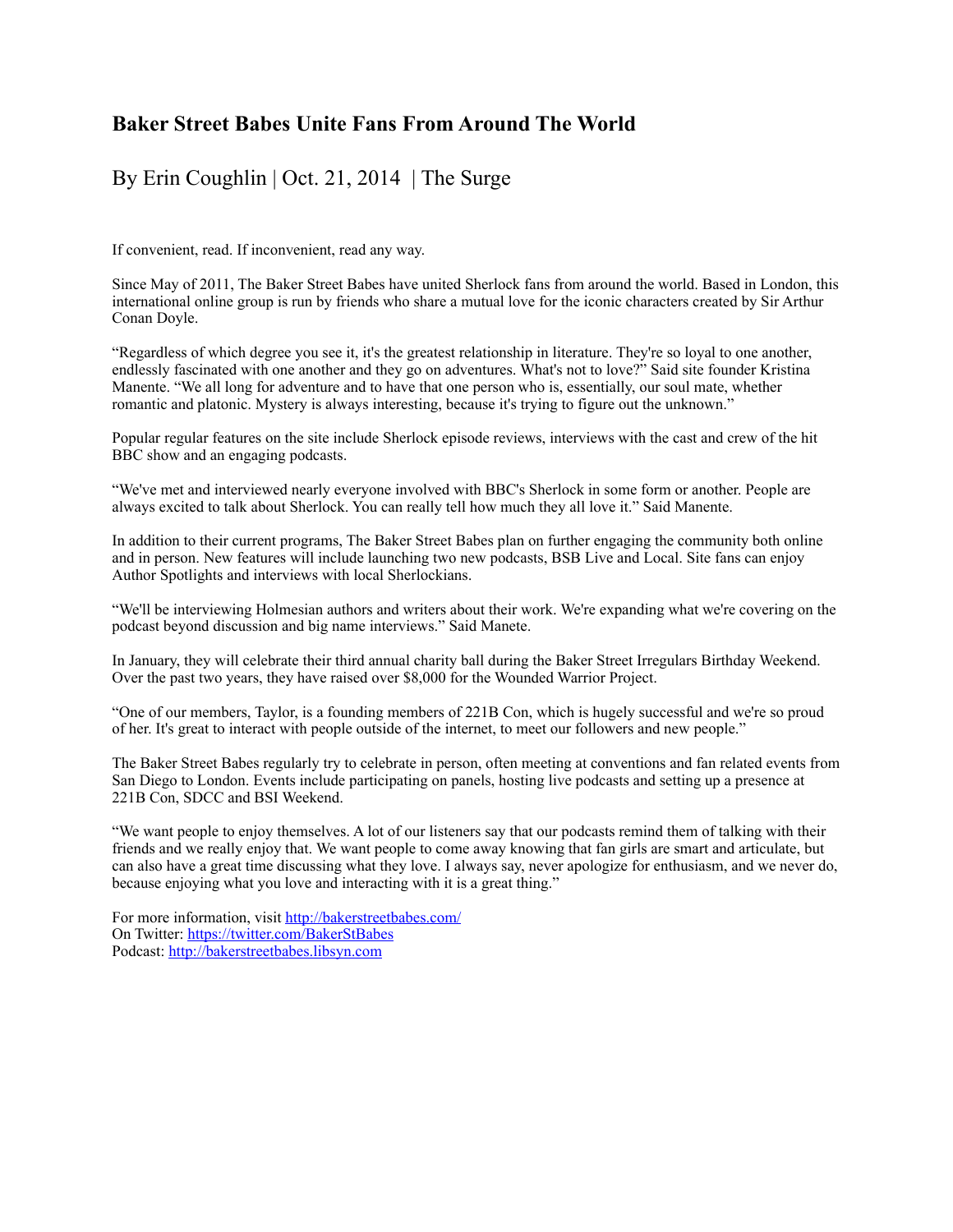# Baker Street Babes Unite Fans From Around The World

By Erin Coughlin | Oct. 21, 2014 | The Surge

If convenient, read. If inconvenient, read any way.

Since May of 2011, The Baker Street Babes have united Sherlock fans from around the world. Based in London, this international online group is run by friends who share a mutual love for the iconic characters created by Sir Arthur Conan Doyle.

"Regardless of which degree you see it, it's the greatest relationship in literature. They're so loyal to one another, endlessly fascinated with one another and they go on adventures. What's not to love?" Said site founder Kristina Manente. "We all long for adventure and to have that one person who is, essentially, our soul mate, whether romantic and platonic. Mystery is always interesting, because it's trying to figure out the unknown."

Popular regular features on the site include Sherlock episode reviews, interviews with the cast and crew of the hit BBC show and an engaging podcasts.

"We've met and interviewed nearly everyone involved with BBC's Sherlock in some form or another. People are always excited to talk about Sherlock. You can really tell how much they all love it." Said Manente.

In addition to their current programs, The Baker Street Babes plan on further engaging the community both online and in person. New features will include launching two new podcasts, BSB Live and Local. Site fans can enjoy Author Spotlights and interviews with local Sherlockians.

"We'll be interviewing Holmesian authors and writers about their work. We're expanding what we're covering on the podcast beyond discussion and big name interviews." Said Manete.

In January, they will celebrate their third annual charity ball during the Baker Street Irregulars Birthday Weekend. Over the past two years, they have raised over $8,000 for the Wounded Warrior Project.

"One of our members, Taylor, is a founding members of 221B Con, which is hugely successful and we're so proud of her. It's great to interact with people outside of the internet, to meet our followers and new people."

The Baker Street Babes regularly try to celebrate in person, often meeting at conventions and fan related events from San Diego to London. Events include participating on panels, hosting live podcasts and setting up a presence at 221B Con, SDCC and BSI Weekend.

"We want people to enjoy themselves. A lot of our listeners say that our podcasts remind them of talking with their friends and we really enjoy that. We want people to come away knowing that fan girls are smart and articulate, but can also have a great time discussing what they love. I always say, never apologize for enthusiasm, and we never do, because enjoying what you love and interacting with it is a great thing."

For more information, visit [http://bakerstreetbabes.com/](http://bakerstreetbabes.com/)
On Twitter: [https://twitter.com/BakerStBabes](https://twitter.com/BakerStBabes)
Podcast: [http://bakerstreetbabes.libsyn.com](http://bakerstreetbabes.libsyn.com)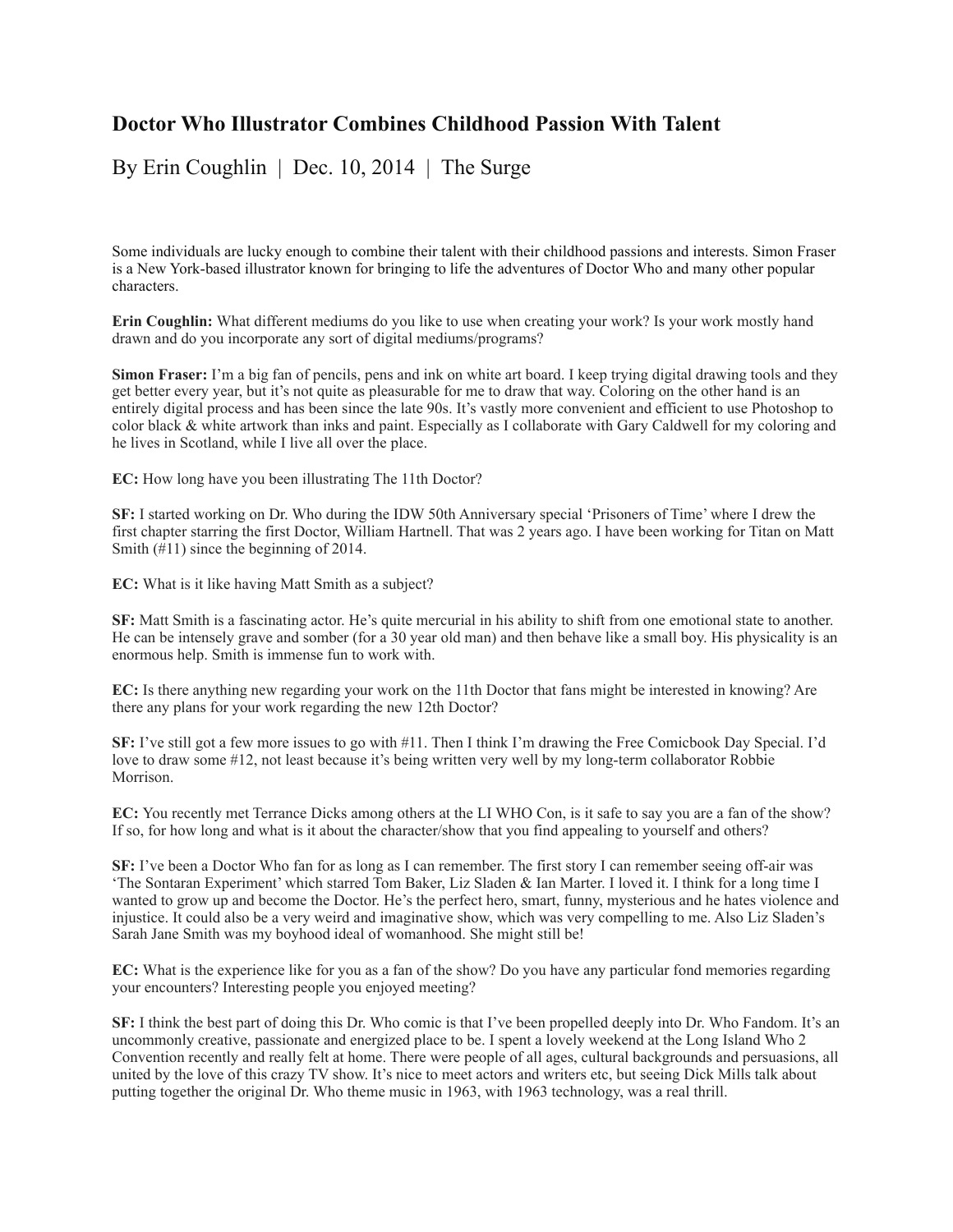# Doctor Who Illustrator Combines Childhood Passion With Talent

By Erin Coughlin | Dec. 10, 2014 | The Surge

Some individuals are lucky enough to combine their talent with their childhood passions and interests. Simon Fraser is a New York-based illustrator known for bringing to life the adventures of Doctor Who and many other popular characters.

**Erin Coughlin:** What different mediums do you like to use when creating your work? Is your work mostly hand drawn and do you incorporate any sort of digital mediums/programs?

**Simon Fraser:** I'm a big fan of pencils, pens and ink on white art board. I keep trying digital drawing tools and they get better every year, but it's not quite as pleasurable for me to draw that way. Coloring on the other hand is an entirely digital process and has been since the late 90s. It's vastly more convenient and efficient to use Photoshop to color black & white artwork than inks and paint. Especially as I collaborate with Gary Caldwell for my coloring and he lives in Scotland, while I live all over the place.

**EC:** How long have you been illustrating The 11th Doctor?

**SF:** I started working on Dr. Who during the IDW 50th Anniversary special 'Prisoners of Time' where I drew the first chapter starring the first Doctor, William Hartnell. That was 2 years ago. I have been working for Titan on Matt Smith (#11) since the beginning of 2014.

**EC:** What is it like having Matt Smith as a subject?

**SF:** Matt Smith is a fascinating actor. He's quite mercurial in his ability to shift from one emotional state to another. He can be intensely grave and somber (for a 30 year old man) and then behave like a small boy. His physicality is an enormous help. Smith is immense fun to work with.

**EC:** Is there anything new regarding your work on the 11th Doctor that fans might be interested in knowing? Are there any plans for your work regarding the new 12th Doctor?

**SF:** I've still got a few more issues to go with #11. Then I think I'm drawing the Free Comicbook Day Special. I'd love to draw some #12, not least because it's being written very well by my long-term collaborator Robbie Morrison.

**EC:** You recently met Terrance Dicks among others at the LI WHO Con, is it safe to say you are a fan of the show? If so, for how long and what is it about the character/show that you find appealing to yourself and others?

**SF:** I've been a Doctor Who fan for as long as I can remember. The first story I can remember seeing off-air was 'The Sontaran Experiment' which starred Tom Baker, Liz Sladen & Ian Marter. I loved it. I think for a long time I wanted to grow up and become the Doctor. He's the perfect hero, smart, funny, mysterious and he hates violence and injustice. It could also be a very weird and imaginative show, which was very compelling to me. Also Liz Sladen's Sarah Jane Smith was my boyhood ideal of womanhood. She might still be!

**EC:** What is the experience like for you as a fan of the show? Do you have any particular fond memories regarding your encounters? Interesting people you enjoyed meeting?

**SF:** I think the best part of doing this Dr. Who comic is that I've been propelled deeply into Dr. Who Fandom. It's an uncommonly creative, passionate and energized place to be. I spent a lovely weekend at the Long Island Who 2 Convention recently and really felt at home. There were people of all ages, cultural backgrounds and persuasions, all united by the love of this crazy TV show. It's nice to meet actors and writers etc, but seeing Dick Mills talk about putting together the original Dr. Who theme music in 1963, with 1963 technology, was a real thrill.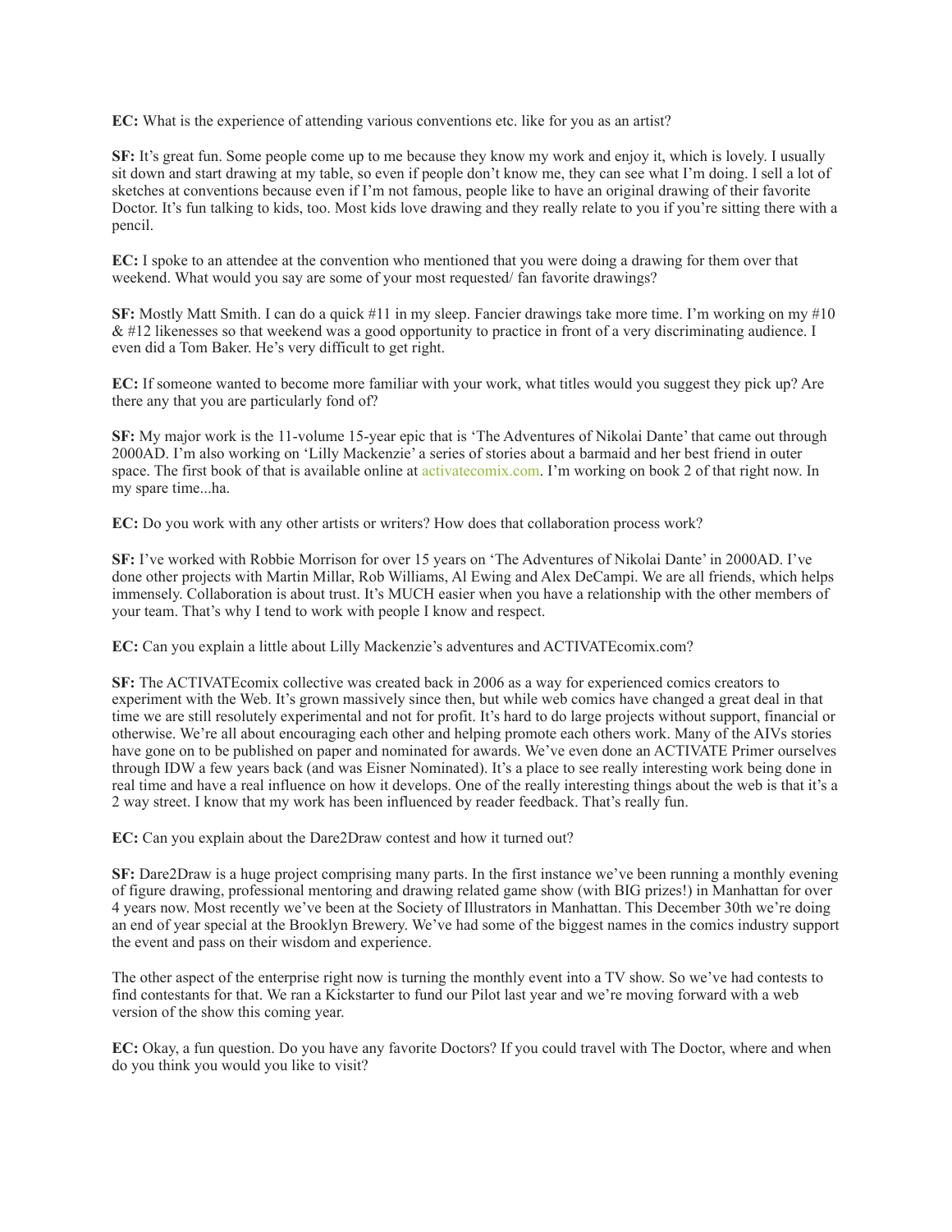**EC:** What is the experience of attending various conventions etc. like for you as an artist?

**SF:** It's great fun. Some people come up to me because they know my work and enjoy it, which is lovely. I usually sit down and start drawing at my table, so even if people don't know me, they can see what I'm doing. I sell a lot of sketches at conventions because even if I'm not famous, people like to have an original drawing of their favorite Doctor. It's fun talking to kids, too. Most kids love drawing and they really relate to you if you're sitting there with a pencil.

**EC:** I spoke to an attendee at the convention who mentioned that you were doing a drawing for them over that weekend. What would you say are some of your most requested/ fan favorite drawings?

**SF:** Mostly Matt Smith. I can do a quick #11 in my sleep. Fancier drawings take more time. I'm working on my #10 & #12 likenesses so that weekend was a good opportunity to practice in front of a very discriminating audience. I even did a Tom Baker. He's very difficult to get right.

**EC:** If someone wanted to become more familiar with your work, what titles would you suggest they pick up? Are there any that you are particularly fond of?

**SF:** My major work is the 11-volume 15-year epic that is 'The Adventures of Nikolai Dante' that came out through 2000AD. I'm also working on 'Lilly Mackenzie' a series of stories about a barmaid and her best friend in outer space. The first book of that is available online at activatecomix.com. I'm working on book 2 of that right now. In my spare time...ha.

**EC:** Do you work with any other artists or writers? How does that collaboration process work?

**SF:** I've worked with Robbie Morrison for over 15 years on 'The Adventures of Nikolai Dante' in 2000AD. I've done other projects with Martin Millar, Rob Williams, Al Ewing and Alex DeCampi. We are all friends, which helps immensely. Collaboration is about trust. It's MUCH easier when you have a relationship with the other members of your team. That's why I tend to work with people I know and respect.

**EC:** Can you explain a little about Lilly Mackenzie's adventures and ACTIVATEcomix.com?

**SF:** The ACTIVATEcomix collective was created back in 2006 as a way for experienced comics creators to experiment with the Web. It's grown massively since then, but while web comics have changed a great deal in that time we are still resolutely experimental and not for profit. It's hard to do large projects without support, financial or otherwise. We're all about encouraging each other and helping promote each others work. Many of the AIVs stories have gone on to be published on paper and nominated for awards. We've even done an ACTIVATE Primer ourselves through IDW a few years back (and was Eisner Nominated). It's a place to see really interesting work being done in real time and have a real influence on how it develops. One of the really interesting things about the web is that it's a 2 way street. I know that my work has been influenced by reader feedback. That's really fun.

**EC:** Can you explain about the Dare2Draw contest and how it turned out?

**SF:** Dare2Draw is a huge project comprising many parts. In the first instance we've been running a monthly evening of figure drawing, professional mentoring and drawing related game show (with BIG prizes!) in Manhattan for over 4 years now. Most recently we've been at the Society of Illustrators in Manhattan. This December 30th we're doing an end of year special at the Brooklyn Brewery. We've had some of the biggest names in the comics industry support the event and pass on their wisdom and experience.

The other aspect of the enterprise right now is turning the monthly event into a TV show. So we've had contests to find contestants for that. We ran a Kickstarter to fund our Pilot last year and we're moving forward with a web version of the show this coming year.

**EC:** Okay, a fun question. Do you have any favorite Doctors? If you could travel with The Doctor, where and when do you think you would you like to visit?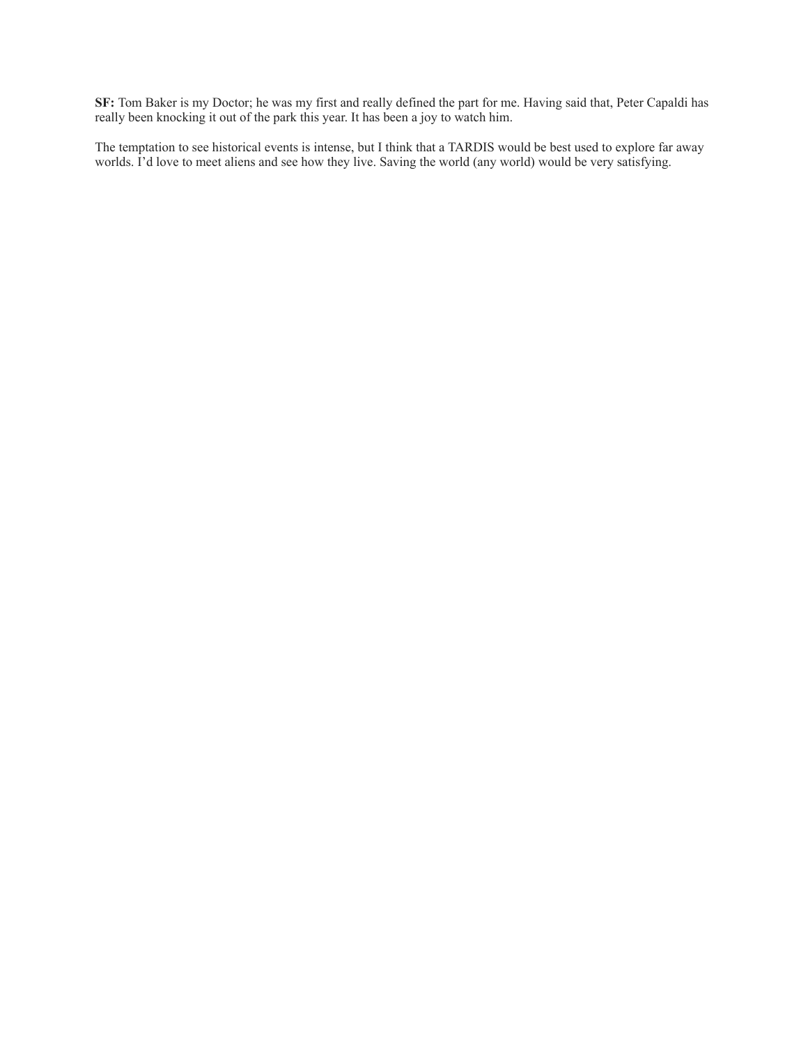**SF:** Tom Baker is my Doctor; he was my first and really defined the part for me. Having said that, Peter Capaldi has really been knocking it out of the park this year. It has been a joy to watch him.

The temptation to see historical events is intense, but I think that a TARDIS would be best used to explore far away worlds. I'd love to meet aliens and see how they live. Saving the world (any world) would be very satisfying.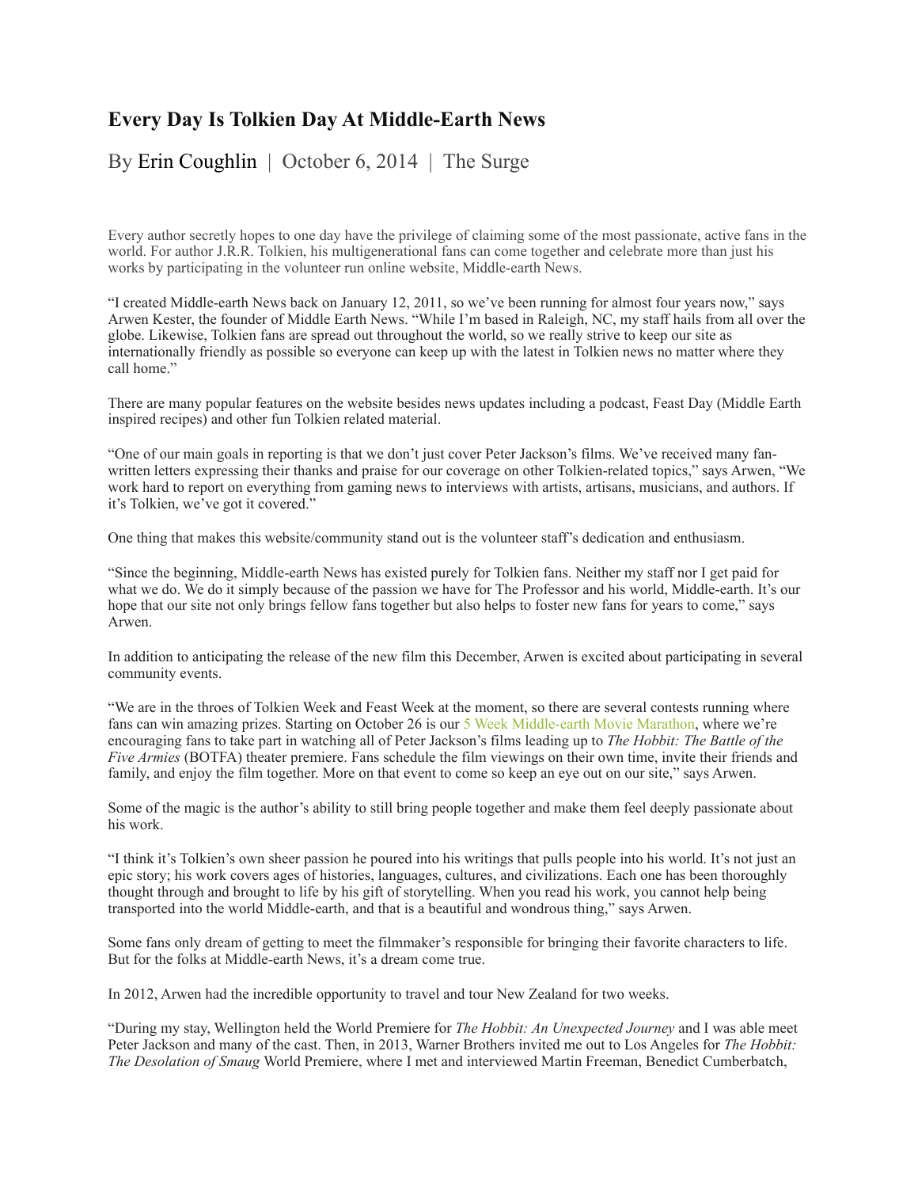# Every Day Is Tolkien Day At Middle-Earth News

By Erin Coughlin | October 6, 2014 | The Surge

Every author secretly hopes to one day have the privilege of claiming some of the most passionate, active fans in the world. For author J.R.R. Tolkien, his multigenerational fans can come together and celebrate more than just his works by participating in the volunteer run online website, Middle-earth News.

"I created Middle-earth News back on January 12, 2011, so we've been running for almost four years now," says Arwen Kester, the founder of Middle Earth News. "While I'm based in Raleigh, NC, my staff hails from all over the globe. Likewise, Tolkien fans are spread out throughout the world, so we really strive to keep our site as internationally friendly as possible so everyone can keep up with the latest in Tolkien news no matter where they call home."

There are many popular features on the website besides news updates including a podcast, Feast Day (Middle Earth inspired recipes) and other fun Tolkien related material.

"One of our main goals in reporting is that we don't just cover Peter Jackson's films. We've received many fan-written letters expressing their thanks and praise for our coverage on other Tolkien-related topics," says Arwen, "We work hard to report on everything from gaming news to interviews with artists, artisans, musicians, and authors. If it's Tolkien, we've got it covered."

One thing that makes this website/community stand out is the volunteer staff's dedication and enthusiasm.

"Since the beginning, Middle-earth News has existed purely for Tolkien fans. Neither my staff nor I get paid for what we do. We do it simply because of the passion we have for The Professor and his world, Middle-earth. It's our hope that our site not only brings fellow fans together but also helps to foster new fans for years to come," says Arwen.

In addition to anticipating the release of the new film this December, Arwen is excited about participating in several community events.

"We are in the throes of Tolkien Week and Feast Week at the moment, so there are several contests running where fans can win amazing prizes. Starting on October 26 is our 5 Week Middle-earth Movie Marathon, where we're encouraging fans to take part in watching all of Peter Jackson's films leading up to *The Hobbit: The Battle of the Five Armies* (BOTFA) theater premiere. Fans schedule the film viewings on their own time, invite their friends and family, and enjoy the film together. More on that event to come so keep an eye out on our site," says Arwen.

Some of the magic is the author's ability to still bring people together and make them feel deeply passionate about his work.

"I think it's Tolkien's own sheer passion he poured into his writings that pulls people into his world. It's not just an epic story; his work covers ages of histories, languages, cultures, and civilizations. Each one has been thoroughly thought through and brought to life by his gift of storytelling. When you read his work, you cannot help being transported into the world Middle-earth, and that is a beautiful and wondrous thing," says Arwen.

Some fans only dream of getting to meet the filmmaker's responsible for bringing their favorite characters to life. But for the folks at Middle-earth News, it's a dream come true.

In 2012, Arwen had the incredible opportunity to travel and tour New Zealand for two weeks.

"During my stay, Wellington held the World Premiere for *The Hobbit: An Unexpected Journey* and I was able meet Peter Jackson and many of the cast. Then, in 2013, Warner Brothers invited me out to Los Angeles for *The Hobbit: The Desolation of Smaug* World Premiere, where I met and interviewed Martin Freeman, Benedict Cumberbatch,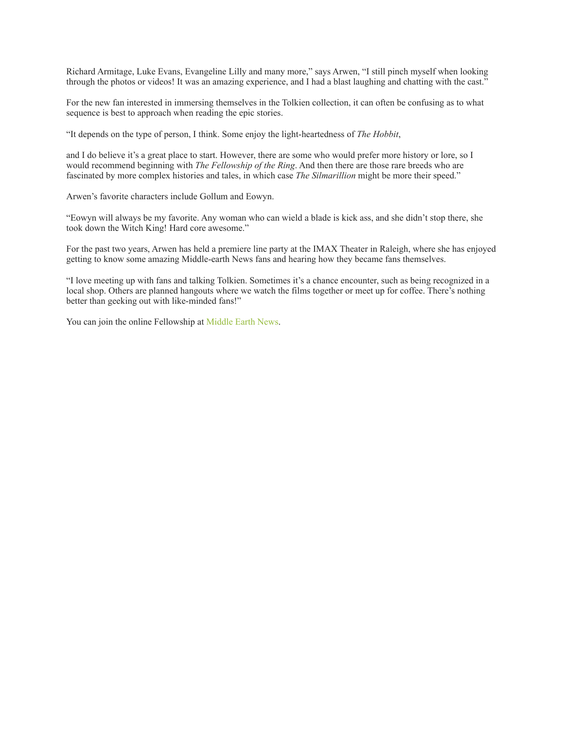Richard Armitage, Luke Evans, Evangeline Lilly and many more," says Arwen, "I still pinch myself when looking through the photos or videos! It was an amazing experience, and I had a blast laughing and chatting with the cast."

For the new fan interested in immersing themselves in the Tolkien collection, it can often be confusing as to what sequence is best to approach when reading the epic stories.

"It depends on the type of person, I think. Some enjoy the light-heartedness of *The Hobbit*,

and I do believe it's a great place to start. However, there are some who would prefer more history or lore, so I would recommend beginning with *The Fellowship of the Ring*. And then there are those rare breeds who are fascinated by more complex histories and tales, in which case *The Silmarillion* might be more their speed."

Arwen's favorite characters include Gollum and Eowyn.

"Eowyn will always be my favorite. Any woman who can wield a blade is kick ass, and she didn't stop there, she took down the Witch King! Hard core awesome."

For the past two years, Arwen has held a premiere line party at the IMAX Theater in Raleigh, where she has enjoyed getting to know some amazing Middle-earth News fans and hearing how they became fans themselves.

"I love meeting up with fans and talking Tolkien. Sometimes it's a chance encounter, such as being recognized in a local shop. Others are planned hangouts where we watch the films together or meet up for coffee. There's nothing better than geeking out with like-minded fans!"

You can join the online Fellowship at Middle Earth News.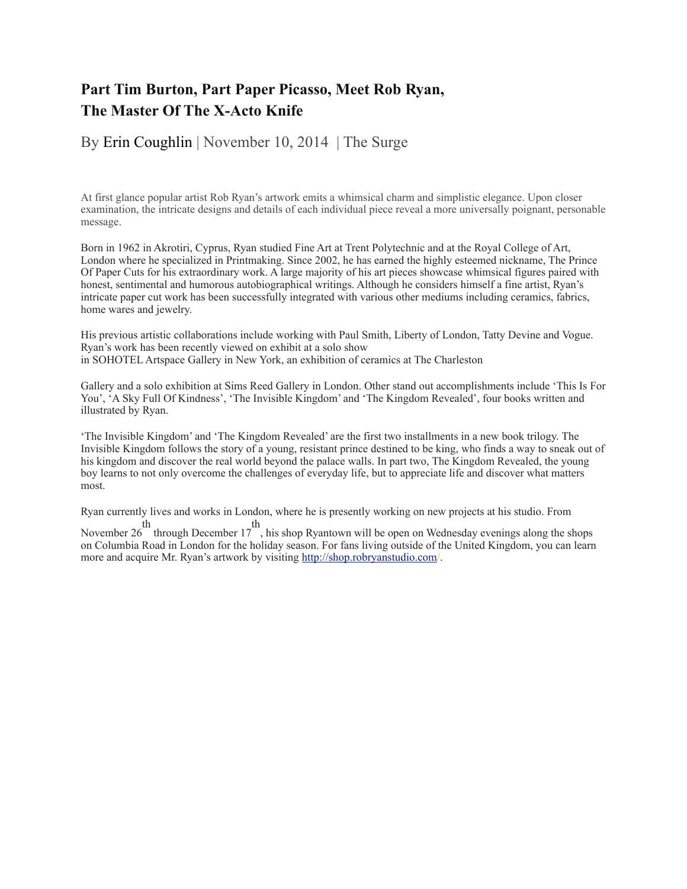# Part Tim Burton, Part Paper Picasso, Meet Rob Ryan, The Master Of The X-Acto Knife

By Erin Coughlin | November 10, 2014 | The Surge

At first glance popular artist Rob Ryan's artwork emits a whimsical charm and simplistic elegance. Upon closer examination, the intricate designs and details of each individual piece reveal a more universally poignant, personable message.

Born in 1962 in Akrotiri, Cyprus, Ryan studied Fine Art at Trent Polytechnic and at the Royal College of Art, London where he specialized in Printmaking. Since 2002, he has earned the highly esteemed nickname, The Prince Of Paper Cuts for his extraordinary work. A large majority of his art pieces showcase whimsical figures paired with honest, sentimental and humorous autobiographical writings. Although he considers himself a fine artist, Ryan's intricate paper cut work has been successfully integrated with various other mediums including ceramics, fabrics, home wares and jewelry.

His previous artistic collaborations include working with Paul Smith, Liberty of London, Tatty Devine and Vogue. Ryan's work has been recently viewed on exhibit at a solo show in SOHOTEL Artspace Gallery in New York, an exhibition of ceramics at The Charleston Gallery and a solo exhibition at Sims Reed Gallery in London. Other stand out accomplishments include 'This Is For You', 'A Sky Full Of Kindness', 'The Invisible Kingdom' and 'The Kingdom Revealed', four books written and illustrated by Ryan.

'The Invisible Kingdom' and 'The Kingdom Revealed' are the first two installments in a new book trilogy. The Invisible Kingdom follows the story of a young, resistant prince destined to be king, who finds a way to sneak out of his kingdom and discover the real world beyond the palace walls. In part two, The Kingdom Revealed, the young boy learns to not only overcome the challenges of everyday life, but to appreciate life and discover what matters most.

Ryan currently lives and works in London, where he is presently working on new projects at his studio. From November 26th through December 17th, his shop Ryantown will be open on Wednesday evenings along the shops on Columbia Road in London for the holiday season. For fans living outside of the United Kingdom, you can learn more and acquire Mr. Ryan's artwork by visiting [http://shop.robryanstudio.com/](http://shop.robryanstudio.com/).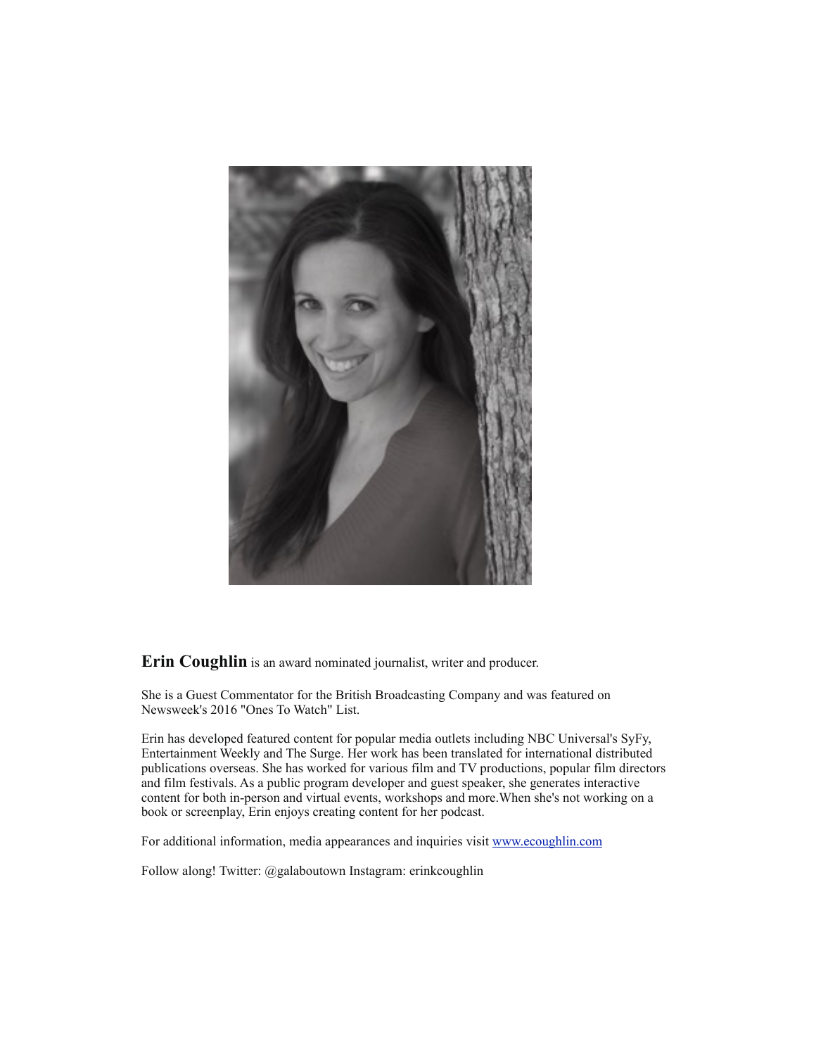**Erin Coughlin** is an award nominated journalist, writer and producer.

She is a Guest Commentator for the British Broadcasting Company and was featured on Newsweek's 2016 "Ones To Watch" List.

Erin has developed featured content for popular media outlets including NBC Universal's SyFy, Entertainment Weekly and The Surge. Her work has been translated for international distributed publications overseas. She has worked for various film and TV productions, popular film directors and film festivals. As a public program developer and guest speaker, she generates interactive content for both in-person and virtual events, workshops and more.When she's not working on a book or screenplay, Erin enjoys creating content for her podcast.

For additional information, media appearances and inquiries visit [www.ecoughlin.com](http://www.ecoughlin.com)

Follow along! Twitter: @galaboutown Instagram: erinkcoughlin